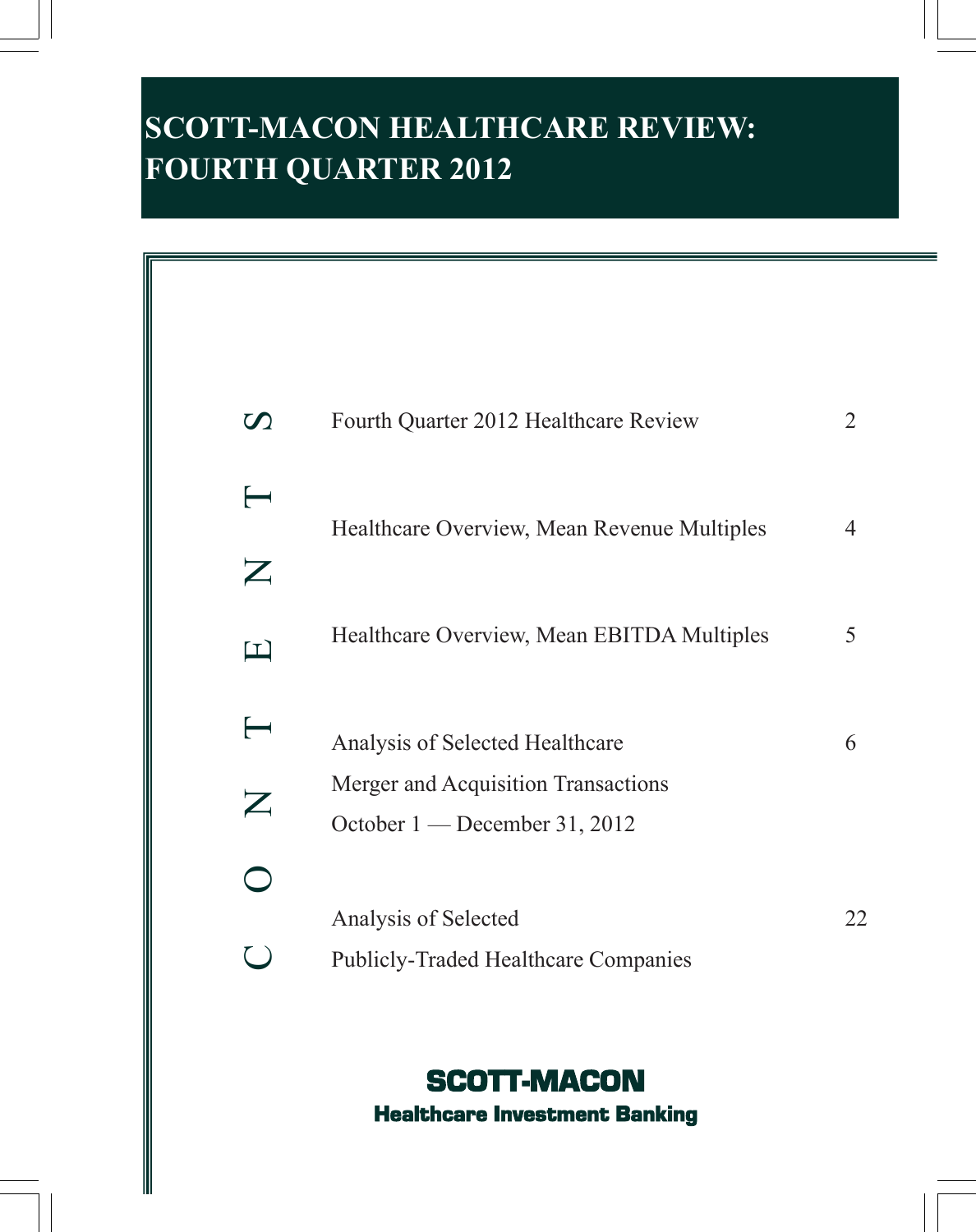# SCOTT-MACON HEALTHCARE REVIEW: FOURTH QUARTER 2012

## CONTENTS

| | |
|---|---|
| Fourth Quarter 2012 Healthcare Review | 2 |
| Healthcare Overview, Mean Revenue Multiples | 4 |
| Healthcare Overview, Mean EBITDA Multiples | 5 |
| Analysis of Selected Healthcare Merger and Acquisition Transactions October 1 — December 31, 2012 | 6 |
| Analysis of Selected Publicly-Traded Healthcare Companies | 22 |

**SCOTT-MACON**

**Healthcare Investment Banking**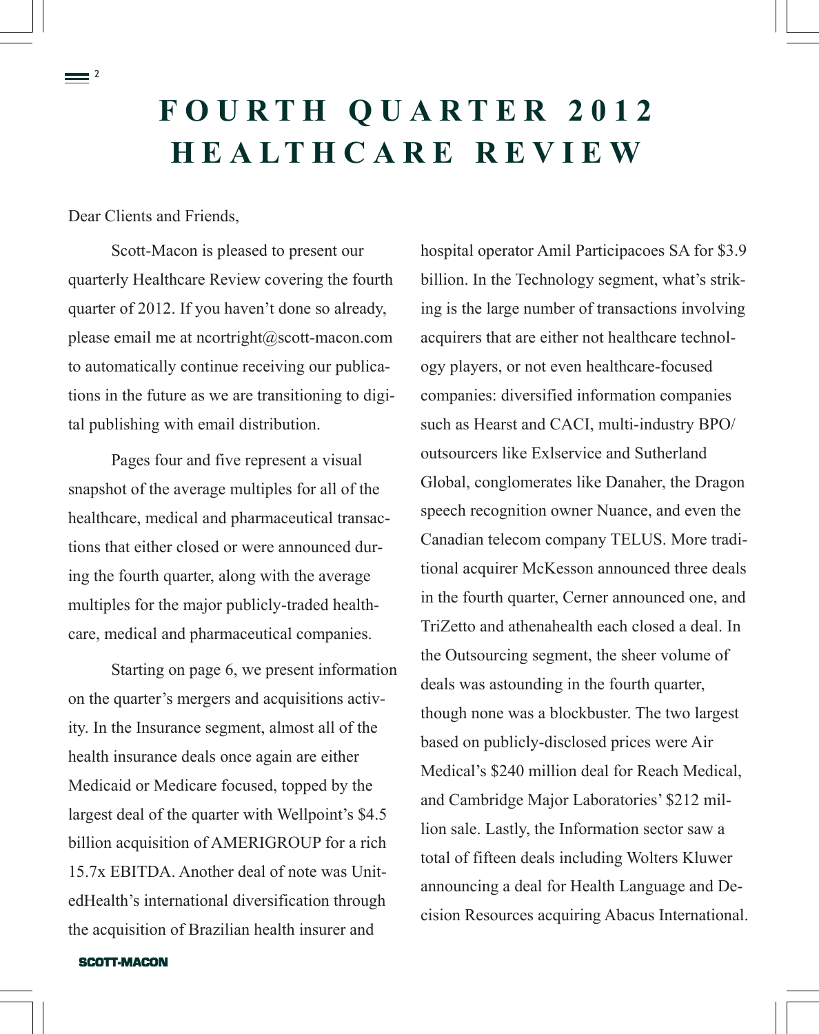# FOURTH QUARTER 2012 HEALTHCARE REVIEW

Dear Clients and Friends,

Scott-Macon is pleased to present our quarterly Healthcare Review covering the fourth quarter of 2012. If you haven't done so already, please email me at ncortright@scott-macon.com to automatically continue receiving our publications in the future as we are transitioning to digital publishing with email distribution.

Pages four and five represent a visual snapshot of the average multiples for all of the healthcare, medical and pharmaceutical transactions that either closed or were announced during the fourth quarter, along with the average multiples for the major publicly-traded healthcare, medical and pharmaceutical companies.

Starting on page 6, we present information on the quarter's mergers and acquisitions activity. In the Insurance segment, almost all of the health insurance deals once again are either Medicaid or Medicare focused, topped by the largest deal of the quarter with Wellpoint's $4.5 billion acquisition of AMERIGROUP for a rich 15.7x EBITDA. Another deal of note was UnitedHealth's international diversification through the acquisition of Brazilian health insurer and hospital operator Amil Participacoes SA for $3.9 billion. In the Technology segment, what's striking is the large number of transactions involving acquirers that are either not healthcare technology players, or not even healthcare-focused companies: diversified information companies such as Hearst and CACI, multi-industry BPO/outsourcers like Exlservice and Sutherland Global, conglomerates like Danaher, the Dragon speech recognition owner Nuance, and even the Canadian telecom company TELUS. More traditional acquirer McKesson announced three deals in the fourth quarter, Cerner announced one, and TriZetto and athenahealth each closed a deal. In the Outsourcing segment, the sheer volume of deals was astounding in the fourth quarter, though none was a blockbuster. The two largest based on publicly-disclosed prices were Air Medical's $240 million deal for Reach Medical, and Cambridge Major Laboratories' $212 million sale. Lastly, the Information sector saw a total of fifteen deals including Wolters Kluwer announcing a deal for Health Language and Decision Resources acquiring Abacus International.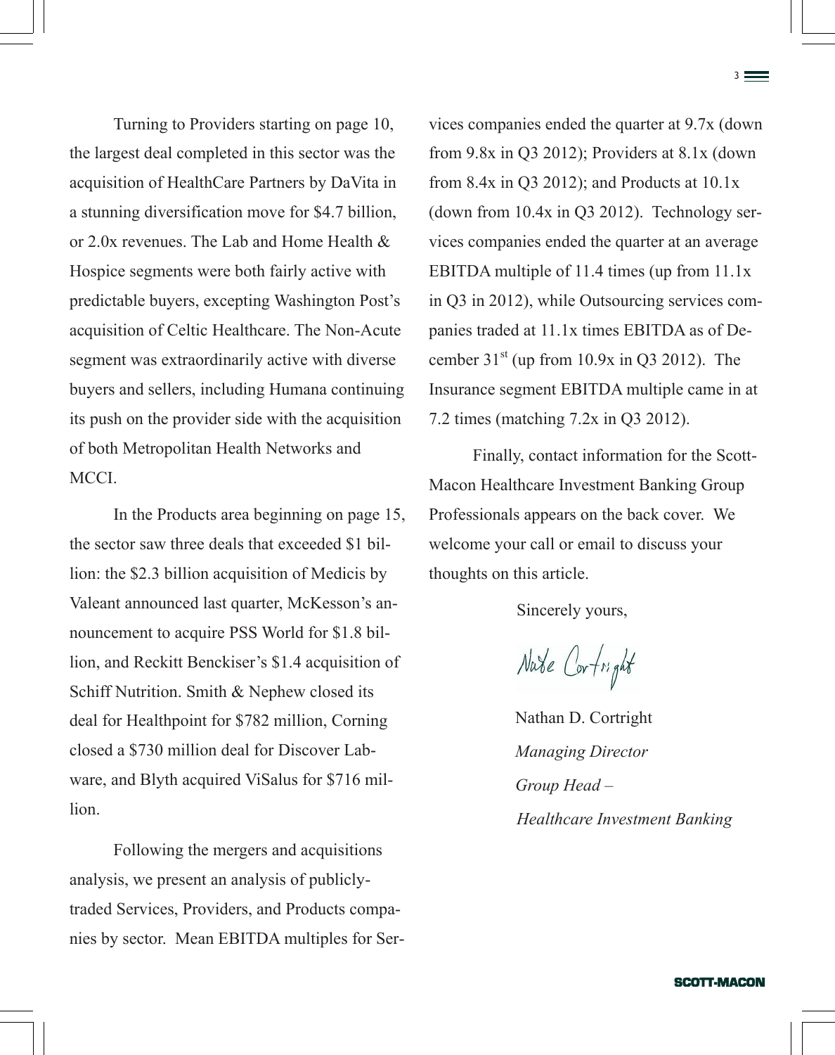Turning to Providers starting on page 10, the largest deal completed in this sector was the acquisition of HealthCare Partners by DaVita in a stunning diversification move for $4.7 billion, or 2.0x revenues. The Lab and Home Health & Hospice segments were both fairly active with predictable buyers, excepting Washington Post's acquisition of Celtic Healthcare. The Non-Acute segment was extraordinarily active with diverse buyers and sellers, including Humana continuing its push on the provider side with the acquisition of both Metropolitan Health Networks and MCCI.

In the Products area beginning on page 15, the sector saw three deals that exceeded $1 billion: the $2.3 billion acquisition of Medicis by Valeant announced last quarter, McKesson's announcement to acquire PSS World for $1.8 billion, and Reckitt Benckiser's $1.4 acquisition of Schiff Nutrition. Smith & Nephew closed its deal for Healthpoint for $782 million, Corning closed a $730 million deal for Discover Labware, and Blyth acquired ViSalus for $716 million.

Following the mergers and acquisitions analysis, we present an analysis of publicly-traded Services, Providers, and Products companies by sector. Mean EBITDA multiples for Services companies ended the quarter at 9.7x (down from 9.8x in Q3 2012); Providers at 8.1x (down from 8.4x in Q3 2012); and Products at 10.1x (down from 10.4x in Q3 2012). Technology services companies ended the quarter at an average EBITDA multiple of 11.4 times (up from 11.1x in Q3 in 2012), while Outsourcing services companies traded at 11.1x times EBITDA as of December 31st (up from 10.9x in Q3 2012). The Insurance segment EBITDA multiple came in at 7.2 times (matching 7.2x in Q3 2012).

Finally, contact information for the Scott-Macon Healthcare Investment Banking Group Professionals appears on the back cover. We welcome your call or email to discuss your thoughts on this article.

Sincerely yours,

Nate Cortright

Nathan D. Cortright

*Managing Director*

*Group Head –*

*Healthcare Investment Banking*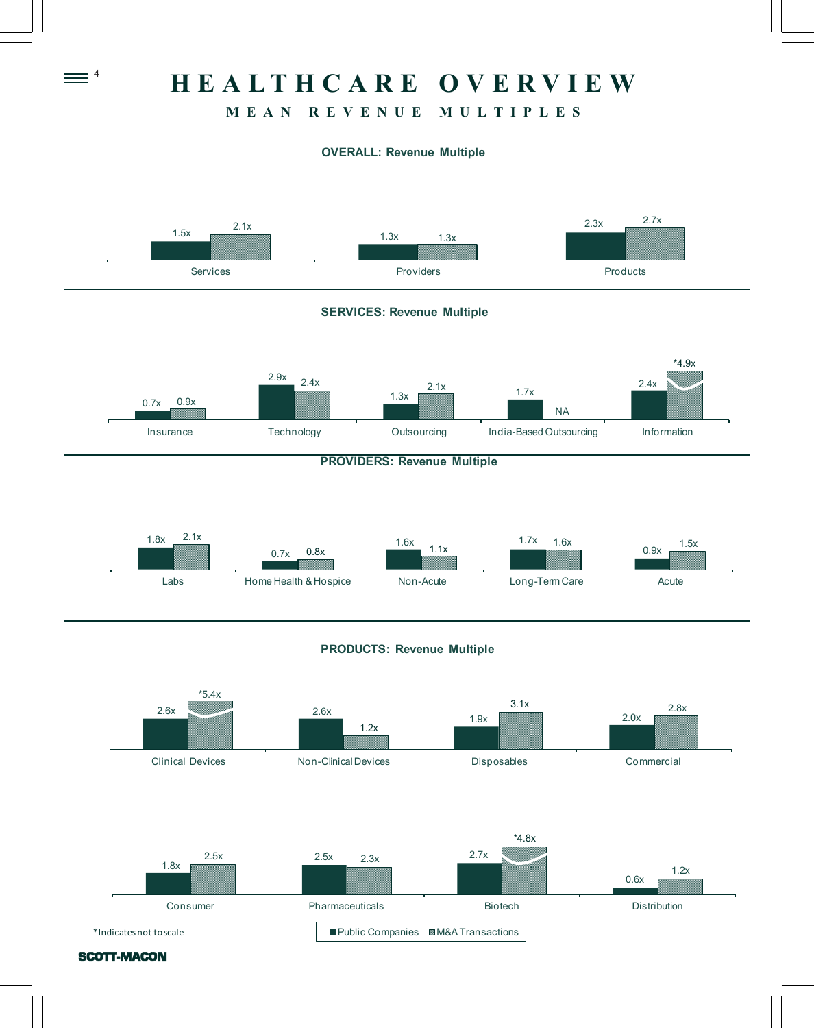# HEALTHCARE OVERVIEW

## MEAN REVENUE MULTIPLES

### OVERALL: Revenue Multiple

| | Public Companies | M&A Transactions |
|---|---|---|
| Services | 1.5x | 2.1x |
| Providers | 1.3x | 1.3x |
| Products | 2.3x | 2.7x |

### SERVICES: Revenue Multiple

| | Public Companies | M&A Transactions |
|---|---|---|
| Insurance | 0.7x | 0.9x |
| Technology | 2.9x | 2.4x |
| Outsourcing | 1.3x | 2.1x |
| India-Based Outsourcing | 1.7x | NA |
| Information | 2.4x | *4.9x |

### PROVIDERS: Revenue Multiple

| | Public Companies | M&A Transactions |
|---|---|---|
| Labs | 1.8x | 2.1x |
| Home Health & Hospice | 0.7x | 0.8x |
| Non-Acute | 1.6x | 1.1x |
| Long-Term Care | 1.7x | 1.6x |
| Acute | 0.9x | 1.5x |

### PRODUCTS: Revenue Multiple

| | Public Companies | M&A Transactions |
|---|---|---|
| Clinical Devices | 2.6x | *5.4x |
| Non-Clinical Devices | 2.6x | 1.2x |
| Disposables | 1.9x | 3.1x |
| Commercial | 2.0x | 2.8x |
| Consumer | 1.8x | 2.5x |
| Pharmaceuticals | 2.5x | 2.3x |
| Biotech | 2.7x | *4.8x |
| Distribution | 0.6x | 1.2x |

*Indicates not to scale

■ Public Companies ▨ M&A Transactions

SCOTT-MACON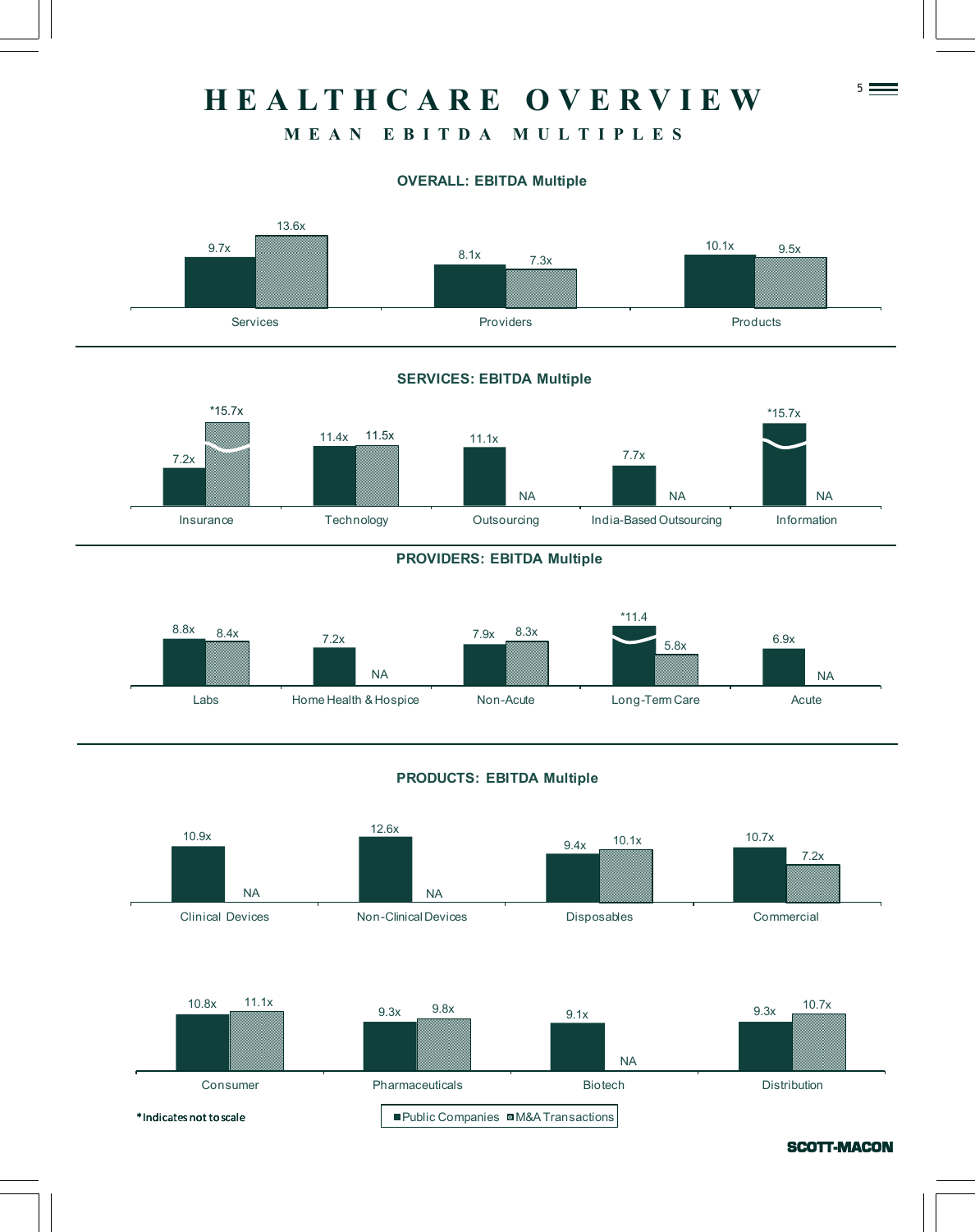# HEALTHCARE OVERVIEW

## MEAN EBITDA MULTIPLES

### OVERALL: EBITDA Multiple

| | Public Companies | M&A Transactions |
|---|---|---|
| Services | 9.7x | 13.6x |
| Providers | 8.1x | 7.3x |
| Products | 10.1x | 9.5x |

### SERVICES: EBITDA Multiple

| | Public Companies | M&A Transactions |
|---|---|---|
| Insurance | 7.2x | *15.7x |
| Technology | 11.4x | 11.5x |
| Outsourcing | 11.1x | NA |
| India-Based Outsourcing | 7.7x | NA |
| Information | *15.7x | NA |

### PROVIDERS: EBITDA Multiple

| | Public Companies | M&A Transactions |
|---|---|---|
| Labs | 8.8x | 8.4x |
| Home Health & Hospice | 7.2x | NA |
| Non-Acute | 7.9x | 8.3x |
| Long-Term Care | *11.4 | 5.8x |
| Acute | 6.9x | NA |

### PRODUCTS: EBITDA Multiple

| | Public Companies | M&A Transactions |
|---|---|---|
| Clinical Devices | 10.9x | NA |
| Non-Clinical Devices | 12.6x | NA |
| Disposables | 9.4x | 10.1x |
| Commercial | 10.7x | 7.2x |
| Consumer | 10.8x | 11.1x |
| Pharmaceuticals | 9.3x | 9.8x |
| Biotech | 9.1x | NA |
| Distribution | 9.3x | 10.7x |

*Indicates not to scale

■ Public Companies ▨ M&A Transactions

SCOTT-MACON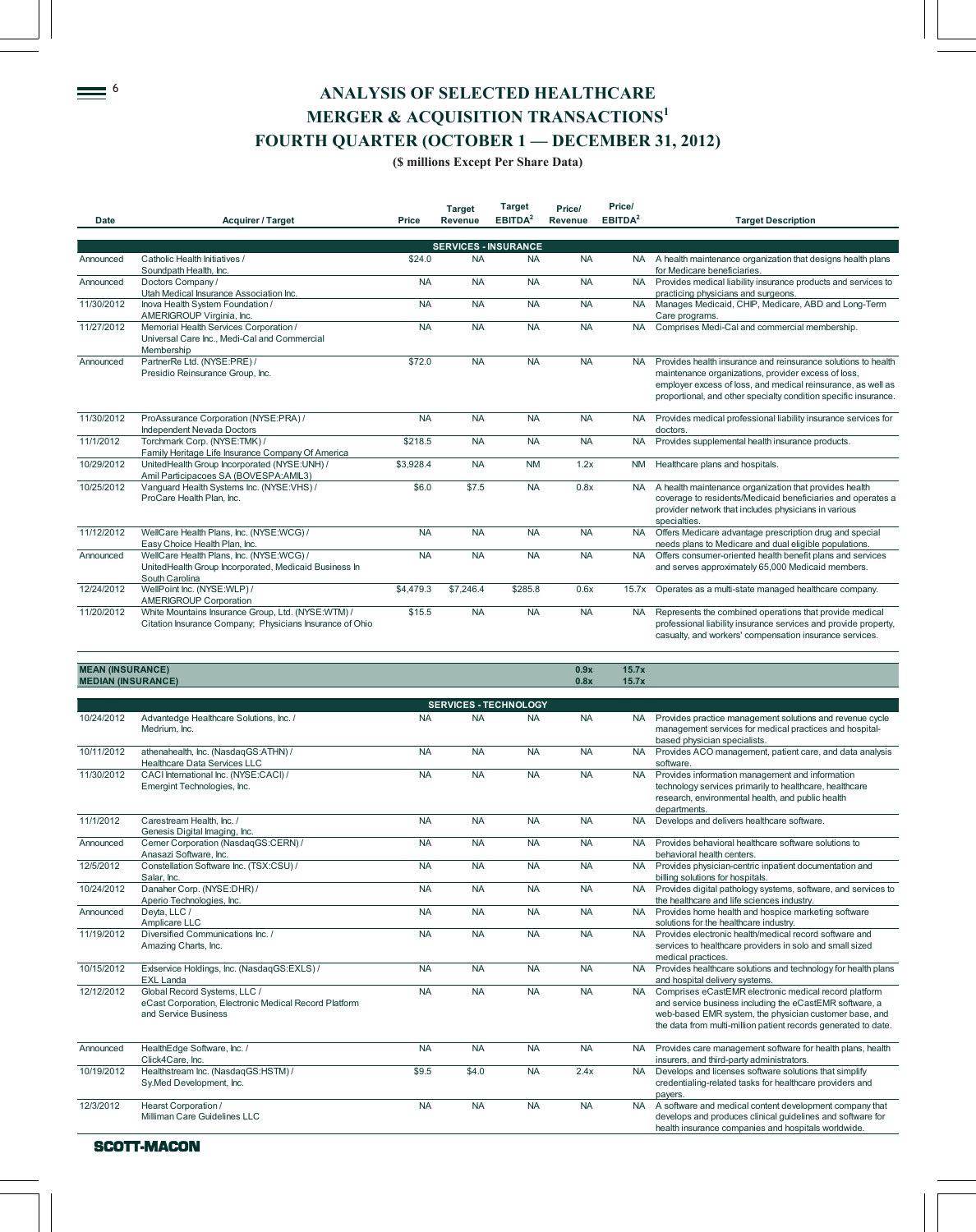# ANALYSIS OF SELECTED HEALTHCARE MERGER & ACQUISITION TRANSACTIONS[1]

## FOURTH QUARTER (OCTOBER 1 — DECEMBER 31, 2012)

**($ millions Except Per Share Data)**

| Date | Acquirer / Target | Price | Target Revenue | Target EBITDA[2] | Price/ Revenue | Price/ EBITDA[2] | Target Description |
|---|---|---|---|---|---|---|---|
| | | | **SERVICES - INSURANCE** | | | | |
| Announced | Catholic Health Initiatives / Soundpath Health, Inc. | $24.0 | NA | NA | NA | NA | A health maintenance organization that designs health plans for Medicare beneficiaries. |
| Announced | Doctors Company / Utah Medical Insurance Association Inc. | NA | NA | NA | NA | NA | Provides medical liability insurance products and services to practicing physicians and surgeons. |
| 11/30/2012 | Inova Health System Foundation / AMERIGROUP Virginia, Inc. | NA | NA | NA | NA | NA | Manages Medicaid, CHIP, Medicare, ABD and Long-Term Care programs. |
| 11/27/2012 | Memorial Health Services Corporation / Universal Care Inc., Medi-Cal and Commercial Membership | NA | NA | NA | NA | NA | Comprises Medi-Cal and commercial membership. |
| Announced | PartnerRe Ltd. (NYSE:PRE) / Presidio Reinsurance Group, Inc. | $72.0 | NA | NA | NA | NA | Provides health insurance and reinsurance solutions to health maintenance organizations, provider excess of loss, employer excess of loss, and medical reinsurance, as well as proportional, and other specialty condition specific insurance. |
| 11/30/2012 | ProAssurance Corporation (NYSE:PRA) / Independent Nevada Doctors | NA | NA | NA | NA | NA | Provides medical professional liability insurance services for doctors. |
| 11/1/2012 | Torchmark Corp. (NYSE:TMK) / Family Heritage Life Insurance Company Of America | $218.5 | NA | NA | NA | NA | Provides supplemental health insurance products. |
| 10/29/2012 | UnitedHealth Group Incorporated (NYSE:UNH) / Amil Participacoes SA (BOVESPA:AMIL3) | $3,928.4 | NA | NM | 1.2x | NM | Healthcare plans and hospitals. |
| 10/25/2012 | Vanguard Health Systems Inc. (NYSE:VHS) / ProCare Health Plan, Inc. | $6.0 | $7.5 | NA | 0.8x | NA | A health maintenance organization that provides health coverage to residents/Medicaid beneficiaries and operates a provider network that includes physicians in various specialties. |
| 11/12/2012 | WellCare Health Plans, Inc. (NYSE:WCG) / Easy Choice Health Plan, Inc. | NA | NA | NA | NA | NA | Offers Medicare advantage prescription drug and special needs plans to Medicare and dual eligible populations. |
| Announced | WellCare Health Plans, Inc. (NYSE:WCG) / UnitedHealth Group Incorporated, Medicaid Business In South Carolina | NA | NA | NA | NA | NA | Offers consumer-oriented health benefit plans and services and serves approximately 65,000 Medicaid members. |
| 12/24/2012 | WellPoint Inc. (NYSE:WLP) / AMERIGROUP Corporation | $4,479.3 | $7,246.4 | $285.8 | 0.6x | 15.7x | Operates as a multi-state managed healthcare company. |
| 11/20/2012 | White Mountains Insurance Group, Ltd. (NYSE:WTM) / Citation Insurance Company; Physicians Insurance of Ohio | $15.5 | NA | NA | NA | NA | Represents the combined operations that provide medical professional liability insurance services and provide property, casualty, and workers' compensation insurance services. |
| **MEAN (INSURANCE)** | | | | | **0.9x** | **15.7x** | |
| **MEDIAN (INSURANCE)** | | | | | **0.8x** | **15.7x** | |
| | | | **SERVICES - TECHNOLOGY** | | | | |
| 10/24/2012 | Advantedge Healthcare Solutions, Inc. / Medrium, Inc. | NA | NA | NA | NA | NA | Provides practice management solutions and revenue cycle management services for medical practices and hospital-based physician specialists. |
| 10/11/2012 | athenahealth, Inc. (NasdaqGS:ATHN) / Healthcare Data Services LLC | NA | NA | NA | NA | NA | Provides ACO management, patient care, and data analysis software. |
| 11/30/2012 | CACI International Inc. (NYSE:CACI) / Emergint Technologies, Inc. | NA | NA | NA | NA | NA | Provides information management and information technology services primarily to healthcare, healthcare research, environmental health, and public health departments. |
| 11/1/2012 | Carestream Health, Inc. / Genesis Digital Imaging, Inc. | NA | NA | NA | NA | NA | Develops and delivers healthcare software. |
| Announced | Cerner Corporation (NasdaqGS:CERN) / Anasazi Software, Inc. | NA | NA | NA | NA | NA | Provides behavioral healthcare software solutions to behavioral health centers. |
| 12/5/2012 | Constellation Software Inc. (TSX:CSU) / Salar, Inc. | NA | NA | NA | NA | NA | Provides physician-centric inpatient documentation and billing solutions for hospitals. |
| 10/24/2012 | Danaher Corp. (NYSE:DHR) / Aperio Technologies, Inc. | NA | NA | NA | NA | NA | Provides digital pathology systems, software, and services to the healthcare and life sciences industry. |
| Announced | Deyta, LLC / Amplicare LLC | NA | NA | NA | NA | NA | Provides home health and hospice marketing software solutions for the healthcare industry. |
| 11/19/2012 | Diversified Communications Inc. / Amazing Charts, Inc. | NA | NA | NA | NA | NA | Provides electronic health/medical record software and services to healthcare providers in solo and small sized medical practices. |
| 10/15/2012 | Exlservice Holdings, Inc. (NasdaqGS:EXLS) / EXL Landa | NA | NA | NA | NA | NA | Provides healthcare solutions and technology for health plans and hospital delivery systems. |
| 12/12/2012 | Global Record Systems, LLC / eCast Corporation, Electronic Medical Record Platform and Service Business | NA | NA | NA | NA | NA | Comprises eCastEMR electronic medical record platform and service business including the eCastEMR software, a web-based EMR system, the physician customer base, and the data from multi-million patient records generated to date. |
| Announced | HealthEdge Software, Inc. / Click4Care, Inc. | NA | NA | NA | NA | NA | Provides care management software for health plans, health insurers, and third-party administrators. |
| 10/19/2012 | Healthstream Inc. (NasdaqGS:HSTM) / Sy.Med Development, Inc. | $9.5 | $4.0 | NA | 2.4x | NA | Develops and licenses software solutions that simplify credentialing-related tasks for healthcare providers and payers. |
| 12/3/2012 | Hearst Corporation / Milliman Care Guidelines LLC | NA | NA | NA | NA | NA | A software and medical content development company that develops and produces clinical guidelines and software for health insurance companies and hospitals worldwide. |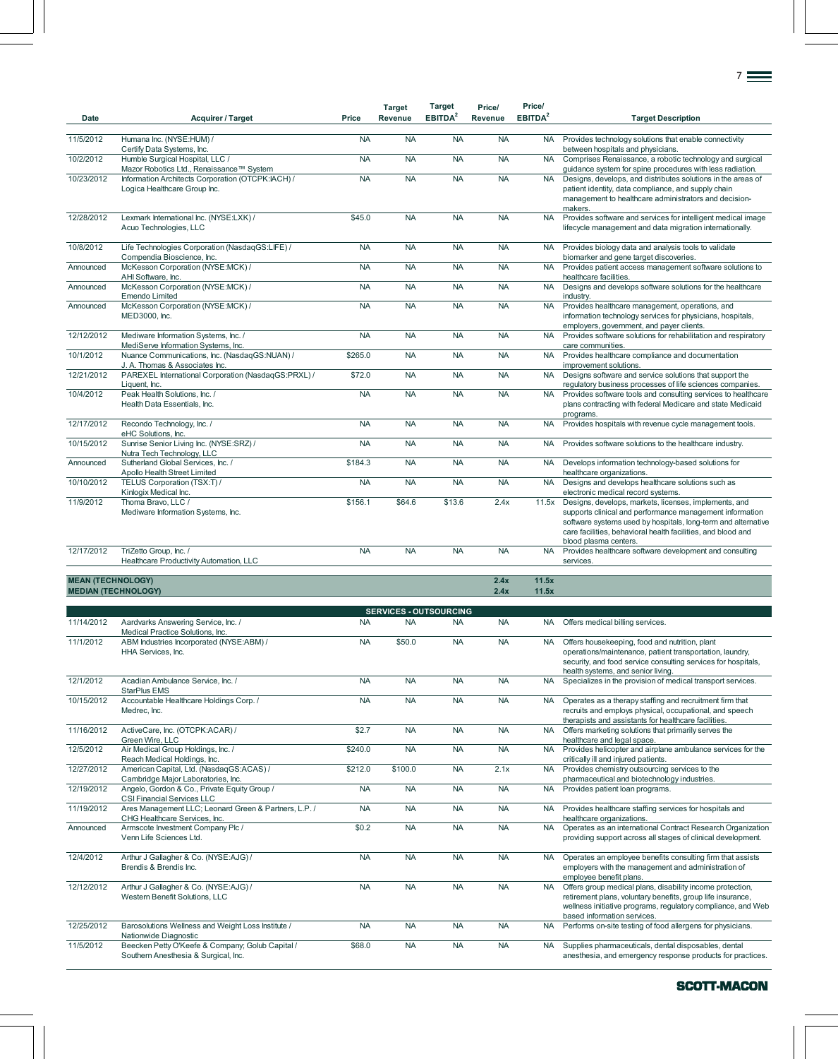| Date | Acquirer / Target | Price | Target Revenue | Target EBITDA[2] | Price/ Revenue | Price/ EBITDA[2] | Target Description |
|---|---|---|---|---|---|---|---|
| 11/5/2012 | Humana Inc. (NYSE:HUM) / Certify Data Systems, Inc. | NA | NA | NA | NA | NA | Provides technology solutions that enable connectivity between hospitals and physicians. |
| 10/2/2012 | Humble Surgical Hospital, LLC / Mazor Robotics Ltd., Renaissance™ System | NA | NA | NA | NA | NA | Comprises Renaissance, a robotic technology and surgical guidance system for spine procedures with less radiation. |
| 10/23/2012 | Information Architects Corporation (OTCPK:IACH) / Logica Healthcare Group Inc. | NA | NA | NA | NA | NA | Designs, develops, and distributes solutions in the areas of patient identity, data compliance, and supply chain management to healthcare administrators and decision-makers. |
| 12/28/2012 | Lexmark International Inc. (NYSE:LXK) / Acuo Technologies, LLC | $45.0 | NA | NA | NA | NA | Provides software and services for intelligent medical image lifecycle management and data migration internationally. |
| 10/8/2012 | Life Technologies Corporation (NasdaqGS:LIFE) / Compendia Bioscience, Inc. | NA | NA | NA | NA | NA | Provides biology data and analysis tools to validate biomarker and gene target discoveries. |
| Announced | McKesson Corporation (NYSE:MCK) / AHI Software, Inc. | NA | NA | NA | NA | NA | Provides patient access management software solutions to healthcare facilities. |
| Announced | McKesson Corporation (NYSE:MCK) / Emendo Limited | NA | NA | NA | NA | NA | Designs and develops software solutions for the healthcare industry. |
| Announced | McKesson Corporation (NYSE:MCK) / MED3000, Inc. | NA | NA | NA | NA | NA | Provides healthcare management, operations, and information technology services for physicians, hospitals, employers, government, and payer clients. |
| 12/12/2012 | Mediware Information Systems, Inc. / MediServe Information Systems, Inc. | NA | NA | NA | NA | NA | Provides software solutions for rehabilitation and respiratory care communities. |
| 10/1/2012 | Nuance Communications, Inc. (NasdaqGS:NUAN) / J. A. Thomas & Associates Inc. | $265.0 | NA | NA | NA | NA | Provides healthcare compliance and documentation improvement solutions. |
| 12/21/2012 | PAREXEL International Corporation (NasdaqGS:PRXL) / Liquent, Inc. | $72.0 | NA | NA | NA | NA | Designs software and service solutions that support the regulatory business processes of life sciences companies. |
| 10/4/2012 | Peak Health Solutions, Inc. / Health Data Essentials, Inc. | NA | NA | NA | NA | NA | Provides software tools and consulting services to healthcare plans contracting with federal Medicare and state Medicaid programs. |
| 12/17/2012 | Recondo Technology, Inc. / eHC Solutions, Inc. | NA | NA | NA | NA | NA | Provides hospitals with revenue cycle management tools. |
| 10/15/2012 | Sunrise Senior Living Inc. (NYSE:SRZ) / Nutra Tech Technology, LLC | NA | NA | NA | NA | NA | Provides software solutions to the healthcare industry. |
| Announced | Sutherland Global Services, Inc. / Apollo Health Street Limited | $184.3 | NA | NA | NA | NA | Develops information technology-based solutions for healthcare organizations. |
| 10/10/2012 | TELUS Corporation (TSX:T) / Kinlogix Medical Inc. | NA | NA | NA | NA | NA | Designs and develops healthcare solutions such as electronic medical record systems. |
| 11/9/2012 | Thoma Bravo, LLC / Mediware Information Systems, Inc. | $156.1 | $64.6 | $13.6 | 2.4x | 11.5x | Designs, develops, markets, licenses, implements, and supports clinical and performance management information software systems used by hospitals, long-term and alternative care facilities, behavioral health facilities, and blood and blood plasma centers. |
| 12/17/2012 | TriZetto Group, Inc. / Healthcare Productivity Automation, LLC | NA | NA | NA | NA | NA | Provides healthcare software development and consulting services. |
| **MEAN (TECHNOLOGY)** | | | | | **2.4x** | **11.5x** | |
| **MEDIAN (TECHNOLOGY)** | | | | | **2.4x** | **11.5x** | |
| | | | **SERVICES - OUTSOURCING** | | | | |
| 11/14/2012 | Aardvarks Answering Service, Inc. / Medical Practice Solutions, Inc. | NA | NA | NA | NA | NA | Offers medical billing services. |
| 11/1/2012 | ABM Industries Incorporated (NYSE:ABM) / HHA Services, Inc. | NA | $50.0 | NA | NA | NA | Offers housekeeping, food and nutrition, plant operations/maintenance, patient transportation, laundry, security, and food service consulting services for hospitals, health systems, and senior living. |
| 12/1/2012 | Acadian Ambulance Service, Inc. / StarPlus EMS | NA | NA | NA | NA | NA | Specializes in the provision of medical transport services. |
| 10/15/2012 | Accountable Healthcare Holdings Corp. / Medrec, Inc. | NA | NA | NA | NA | NA | Operates as a therapy staffing and recruitment firm that recruits and employs physical, occupational, and speech therapists and assistants for healthcare facilities. |
| 11/16/2012 | ActiveCare, Inc. (OTCPK:ACAR) / Green Wire, LLC | $2.7 | NA | NA | NA | NA | Offers marketing solutions that primarily serves the healthcare and legal space. |
| 12/5/2012 | Air Medical Group Holdings, Inc. / Reach Medical Holdings, Inc. | $240.0 | NA | NA | NA | NA | Provides helicopter and airplane ambulance services for the critically ill and injured patients. |
| 12/27/2012 | American Capital, Ltd. (NasdaqGS:ACAS) / Cambridge Major Laboratories, Inc. | $212.0 | $100.0 | NA | 2.1x | NA | Provides chemistry outsourcing services to the pharmaceutical and biotechnology industries. |
| 12/19/2012 | Angelo, Gordon & Co., Private Equity Group / CSI Financial Services LLC | NA | NA | NA | NA | NA | Provides patient loan programs. |
| 11/19/2012 | Ares Management LLC; Leonard Green & Partners, L.P. / CHG Healthcare Services, Inc. | NA | NA | NA | NA | NA | Provides healthcare staffing services for hospitals and healthcare organizations. |
| Announced | Armscote Investment Company Plc / Venn Life Sciences Ltd. | $0.2 | NA | NA | NA | NA | Operates as an international Contract Research Organization providing support across all stages of clinical development. |
| 12/4/2012 | Arthur J Gallagher & Co. (NYSE:AJG) / Brendis & Brendis Inc. | NA | NA | NA | NA | NA | Operates an employee benefits consulting firm that assists employers with the management and administration of employee benefit plans. |
| 12/12/2012 | Arthur J Gallagher & Co. (NYSE:AJG) / Western Benefit Solutions, LLC | NA | NA | NA | NA | NA | Offers group medical plans, disability income protection, retirement plans, voluntary benefits, group life insurance, wellness initiative programs, regulatory compliance, and Web based information services. |
| 12/25/2012 | Barosolutions Wellness and Weight Loss Institute / Nationwide Diagnostic | NA | NA | NA | NA | NA | Performs on-site testing of food allergens for physicians. |
| 11/5/2012 | Beecken Petty O'Keefe & Company; Golub Capital / Southern Anesthesia & Surgical, Inc. | $68.0 | NA | NA | NA | NA | Supplies pharmaceuticals, dental disposables, dental anesthesia, and emergency response products for practices. |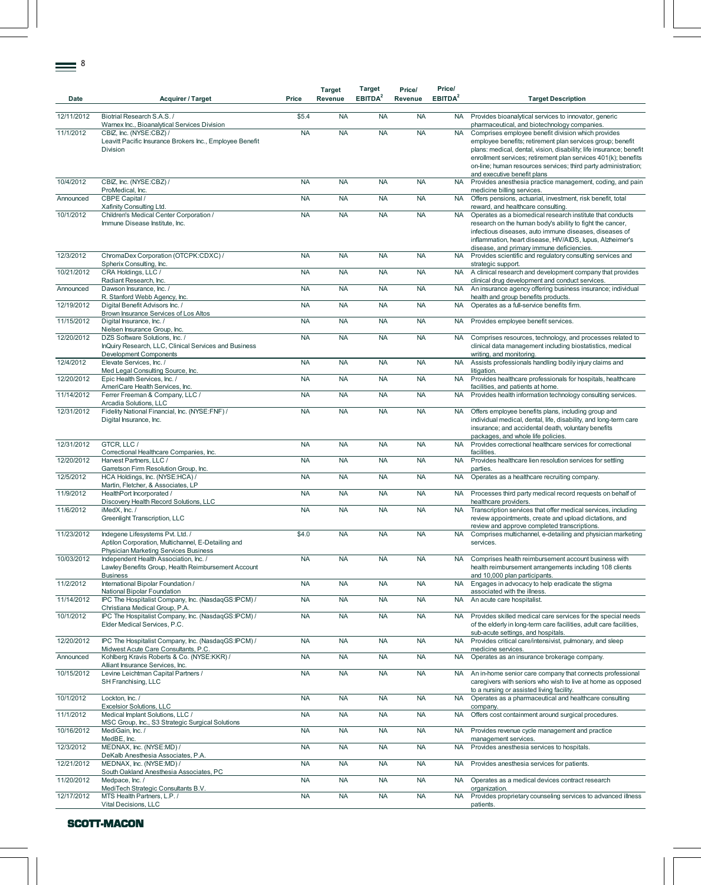| Date | Acquirer / Target | Price | Target Revenue | Target EBITDA[2] | Price/ Revenue | Price/ EBITDA[2] | Target Description |
|---|---|---|---|---|---|---|---|
| 12/11/2012 | Biotrial Research S.A.S. / Warnex Inc., Bioanalytical Services Division | $5.4 | NA | NA | NA | NA | Provides bioanalytical services to innovator, generic pharmaceutical, and biotechnology companies. |
| 11/1/2012 | CBIZ, Inc. (NYSE:CBZ) / Leavitt Pacific Insurance Brokers Inc., Employee Benefit Division | NA | NA | NA | NA | NA | Comprises employee benefit division which provides employee benefits; retirement plan services group; benefit plans: medical, dental, vision, disability; life insurance; benefit enrollment services; retirement plan services 401(k); benefits on-line; human resources services; third party administration; and executive benefit plans |
| 10/4/2012 | CBIZ, Inc. (NYSE:CBZ) / ProMedical, Inc. | NA | NA | NA | NA | NA | Provides anesthesia practice management, coding, and pain medicine billing services. |
| Announced | CBPE Capital / Xafinity Consulting Ltd. | NA | NA | NA | NA | NA | Offers pensions, actuarial, investment, risk benefit, total reward, and healthcare consulting. |
| 10/1/2012 | Children's Medical Center Corporation / Immune Disease Institute, Inc. | NA | NA | NA | NA | NA | Operates as a biomedical research institute that conducts research on the human body's ability to fight the cancer, infectious diseases, auto immune diseases, diseases of inflammation, heart disease, HIV/AIDS, lupus, Alzheimer's disease, and primary immune deficiencies. |
| 12/3/2012 | ChromaDex Corporation (OTCPK:CDXC) / Spherix Consulting, Inc. | NA | NA | NA | NA | NA | Provides scientific and regulatory consulting services and strategic support. |
| 10/21/2012 | CRA Holdings, LLC / Radiant Research, Inc. | NA | NA | NA | NA | NA | A clinical research and development company that provides clinical drug development and conduct services. |
| Announced | Dawson Insurance, Inc. / R. Stanford Webb Agency, Inc. | NA | NA | NA | NA | NA | An insurance agency offering business insurance; individual health and group benefits products. |
| 12/19/2012 | Digital Benefit Advisors Inc. / Brown Insurance Services of Los Altos | NA | NA | NA | NA | NA | Operates as a full-service benefits firm. |
| 11/15/2012 | Digital Insurance, Inc. / Nielsen Insurance Group, Inc. | NA | NA | NA | NA | NA | Provides employee benefit services. |
| 12/20/2012 | DZS Software Solutions, Inc. / InQuiry Research, LLC, Clinical Services and Business Development Components | NA | NA | NA | NA | NA | Comprises resources, technology, and processes related to clinical data management including biostatistics, medical writing, and monitoring. |
| 12/4/2012 | Elevate Services, Inc. / Med Legal Consulting Source, Inc. | NA | NA | NA | NA | NA | Assists professionals handling bodily injury claims and litigation. |
| 12/20/2012 | Epic Health Services, Inc. / AmeriCare Health Services, Inc. | NA | NA | NA | NA | NA | Provides healthcare professionals for hospitals, healthcare facilities, and patients at home. |
| 11/14/2012 | Ferrer Freeman & Company, LLC / Arcadia Solutions, LLC | NA | NA | NA | NA | NA | Provides health information technology consulting services. |
| 12/31/2012 | Fidelity National Financial, Inc. (NYSE:FNF) / Digital Insurance, Inc. | NA | NA | NA | NA | NA | Offers employee benefits plans, including group and individual medical, dental, life, disability, and long-term care insurance; and accidental death, voluntary benefits packages, and whole life policies. |
| 12/31/2012 | GTCR, LLC / Correctional Healthcare Companies, Inc. | NA | NA | NA | NA | NA | Provides correctional healthcare services for correctional facilities. |
| 12/20/2012 | Harvest Partners, LLC / Garretson Firm Resolution Group, Inc. | NA | NA | NA | NA | NA | Provides healthcare lien resolution services for settling parties. |
| 12/5/2012 | HCA Holdings, Inc. (NYSE:HCA) / Martin, Fletcher, & Associates, LP | NA | NA | NA | NA | NA | Operates as a healthcare recruiting company. |
| 11/9/2012 | HealthPort Incorporated / Discovery Health Record Solutions, LLC | NA | NA | NA | NA | NA | Processes third party medical record requests on behalf of healthcare providers. |
| 11/6/2012 | iMedX, Inc. / Greenlight Transcription, LLC | NA | NA | NA | NA | NA | Transcription services that offer medical services, including review appointments, create and upload dictations, and review and approve completed transcriptions. |
| 11/23/2012 | Indegene Lifesystems Pvt. Ltd. / Aptilon Corporation, Multichannel, E-Detailing and Physician Marketing Services Business | $4.0 | NA | NA | NA | NA | Comprises multichannel, e-detailing and physician marketing services. |
| 10/03/2012 | Independent Health Association, Inc. / Lawley Benefits Group, Health Reimbursement Account Business | NA | NA | NA | NA | NA | Comprises health reimbursement account business with health reimbursement arrangements including 108 clients and 10,000 plan participants. |
| 11/2/2012 | International Bipolar Foundation / National Bipolar Foundation | NA | NA | NA | NA | NA | Engages in advocacy to help eradicate the stigma associated with the illness. |
| 11/14/2012 | IPC The Hospitalist Company, Inc. (NasdaqGS:IPCM) / Christiana Medical Group, P.A. | NA | NA | NA | NA | NA | An acute care hospitalist. |
| 10/1/2012 | IPC The Hospitalist Company, Inc. (NasdaqGS:IPCM) / Elder Medical Services, P.C. | NA | NA | NA | NA | NA | Provides skilled medical care services for the special needs of the elderly in long-term care facilities, adult care facilities, sub-acute settings, and hospitals. |
| 12/20/2012 | IPC The Hospitalist Company, Inc. (NasdaqGS:IPCM) / Midwest Acute Care Consultants, P.C. | NA | NA | NA | NA | NA | Provides critical care/intensivist, pulmonary, and sleep medicine services. |
| Announced | Kohlberg Kravis Roberts & Co. (NYSE:KKR) / Alliant Insurance Services, Inc. | NA | NA | NA | NA | NA | Operates as an insurance brokerage company. |
| 10/15/2012 | Levine Leichtman Capital Partners / SH Franchising, LLC | NA | NA | NA | NA | NA | An in-home senior care company that connects professional caregivers with seniors who wish to live at home as opposed to a nursing or assisted living facility. |
| 10/1/2012 | Lockton, Inc. / Excelsior Solutions, LLC | NA | NA | NA | NA | NA | Operates as a pharmaceutical and healthcare consulting company. |
| 11/1/2012 | Medical Implant Solutions, LLC / MSC Group, Inc., S3 Strategic Surgical Solutions | NA | NA | NA | NA | NA | Offers cost containment around surgical procedures. |
| 10/16/2012 | MediGain, Inc. / MedBE, Inc. | NA | NA | NA | NA | NA | Provides revenue cycle management and practice management services. |
| 12/3/2012 | MEDNAX, Inc. (NYSE:MD) / DeKalb Anesthesia Associates, P.A. | NA | NA | NA | NA | NA | Provides anesthesia services to hospitals. |
| 12/21/2012 | MEDNAX, Inc. (NYSE:MD) / South Oakland Anesthesia Associates, PC | NA | NA | NA | NA | NA | Provides anesthesia services for patients. |
| 11/20/2012 | Medpace, Inc. / MediTech Strategic Consultants B.V. | NA | NA | NA | NA | NA | Operates as a medical devices contract research organization. |
| 12/17/2012 | MTS Health Partners, L.P. / Vital Decisions, LLC | NA | NA | NA | NA | NA | Provides proprietary counseling services to advanced illness patients. |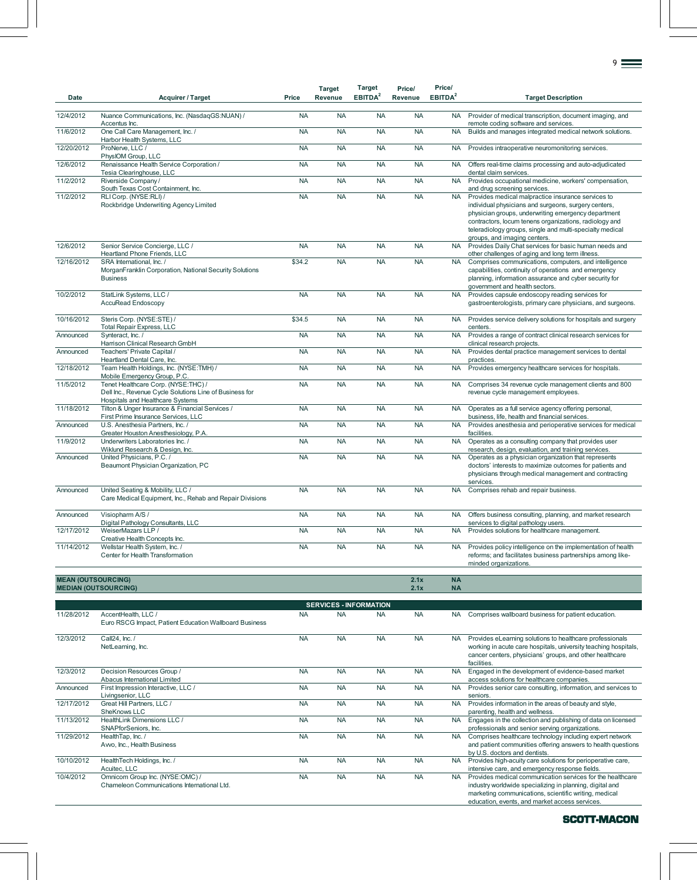| Date | Acquirer / Target | Price | Target Revenue | Target EBITDA[2] | Price/ Revenue | Price/ EBITDA[2] | Target Description |
|---|---|---|---|---|---|---|---|
| 12/4/2012 | Nuance Communications, Inc. (NasdaqGS:NUAN) / Accentus Inc. | NA | NA | NA | NA | NA | Provider of medical transcription, document imaging, and remote coding software and services. |
| 11/6/2012 | One Call Care Management, Inc. / Harbor Health Systems, LLC | NA | NA | NA | NA | NA | Builds and manages integrated medical network solutions. |
| 12/20/2012 | ProNerve, LLC / PhysIOM Group, LLC | NA | NA | NA | NA | NA | Provides intraoperative neuromonitoring services. |
| 12/6/2012 | Renaissance Health Service Corporation / Tesia Clearinghouse, LLC | NA | NA | NA | NA | NA | Offers real-time claims processing and auto-adjudicated dental claim services. |
| 11/2/2012 | Riverside Company / South Texas Cost Containment, Inc. | NA | NA | NA | NA | NA | Provides occupational medicine, workers' compensation, and drug screening services. |
| 11/2/2012 | RLI Corp. (NYSE:RLI) / Rockbridge Underwriting Agency Limited | NA | NA | NA | NA | NA | Provides medical malpractice insurance services to individual physicians and surgeons, surgery centers, physician groups, underwriting emergency department contractors, locum tenens organizations, radiology and teleradiology groups, single and multi-specialty medical groups, and imaging centers. |
| 12/6/2012 | Senior Service Concierge, LLC / Heartland Phone Friends, LLC | NA | NA | NA | NA | NA | Provides Daily Chat services for basic human needs and other challenges of aging and long term illness. |
| 12/16/2012 | SRA International, Inc. / MorganFranklin Corporation, National Security Solutions Business | $34.2 | NA | NA | NA | NA | Comprises communications, computers, and intelligence capabilities, continuity of operations and emergency planning, information assurance and cyber security for government and health sectors. |
| 10/2/2012 | StatLink Systems, LLC / AccuRead Endoscopy | NA | NA | NA | NA | NA | Provides capsule endoscopy reading services for gastroenterologists, primary care physicians, and surgeons. |
| 10/16/2012 | Steris Corp. (NYSE:STE) / Total Repair Express, LLC | $34.5 | NA | NA | NA | NA | Provides service delivery solutions for hospitals and surgery centers. |
| Announced | Synteract, Inc. / Harrison Clinical Research GmbH | NA | NA | NA | NA | NA | Provides a range of contract clinical research services for clinical research projects. |
| Announced | Teachers' Private Capital / Heartland Dental Care, Inc. | NA | NA | NA | NA | NA | Provides dental practice management services to dental practices. |
| 12/18/2012 | Team Health Holdings, Inc. (NYSE:TMH) / Mobile Emergency Group, P.C. | NA | NA | NA | NA | NA | Provides emergency healthcare services for hospitals. |
| 11/5/2012 | Tenet Healthcare Corp. (NYSE:THC) / Dell Inc., Revenue Cycle Solutions Line of Business for Hospitals and Healthcare Systems | NA | NA | NA | NA | NA | Comprises 34 revenue cycle management clients and 800 revenue cycle management employees. |
| 11/18/2012 | Tilton & Unger Insurance & Financial Services / First Prime Insurance Services, LLC | NA | NA | NA | NA | NA | Operates as a full service agency offering personal, business, life, health and financial services. |
| Announced | U.S. Anesthesia Partners, Inc. / Greater Houston Anesthesiology, P.A. | NA | NA | NA | NA | NA | Provides anesthesia and perioperative services for medical facilities. |
| 11/9/2012 | Underwriters Laboratories Inc. / Wiklund Research & Design, Inc. | NA | NA | NA | NA | NA | Operates as a consulting company that provides user research, design, evaluation, and training services. |
| Announced | United Physicians, P.C. / Beaumont Physician Organization, PC | NA | NA | NA | NA | NA | Operates as a physician organization that represents doctors' interests to maximize outcomes for patients and physicians through medical management and contracting services. |
| Announced | United Seating & Mobility, LLC / Care Medical Equipment, Inc., Rehab and Repair Divisions | NA | NA | NA | NA | NA | Comprises rehab and repair business. |
| Announced | Visiopharm A/S / Digital Pathology Consultants, LLC | NA | NA | NA | NA | NA | Offers business consulting, planning, and market research services to digital pathology users. |
| 12/17/2012 | WeiserMazars LLP / Creative Health Concepts Inc. | NA | NA | NA | NA | NA | Provides solutions for healthcare management. |
| 11/14/2012 | Wellstar Health System, Inc. / Center for Health Transformation | NA | NA | NA | NA | NA | Provides policy intelligence on the implementation of health reforms; and facilitates business partnerships among like-minded organizations. |
| **MEAN (OUTSOURCING)** | | | | | **2.1x** | **NA** | |
| **MEDIAN (OUTSOURCING)** | | | | | **2.1x** | **NA** | |
| | **SERVICES - INFORMATION** | | | | | | |
| 11/28/2012 | AccentHealth, LLC / Euro RSCG Impact, Patient Education Wallboard Business | NA | NA | NA | NA | NA | Comprises wallboard business for patient education. |
| 12/3/2012 | Call24, Inc. / NetLearning, Inc. | NA | NA | NA | NA | NA | Provides eLearning solutions to healthcare professionals working in acute care hospitals, university teaching hospitals, cancer centers, physicians' groups, and other healthcare facilities. |
| 12/3/2012 | Decision Resources Group / Abacus International Limited | NA | NA | NA | NA | NA | Engaged in the development of evidence-based market access solutions for healthcare companies. |
| Announced | First Impression Interactive, LLC / Livingsenior, LLC | NA | NA | NA | NA | NA | Provides senior care consulting, information, and services to seniors. |
| 12/17/2012 | Great Hill Partners, LLC / SheKnows LLC | NA | NA | NA | NA | NA | Provides information in the areas of beauty and style, parenting, health and wellness. |
| 11/13/2012 | HealthLink Dimensions LLC / SNAPforSeniors, Inc. | NA | NA | NA | NA | NA | Engages in the collection and publishing of data on licensed professionals and senior serving organizations. |
| 11/29/2012 | HealthTap, Inc. / Avvo, Inc., Health Business | NA | NA | NA | NA | NA | Comprises healthcare technology including expert network and patient communities offering answers to health questions by U.S. doctors and dentists. |
| 10/10/2012 | HealthTech Holdings, Inc. / Acuitec, LLC | NA | NA | NA | NA | NA | Provides high-acuity care solutions for perioperative care, intensive care, and emergency response fields. |
| 10/4/2012 | Omnicom Group Inc. (NYSE:OMC) / Chameleon Communications International Ltd. | NA | NA | NA | NA | NA | Provides medical communication services for the healthcare industry worldwide specializing in planning, digital and marketing communications, scientific writing, medical education, events, and market access services. |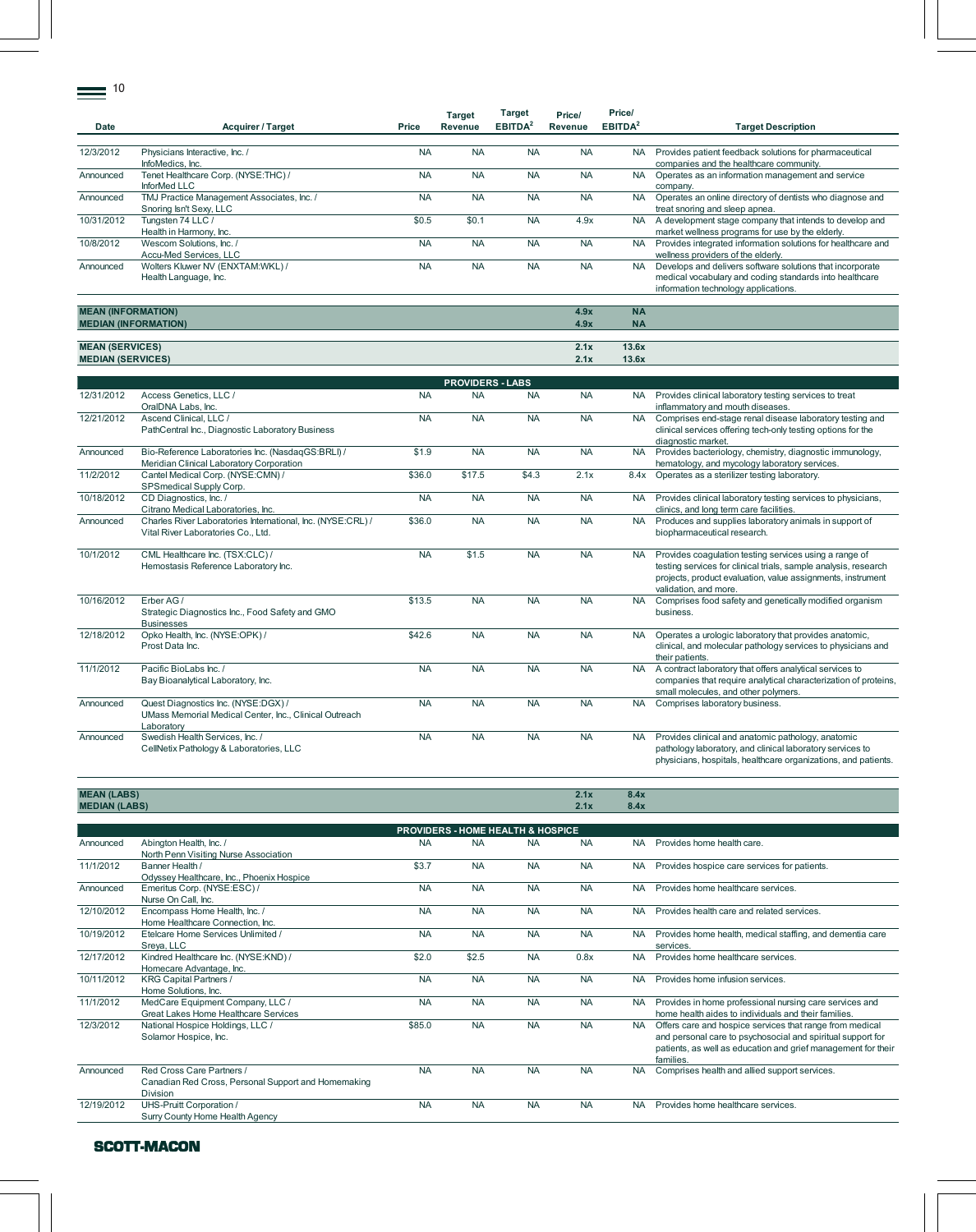| Date | Acquirer / Target | Price | Target Revenue | Target EBITDA[2] | Price/ Revenue | Price/ EBITDA[2] | Target Description |
|---|---|---|---|---|---|---|---|
| 12/3/2012 | Physicians Interactive, Inc. / InfoMedics, Inc. | NA | NA | NA | NA | NA | Provides patient feedback solutions for pharmaceutical companies and the healthcare community. |
| Announced | Tenet Healthcare Corp. (NYSE:THC) / InforMed LLC | NA | NA | NA | NA | NA | Operates as an information management and service company. |
| Announced | TMJ Practice Management Associates, Inc. / Snoring Isn't Sexy, LLC | NA | NA | NA | NA | NA | Operates an online directory of dentists who diagnose and treat snoring and sleep apnea. |
| 10/31/2012 | Tungsten 74 LLC / Health in Harmony, Inc. | $0.5 | $0.1 | NA | 4.9x | NA | A development stage company that intends to develop and market wellness programs for use by the elderly. |
| 10/8/2012 | Wescom Solutions, Inc. / Accu-Med Services, LLC | NA | NA | NA | NA | NA | Provides integrated information solutions for healthcare and wellness providers of the elderly. |
| Announced | Wolters Kluwer NV (ENXTAM:WKL) / Health Language, Inc. | NA | NA | NA | NA | NA | Develops and delivers software solutions that incorporate medical vocabulary and coding standards into healthcare information technology applications. |
| **MEAN (INFORMATION)** | | | | | **4.9x** | **NA** | |
| **MEDIAN (INFORMATION)** | | | | | **4.9x** | **NA** | |
| **MEAN (SERVICES)** | | | | | **2.1x** | **13.6x** | |
| **MEDIAN (SERVICES)** | | | | | **2.1x** | **13.6x** | |
| **PROVIDERS - LABS** | | | | | | | |
| 12/31/2012 | Access Genetics, LLC / OralDNA Labs, Inc. | NA | NA | NA | NA | NA | Provides clinical laboratory testing services to treat inflammatory and mouth diseases. |
| 12/21/2012 | Ascend Clinical, LLC / PathCentral Inc., Diagnostic Laboratory Business | NA | NA | NA | NA | NA | Comprises end-stage renal disease laboratory testing and clinical services offering tech-only testing options for the diagnostic market. |
| Announced | Bio-Reference Laboratories Inc. (NasdaqGS:BRLI) / Meridian Clinical Laboratory Corporation | $1.9 | NA | NA | NA | NA | Provides bacteriology, chemistry, diagnostic immunology, hematology, and mycology laboratory services. |
| 11/2/2012 | Cantel Medical Corp. (NYSE:CMN) / SPSmedical Supply Corp. | $36.0 | $17.5 | $4.3 | 2.1x | 8.4x | Operates as a sterilizer testing laboratory. |
| 10/18/2012 | CD Diagnostics, Inc. / Citrano Medical Laboratories, Inc. | NA | NA | NA | NA | NA | Provides clinical laboratory testing services to physicians, clinics, and long term care facilities. |
| Announced | Charles River Laboratories International, Inc. (NYSE:CRL) / Vital River Laboratories Co., Ltd. | $36.0 | NA | NA | NA | NA | Produces and supplies laboratory animals in support of biopharmaceutical research. |
| 10/1/2012 | CML Healthcare Inc. (TSX:CLC) / Hemostasis Reference Laboratory Inc. | NA | $1.5 | NA | NA | NA | Provides coagulation testing services using a range of testing services for clinical trials, sample analysis, research projects, product evaluation, value assignments, instrument validation, and more. |
| 10/16/2012 | Erber AG / Strategic Diagnostics Inc., Food Safety and GMO Businesses | $13.5 | NA | NA | NA | NA | Comprises food safety and genetically modified organism business. |
| 12/18/2012 | Opko Health, Inc. (NYSE:OPK) / Prost Data Inc. | $42.6 | NA | NA | NA | NA | Operates a urologic laboratory that provides anatomic, clinical, and molecular pathology services to physicians and their patients. |
| 11/1/2012 | Pacific BioLabs Inc. / Bay Bioanalytical Laboratory, Inc. | NA | NA | NA | NA | NA | A contract laboratory that offers analytical services to companies that require analytical characterization of proteins, small molecules, and other polymers. |
| Announced | Quest Diagnostics Inc. (NYSE:DGX) / UMass Memorial Medical Center, Inc., Clinical Outreach Laboratory | NA | NA | NA | NA | NA | Comprises laboratory business. |
| Announced | Swedish Health Services, Inc. / CellNetix Pathology & Laboratories, LLC | NA | NA | NA | NA | NA | Provides clinical and anatomic pathology, anatomic pathology laboratory, and clinical laboratory services to physicians, hospitals, healthcare organizations, and patients. |
| **MEAN (LABS)** | | | | | **2.1x** | **8.4x** | |
| **MEDIAN (LABS)** | | | | | **2.1x** | **8.4x** | |
| **PROVIDERS - HOME HEALTH & HOSPICE** | | | | | | | |
| Announced | Abington Health, Inc. / North Penn Visiting Nurse Association | NA | NA | NA | NA | NA | Provides home health care. |
| 11/1/2012 | Banner Health / Odyssey Healthcare, Inc., Phoenix Hospice | $3.7 | NA | NA | NA | NA | Provides hospice care services for patients. |
| Announced | Emeritus Corp. (NYSE:ESC) / Nurse On Call, Inc. | NA | NA | NA | NA | NA | Provides home healthcare services. |
| 12/10/2012 | Encompass Home Health, Inc. / Home Healthcare Connection, Inc. | NA | NA | NA | NA | NA | Provides health care and related services. |
| 10/19/2012 | Etelcare Home Services Unlimited / Sreya, LLC | NA | NA | NA | NA | NA | Provides home health, medical staffing, and dementia care services. |
| 12/17/2012 | Kindred Healthcare Inc. (NYSE:KND) / Homecare Advantage, Inc. | $2.0 | $2.5 | NA | 0.8x | NA | Provides home healthcare services. |
| 10/11/2012 | KRG Capital Partners / Home Solutions, Inc. | NA | NA | NA | NA | NA | Provides home infusion services. |
| 11/1/2012 | MedCare Equipment Company, LLC / Great Lakes Home Healthcare Services | NA | NA | NA | NA | NA | Provides in home professional nursing care services and home health aides to individuals and their families. |
| 12/3/2012 | National Hospice Holdings, LLC / Solamor Hospice, Inc. | $85.0 | NA | NA | NA | NA | Offers care and hospice services that range from medical and personal care to psychosocial and spiritual support for patients, as well as education and grief management for their families. |
| Announced | Red Cross Care Partners / Canadian Red Cross, Personal Support and Homemaking Division | NA | NA | NA | NA | NA | Comprises health and allied support services. |
| 12/19/2012 | UHS-Pruitt Corporation / Surry County Home Health Agency | NA | NA | NA | NA | NA | Provides home healthcare services. |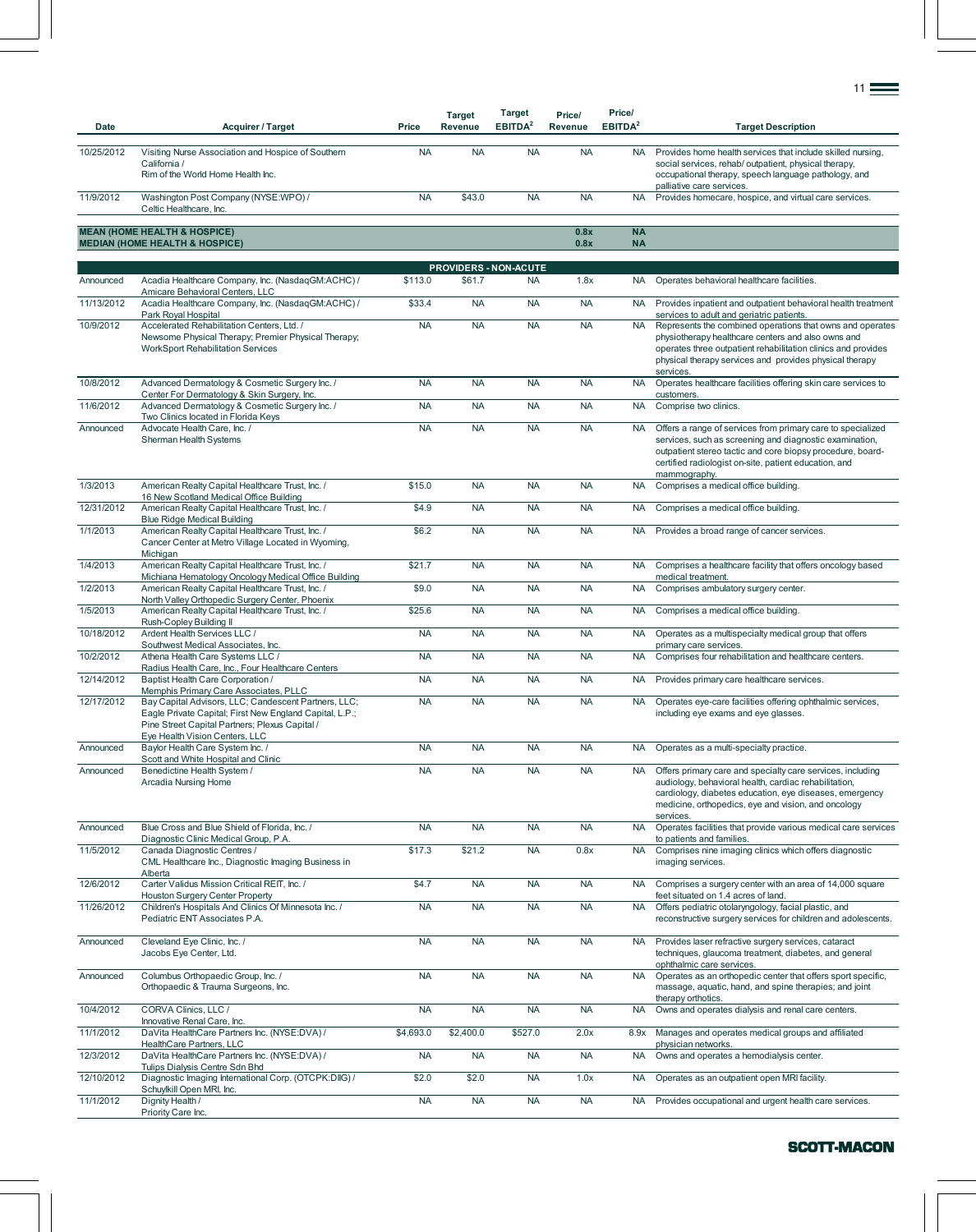| Date | Acquirer / Target | Price | Target Revenue | Target EBITDA[2] | Price/ Revenue | Price/ EBITDA[2] | Target Description |
|---|---|---|---|---|---|---|---|
| 10/25/2012 | Visiting Nurse Association and Hospice of Southern California / Rim of the World Home Health Inc. | NA | NA | NA | NA | NA | Provides home health services that include skilled nursing, social services, rehab/ outpatient, physical therapy, occupational therapy, speech language pathology, and palliative care services. |
| 11/9/2012 | Washington Post Company (NYSE:WPO) / Celtic Healthcare, Inc. | NA | $43.0 | NA | NA | NA | Provides homecare, hospice, and virtual care services. |
| **MEAN (HOME HEALTH & HOSPICE)** | | | | | **0.8x** | **NA** | |
| **MEDIAN (HOME HEALTH & HOSPICE)** | | | | | **0.8x** | **NA** | |
| | | | **PROVIDERS - NON-ACUTE** | | | | |
| Announced | Acadia Healthcare Company, Inc. (NasdaqGM:ACHC) / Amicare Behavioral Centers, LLC | $113.0 | $61.7 | NA | 1.8x | NA | Operates behavioral healthcare facilities. |
| 11/13/2012 | Acadia Healthcare Company, Inc. (NasdaqGM:ACHC) / Park Royal Hospital | $33.4 | NA | NA | NA | NA | Provides inpatient and outpatient behavioral health treatment services to adult and geriatric patients. |
| 10/9/2012 | Accelerated Rehabilitation Centers, Ltd. / Newsome Physical Therapy; Premier Physical Therapy; WorkSport Rehabilitation Services | NA | NA | NA | NA | NA | Represents the combined operations that owns and operates physiotherapy healthcare centers and also owns and operates three outpatient rehabilitation clinics and provides physical therapy services and provides physical therapy services. |
| 10/8/2012 | Advanced Dermatology & Cosmetic Surgery Inc. / Center For Dermatology & Skin Surgery, Inc. | NA | NA | NA | NA | NA | Operates healthcare facilities offering skin care services to customers. |
| 11/6/2012 | Advanced Dermatology & Cosmetic Surgery Inc. / Two Clinics located in Florida Keys | NA | NA | NA | NA | NA | Comprise two clinics. |
| Announced | Advocate Health Care, Inc. / Sherman Health Systems | NA | NA | NA | NA | NA | Offers a range of services from primary care to specialized services, such as screening and diagnostic examination, outpatient stereo tactic and core biopsy procedure, board-certified radiologist on-site, patient education, and mammography. |
| 1/3/2013 | American Realty Capital Healthcare Trust, Inc. / 16 New Scotland Medical Office Building | $15.0 | NA | NA | NA | NA | Comprises a medical office building. |
| 12/31/2012 | American Realty Capital Healthcare Trust, Inc. / Blue Ridge Medical Building | $4.9 | NA | NA | NA | NA | Comprises a medical office building. |
| 1/1/2013 | American Realty Capital Healthcare Trust, Inc. / Cancer Center at Metro Village Located in Wyoming, Michigan | $6.2 | NA | NA | NA | NA | Provides a broad range of cancer services. |
| 1/4/2013 | American Realty Capital Healthcare Trust, Inc. / Michiana Hematology Oncology Medical Office Building | $21.7 | NA | NA | NA | NA | Comprises a healthcare facility that offers oncology based medical treatment. |
| 1/2/2013 | American Realty Capital Healthcare Trust, Inc. / North Valley Orthopedic Surgery Center, Phoenix | $9.0 | NA | NA | NA | NA | Comprises ambulatory surgery center. |
| 1/5/2013 | American Realty Capital Healthcare Trust, Inc. / Rush-Copley Building II | $25.6 | NA | NA | NA | NA | Comprises a medical office building. |
| 10/18/2012 | Ardent Health Services LLC / Southwest Medical Associates, Inc. | NA | NA | NA | NA | NA | Operates as a multispecialty medical group that offers primary care services. |
| 10/2/2012 | Athena Health Care Systems LLC / Radius Health Care, Inc., Four Healthcare Centers | NA | NA | NA | NA | NA | Comprises four rehabilitation and healthcare centers. |
| 12/14/2012 | Baptist Health Care Corporation / Memphis Primary Care Associates, PLLC | NA | NA | NA | NA | NA | Provides primary care healthcare services. |
| 12/17/2012 | Bay Capital Advisors, LLC; Candescent Partners, LLC; Eagle Private Capital; First New England Capital, L.P.; Pine Street Capital Partners; Plexus Capital / Eye Health Vision Centers, LLC | NA | NA | NA | NA | NA | Operates eye-care facilities offering ophthalmic services, including eye exams and eye glasses. |
| Announced | Baylor Health Care System Inc. / Scott and White Hospital and Clinic | NA | NA | NA | NA | NA | Operates as a multi-specialty practice. |
| Announced | Benedictine Health System / Arcadia Nursing Home | NA | NA | NA | NA | NA | Offers primary care and specialty care services, including audiology, behavioral health, cardiac rehabilitation, cardiology, diabetes education, eye diseases, emergency medicine, orthopedics, eye and vision, and oncology services. |
| Announced | Blue Cross and Blue Shield of Florida, Inc. / Diagnostic Clinic Medical Group, P.A. | NA | NA | NA | NA | NA | Operates facilities that provide various medical care services to patients and families. |
| 11/5/2012 | Canada Diagnostic Centres / CML Healthcare Inc., Diagnostic Imaging Business in Alberta | $17.3 | $21.2 | NA | 0.8x | NA | Comprises nine imaging clinics which offers diagnostic imaging services. |
| 12/6/2012 | Carter Validus Mission Critical REIT, Inc. / Houston Surgery Center Property | $4.7 | NA | NA | NA | NA | Comprises a surgery center with an area of 14,000 square feet situated on 1.4 acres of land. |
| 11/26/2012 | Children's Hospitals And Clinics Of Minnesota Inc. / Pediatric ENT Associates P.A. | NA | NA | NA | NA | NA | Offers pediatric otolaryngology, facial plastic, and reconstructive surgery services for children and adolescents. |
| Announced | Cleveland Eye Clinic, Inc. / Jacobs Eye Center, Ltd. | NA | NA | NA | NA | NA | Provides laser refractive surgery services, cataract techniques, glaucoma treatment, diabetes, and general ophthalmic care services. |
| Announced | Columbus Orthopaedic Group, Inc. / Orthopaedic & Trauma Surgeons, Inc. | NA | NA | NA | NA | NA | Operates as an orthopedic center that offers sport specific, massage, aquatic, hand, and spine therapies; and joint therapy orthotics. |
| 10/4/2012 | CORVA Clinics, LLC / Innovative Renal Care, Inc. | NA | NA | NA | NA | NA | Owns and operates dialysis and renal care centers. |
| 11/1/2012 | DaVita HealthCare Partners Inc. (NYSE:DVA) / HealthCare Partners, LLC | $4,693.0 | $2,400.0 | $527.0 | 2.0x | 8.9x | Manages and operates medical groups and affiliated physician networks. |
| 12/3/2012 | DaVita HealthCare Partners Inc. (NYSE:DVA) / Tulips Dialysis Centre Sdn Bhd | NA | NA | NA | NA | NA | Owns and operates a hemodialysis center. |
| 12/10/2012 | Diagnostic Imaging International Corp. (OTCPK:DIIG) / Schuylkill Open MRI, Inc. | $2.0 | $2.0 | NA | 1.0x | NA | Operates as an outpatient open MRI facility. |
| 11/1/2012 | Dignity Health / Priority Care Inc. | NA | NA | NA | NA | NA | Provides occupational and urgent health care services. |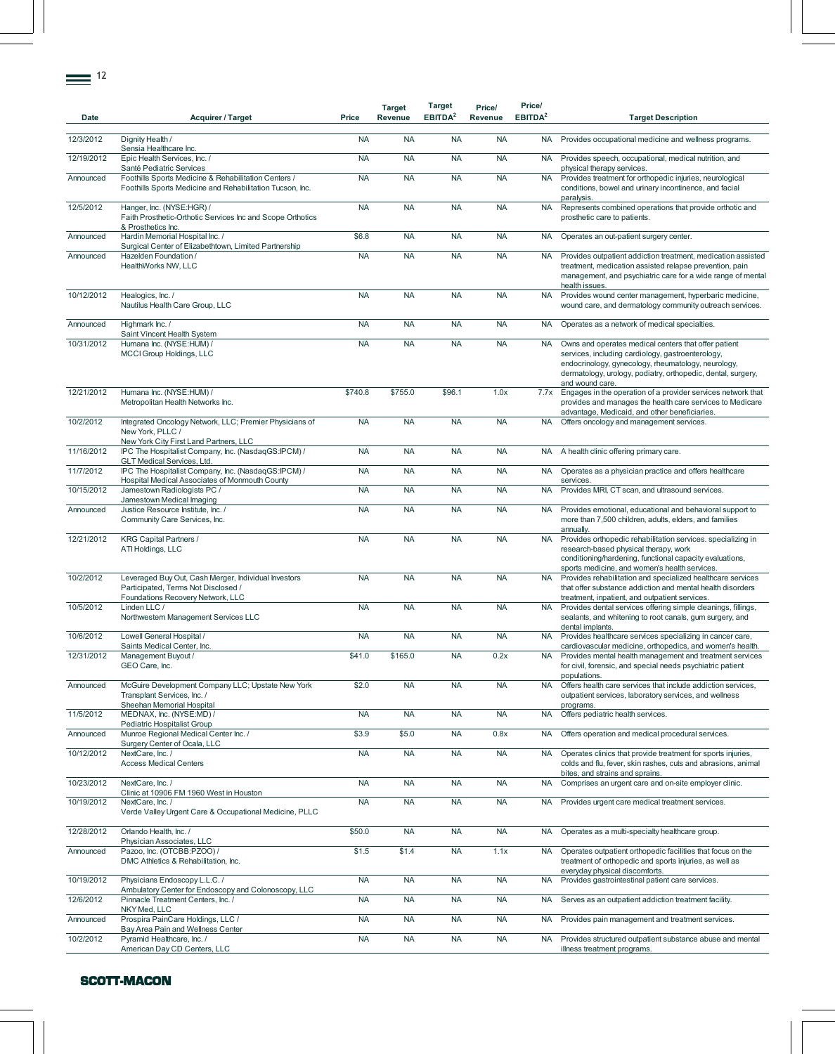| Date | Acquirer / Target | Price | Target Revenue | Target EBITDA[2] | Price/ Revenue | Price/ EBITDA[2] | Target Description |
|---|---|---|---|---|---|---|---|
| 12/3/2012 | Dignity Health / Sensia Healthcare Inc. | NA | NA | NA | NA | NA | Provides occupational medicine and wellness programs. |
| 12/19/2012 | Epic Health Services, Inc. / Santé Pediatric Services | NA | NA | NA | NA | NA | Provides speech, occupational, medical nutrition, and physical therapy services. |
| Announced | Foothills Sports Medicine & Rehabilitation Centers / Foothills Sports Medicine and Rehabilitation Tucson, Inc. | NA | NA | NA | NA | NA | Provides treatment for orthopedic injuries, neurological conditions, bowel and urinary incontinence, and facial paralysis. |
| 12/5/2012 | Hanger, Inc. (NYSE:HGR) / Faith Prosthetic-Orthotic Services Inc and Scope Orthotics & Prosthetics Inc. | NA | NA | NA | NA | NA | Represents combined operations that provide orthotic and prosthetic care to patients. |
| Announced | Hardin Memorial Hospital Inc. / Surgical Center of Elizabethtown, Limited Partnership | $6.8 | NA | NA | NA | NA | Operates an out-patient surgery center. |
| Announced | Hazelden Foundation / HealthWorks NW, LLC | NA | NA | NA | NA | NA | Provides outpatient addiction treatment, medication assisted treatment, medication assisted relapse prevention, pain management, and psychiatric care for a wide range of mental health issues. |
| 10/12/2012 | Healogics, Inc. / Nautilus Health Care Group, LLC | NA | NA | NA | NA | NA | Provides wound center management, hyperbaric medicine, wound care, and dermatology community outreach services. |
| Announced | Highmark Inc. / Saint Vincent Health System | NA | NA | NA | NA | NA | Operates as a network of medical specialties. |
| 10/31/2012 | Humana Inc. (NYSE:HUM) / MCCI Group Holdings, LLC | NA | NA | NA | NA | NA | Owns and operates medical centers that offer patient services, including cardiology, gastroenterology, endocrinology, gynecology, rheumatology, neurology, dermatology, urology, podiatry, orthopedic, dental, surgery, and wound care. |
| 12/21/2012 | Humana Inc. (NYSE:HUM) / Metropolitan Health Networks Inc. | $740.8 | $755.0 | $96.1 | 1.0x | 7.7x | Engages in the operation of a provider services network that provides and manages the health care services to Medicare advantage, Medicaid, and other beneficiaries. |
| 10/2/2012 | Integrated Oncology Network, LLC; Premier Physicians of New York, PLLC / New York City First Land Partners, LLC | NA | NA | NA | NA | NA | Offers oncology and management services. |
| 11/16/2012 | IPC The Hospitalist Company, Inc. (NasdaqGS:IPCM) / GLT Medical Services, Ltd. | NA | NA | NA | NA | NA | A health clinic offering primary care. |
| 11/7/2012 | IPC The Hospitalist Company, Inc. (NasdaqGS:IPCM) / Hospital Medical Associates of Monmouth County | NA | NA | NA | NA | NA | Operates as a physician practice and offers healthcare services. |
| 10/15/2012 | Jamestown Radiologists PC / Jamestown Medical Imaging | NA | NA | NA | NA | NA | Provides MRI, CT scan, and ultrasound services. |
| Announced | Justice Resource Institute, Inc. / Community Care Services, Inc. | NA | NA | NA | NA | NA | Provides emotional, educational and behavioral support to more than 7,500 children, adults, elders, and families annually. |
| 12/21/2012 | KRG Capital Partners / ATI Holdings, LLC | NA | NA | NA | NA | NA | Provides orthopedic rehabilitation services. specializing in research-based physical therapy, work conditioning/hardening, functional capacity evaluations, sports medicine, and women's health services. |
| 10/2/2012 | Leveraged Buy Out, Cash Merger, Individual Investors Participated, Terms Not Disclosed / Foundations Recovery Network, LLC | NA | NA | NA | NA | NA | Provides rehabilitation and specialized healthcare services that offer substance addiction and mental health disorders treatment, inpatient, and outpatient services. |
| 10/5/2012 | Linden LLC / Northwestern Management Services LLC | NA | NA | NA | NA | NA | Provides dental services offering simple cleanings, fillings, sealants, and whitening to root canals, gum surgery, and dental implants. |
| 10/6/2012 | Lowell General Hospital / Saints Medical Center, Inc. | NA | NA | NA | NA | NA | Provides healthcare services specializing in cancer care, cardiovascular medicine, orthopedics, and women's health. |
| 12/31/2012 | Management Buyout / GEO Care, Inc. | $41.0 | $165.0 | NA | 0.2x | NA | Provides mental health management and treatment services for civil, forensic, and special needs psychiatric patient populations. |
| Announced | McGuire Development Company LLC; Upstate New York Transplant Services, Inc. / Sheehan Memorial Hospital | $2.0 | NA | NA | NA | NA | Offers health care services that include addiction services, outpatient services, laboratory services, and wellness programs. |
| 11/5/2012 | MEDNAX, Inc. (NYSE:MD) / Pediatric Hospitalist Group | NA | NA | NA | NA | NA | Offers pediatric health services. |
| Announced | Munroe Regional Medical Center Inc. / Surgery Center of Ocala, LLC | $3.9 | $5.0 | NA | 0.8x | NA | Offers operation and medical procedural services. |
| 10/12/2012 | NextCare, Inc. / Access Medical Centers | NA | NA | NA | NA | NA | Operates clinics that provide treatment for sports injuries, colds and flu, fever, skin rashes, cuts and abrasions, animal bites, and strains and sprains. |
| 10/23/2012 | NextCare, Inc. / Clinic at 10906 FM 1960 West in Houston | NA | NA | NA | NA | NA | Comprises an urgent care and on-site employer clinic. |
| 10/19/2012 | NextCare, Inc. / Verde Valley Urgent Care & Occupational Medicine, PLLC | NA | NA | NA | NA | NA | Provides urgent care medical treatment services. |
| 12/28/2012 | Orlando Health, Inc. / Physician Associates, LLC | $50.0 | NA | NA | NA | NA | Operates as a multi-specialty healthcare group. |
| Announced | Pazoo, Inc. (OTCBB:PZOO) / DMC Athletics & Rehabilitation, Inc. | $1.5 | $1.4 | NA | 1.1x | NA | Operates outpatient orthopedic facilities that focus on the treatment of orthopedic and sports injuries, as well as everyday physical discomforts. |
| 10/19/2012 | Physicians Endoscopy L.L.C. / Ambulatory Center for Endoscopy and Colonoscopy, LLC | NA | NA | NA | NA | NA | Provides gastrointestinal patient care services. |
| 12/6/2012 | Pinnacle Treatment Centers, Inc. / NKY Med, LLC | NA | NA | NA | NA | NA | Serves as an outpatient addiction treatment facility. |
| Announced | Prospira PainCare Holdings, LLC / Bay Area Pain and Wellness Center | NA | NA | NA | NA | NA | Provides pain management and treatment services. |
| 10/2/2012 | Pyramid Healthcare, Inc. / American Day CD Centers, LLC | NA | NA | NA | NA | NA | Provides structured outpatient substance abuse and mental illness treatment programs. |

SCOTT-MACON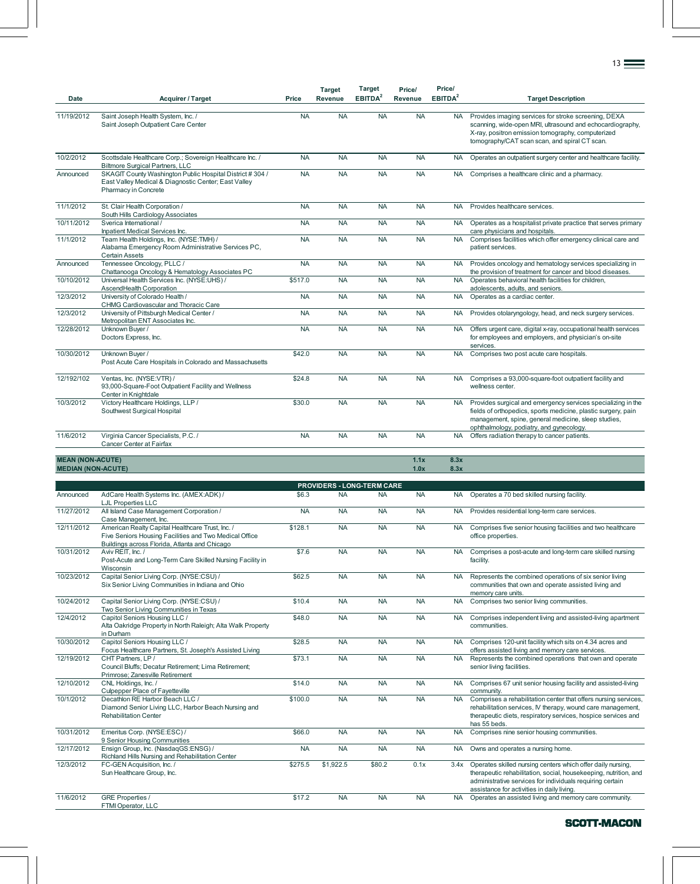| Date | Acquirer / Target | Price | Target Revenue | Target EBITDA[2] | Price/ Revenue | Price/ EBITDA[2] | Target Description |
|---|---|---|---|---|---|---|---|
| 11/19/2012 | Saint Joseph Health System, Inc. / Saint Joseph Outpatient Care Center | NA | NA | NA | NA | NA | Provides imaging services for stroke screening, DEXA scanning, wide-open MRI, ultrasound and echocardiography, X-ray, positron emission tomography, computerized tomography/CAT scan scan, and spiral CT scan. |
| 10/2/2012 | Scottsdale Healthcare Corp.; Sovereign Healthcare Inc. / Biltmore Surgical Partners, LLC | NA | NA | NA | NA | NA | Operates an outpatient surgery center and healthcare facility. |
| Announced | SKAGIT County Washington Public Hospital District # 304 / East Valley Medical & Diagnostic Center; East Valley Pharmacy in Concrete | NA | NA | NA | NA | NA | Comprises a healthcare clinic and a pharmacy. |
| 11/1/2012 | St. Clair Health Corporation / South Hills Cardiology Associates | NA | NA | NA | NA | NA | Provides healthcare services. |
| 10/11/2012 | Sverica International / Inpatient Medical Services Inc. | NA | NA | NA | NA | NA | Operates as a hospitalist private practice that serves primary care physicians and hospitals. |
| 11/1/2012 | Team Health Holdings, Inc. (NYSE:TMH) / Alabama Emergency Room Administrative Services PC, Certain Assets | NA | NA | NA | NA | NA | Comprises facilities which offer emergency clinical care and patient services. |
| Announced | Tennessee Oncology, PLLC / Chattanooga Oncology & Hematology Associates PC | NA | NA | NA | NA | NA | Provides oncology and hematology services specializing in the provision of treatment for cancer and blood diseases. |
| 10/10/2012 | Universal Health Services Inc. (NYSE:UHS) / AscendHealth Corporation | $517.0 | NA | NA | NA | NA | Operates behavioral health facilities for children, adolescents, adults, and seniors. |
| 12/3/2012 | University of Colorado Health / CHMG Cardiovascular and Thoracic Care | NA | NA | NA | NA | NA | Operates as a cardiac center. |
| 12/3/2012 | University of Pittsburgh Medical Center / Metropolitan ENT Associates Inc. | NA | NA | NA | NA | NA | Provides otolaryngology, head, and neck surgery services. |
| 12/28/2012 | Unknown Buyer / Doctors Express, Inc. | NA | NA | NA | NA | NA | Offers urgent care, digital x-ray, occupational health services for employees and employers, and physician's on-site services. |
| 10/30/2012 | Unknown Buyer / Post Acute Care Hospitals in Colorado and Massachusetts | $42.0 | NA | NA | NA | NA | Comprises two post acute care hospitals. |
| 12/192/102 | Ventas, Inc. (NYSE:VTR) / 93,000-Square-Foot Outpatient Facility and Wellness Center in Knightdale | $24.8 | NA | NA | NA | NA | Comprises a 93,000-square-foot outpatient facility and wellness center. |
| 10/3/2012 | Victory Healthcare Holdings, LLP / Southwest Surgical Hospital | $30.0 | NA | NA | NA | NA | Provides surgical and emergency services specializing in the fields of orthopedics, sports medicine, plastic surgery, pain management, spine, general medicine, sleep studies, ophthalmology, podiatry, and gynecology. |
| 11/6/2012 | Virginia Cancer Specialists, P.C. / Cancer Center at Fairfax | NA | NA | NA | NA | NA | Offers radiation therapy to cancer patients. |
| **MEAN (NON-ACUTE)** | | | | | **1.1x** | **8.3x** | |
| **MEDIAN (NON-ACUTE)** | | | | | **1.0x** | **8.3x** | |
| | | | **PROVIDERS - LONG-TERM CARE** | | | | |
| Announced | AdCare Health Systems Inc. (AMEX:ADK) / LJL Properties LLC | $6.3 | NA | NA | NA | NA | Operates a 70 bed skilled nursing facility. |
| 11/27/2012 | All Island Case Management Corporation / Case Management, Inc. | NA | NA | NA | NA | NA | Provides residential long-term care services. |
| 12/11/2012 | American Realty Capital Healthcare Trust, Inc. / Five Seniors Housing Facilities and Two Medical Office Buildings across Florida, Atlanta and Chicago | $128.1 | NA | NA | NA | NA | Comprises five senior housing facilities and two healthcare office properties. |
| 10/31/2012 | Aviv REIT, Inc. / Post-Acute and Long-Term Care Skilled Nursing Facility in Wisconsin | $7.6 | NA | NA | NA | NA | Comprises a post-acute and long-term care skilled nursing facility. |
| 10/23/2012 | Capital Senior Living Corp. (NYSE:CSU) / Six Senior Living Communities in Indiana and Ohio | $62.5 | NA | NA | NA | NA | Represents the combined operations of six senior living communities that own and operate assisted living and memory care units. |
| 10/24/2012 | Capital Senior Living Corp. (NYSE:CSU) / Two Senior Living Communities in Texas | $10.4 | NA | NA | NA | NA | Comprises two senior living communities. |
| 12/4/2012 | Capitol Seniors Housing LLC / Alta Oakridge Property in North Raleigh; Alta Walk Property in Durham | $48.0 | NA | NA | NA | NA | Comprises independent living and assisted-living apartment communities. |
| 10/30/2012 | Capitol Seniors Housing LLC / Focus Healthcare Partners, St. Joseph's Assisted Living | $28.5 | NA | NA | NA | NA | Comprises 120-unit facility which sits on 4.34 acres and offers assisted living and memory care services. |
| 12/19/2012 | CHT Partners, LP / Council Bluffs; Decatur Retirement; Lima Retirement; Primrose; Zanesville Retirement | $73.1 | NA | NA | NA | NA | Represents the combined operations that own and operate senior living facilities. |
| 12/10/2012 | CNL Holdings, Inc. / Culpepper Place of Fayetteville | $14.0 | NA | NA | NA | NA | Comprises 67 unit senior housing facility and assisted-living community. |
| 10/1/2012 | Decathlon RE Harbor Beach LLC / Diamond Senior Living LLC, Harbor Beach Nursing and Rehabilitation Center | $100.0 | NA | NA | NA | NA | Comprises a rehabilitation center that offers nursing services, rehabilitation services, IV therapy, wound care management, therapeutic diets, respiratory services, hospice services and has 55 beds. |
| 10/31/2012 | Emeritus Corp. (NYSE:ESC) / 9 Senior Housing Communities | $66.0 | NA | NA | NA | NA | Comprises nine senior housing communities. |
| 12/17/2012 | Ensign Group, Inc. (NasdaqGS:ENSG) / Richland Hills Nursing and Rehabilitation Center | NA | NA | NA | NA | NA | Owns and operates a nursing home. |
| 12/3/2012 | FC-GEN Acquisition, Inc. / Sun Healthcare Group, Inc. | $275.5 | $1,922.5 | $80.2 | 0.1x | 3.4x | Operates skilled nursing centers which offer daily nursing, therapeutic rehabilitation, social, housekeeping, nutrition, and administrative services for individuals requiring certain assistance for activities in daily living. |
| 11/6/2012 | GRE Properties / FTMI Operator, LLC | $17.2 | NA | NA | NA | NA | Operates an assisted living and memory care community. |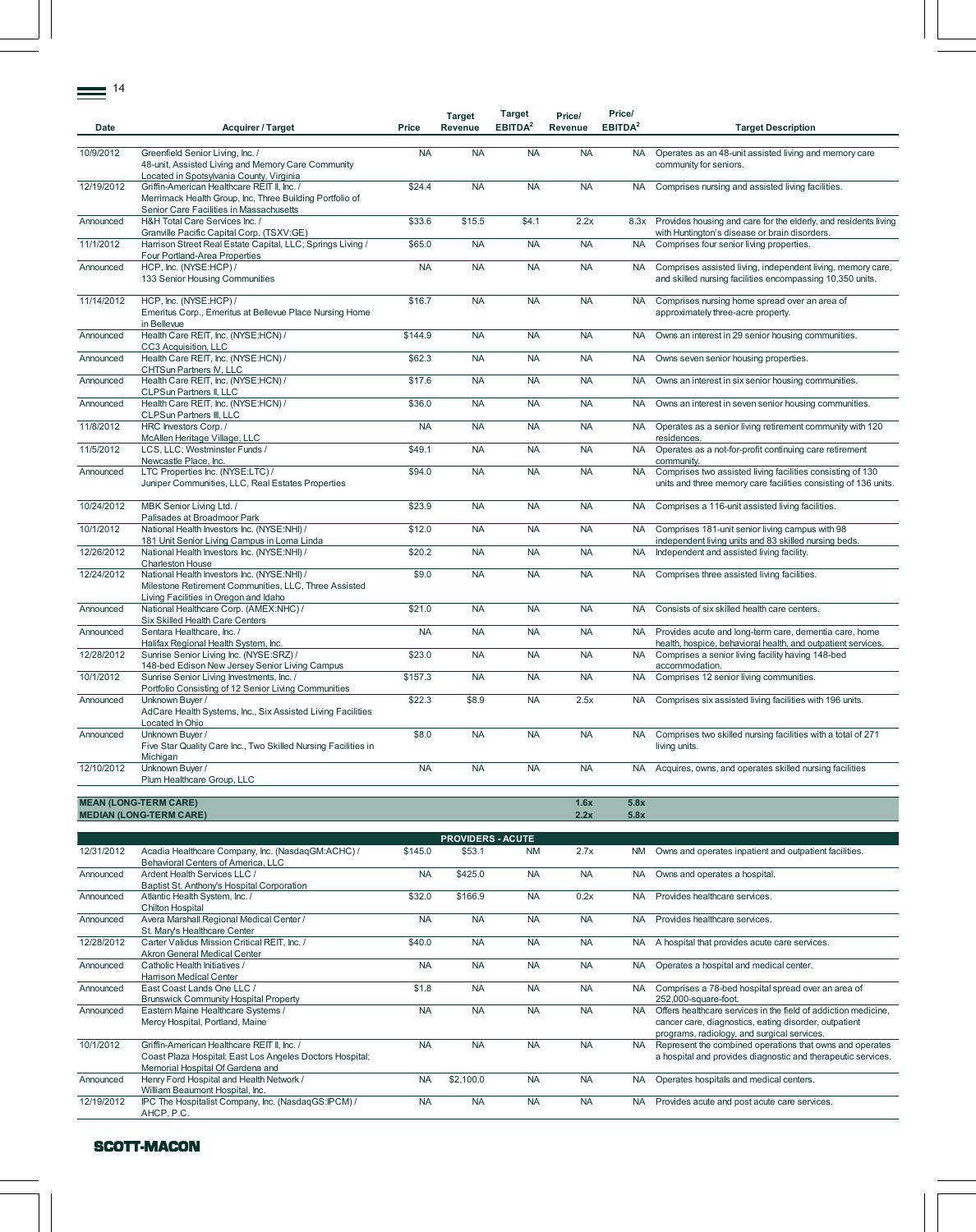| Date | Acquirer / Target | Price | Target Revenue | Target EBITDA[2] | Price/ Revenue | Price/ EBITDA[2] | Target Description |
|---|---|---|---|---|---|---|---|
| 10/9/2012 | Greenfield Senior Living, Inc. / 48-unit, Assisted Living and Memory Care Community Located in Spotsylvania County, Virginia | NA | NA | NA | NA | NA | Operates as an 48-unit assisted living and memory care community for seniors. |
| 12/19/2012 | Griffin-American Healthcare REIT II, Inc. / Merrimack Health Group, Inc, Three Building Portfolio of Senior Care Facilities in Massachusetts | $24.4 | NA | NA | NA | NA | Comprises nursing and assisted living facilities. |
| Announced | H&H Total Care Services Inc. / Granville Pacific Capital Corp. (TSXV:GE) | $33.6 | $15.5 | $4.1 | 2.2x | 8.3x | Provides housing and care for the elderly, and residents living with Huntington's disease or brain disorders. |
| 11/1/2012 | Harrison Street Real Estate Capital, LLC; Springs Living / Four Portland-Area Properties | $65.0 | NA | NA | NA | NA | Comprises four senior living properties. |
| Announced | HCP, Inc. (NYSE:HCP) / 133 Senior Housing Communities | NA | NA | NA | NA | NA | Comprises assisted living, independent living, memory care, and skilled nursing facilities encompassing 10,350 units. |
| 11/14/2012 | HCP, Inc. (NYSE:HCP) / Emeritus Corp., Emeritus at Bellevue Place Nursing Home in Bellevue | $16.7 | NA | NA | NA | NA | Comprises nursing home spread over an area of approximately three-acre property. |
| Announced | Health Care REIT, Inc. (NYSE:HCN) / CC3 Acquisition, LLC | $144.9 | NA | NA | NA | NA | Owns an interest in 29 senior housing communities. |
| Announced | Health Care REIT, Inc. (NYSE:HCN) / CHTSun Partners IV, LLC | $62.3 | NA | NA | NA | NA | Owns seven senior housing properties. |
| Announced | Health Care REIT, Inc. (NYSE:HCN) / CLPSun Partners II, LLC | $17.6 | NA | NA | NA | NA | Owns an interest in six senior housing communities. |
| Announced | Health Care REIT, Inc. (NYSE:HCN) / CLPSun Partners III, LLC | $36.0 | NA | NA | NA | NA | Owns an interest in seven senior housing communities. |
| 11/8/2012 | HRC Investors Corp. / McAllen Heritage Village, LLC | NA | NA | NA | NA | NA | Operates as a senior living retirement community with 120 residences. |
| 11/5/2012 | LCS, LLC; Westminster Funds / Newcastle Place, Inc. | $49.1 | NA | NA | NA | NA | Operates as a not-for-profit continuing care retirement community. |
| Announced | LTC Properties Inc. (NYSE:LTC) / Juniper Communities, LLC, Real Estates Properties | $94.0 | NA | NA | NA | NA | Comprises two assisted living facilities consisting of 130 units and three memory care facilities consisting of 136 units. |
| 10/24/2012 | MBK Senior Living Ltd. / Palisades at Broadmoor Park | $23.9 | NA | NA | NA | NA | Comprises a 116-unit assisted living facilities. |
| 10/1/2012 | National Health Investors Inc. (NYSE:NHI) / 181 Unit Senior Living Campus in Loma Linda | $12.0 | NA | NA | NA | NA | Comprises 181-unit senior living campus with 98 independent living units and 83 skilled nursing beds. |
| 12/26/2012 | National Health Investors Inc. (NYSE:NHI) / Charleston House | $20.2 | NA | NA | NA | NA | Independent and assisted living facility. |
| 12/24/2012 | National Health Investors Inc. (NYSE:NHI) / Milestone Retirement Communities, LLC, Three Assisted Living Facilities in Oregon and Idaho | $9.0 | NA | NA | NA | NA | Comprises three assisted living facilities. |
| Announced | National Healthcare Corp. (AMEX:NHC) / Six Skilled Health Care Centers | $21.0 | NA | NA | NA | NA | Consists of six skilled health care centers. |
| Announced | Sentara Healthcare, Inc. / Halifax Regional Health System, Inc. | NA | NA | NA | NA | NA | Provides acute and long-term care, dementia care, home health, hospice, behavioral health, and outpatient services. |
| 12/28/2012 | Sunrise Senior Living Inc. (NYSE:SRZ) / 148-bed Edison New Jersey Senior Living Campus | $23.0 | NA | NA | NA | NA | Comprises a senior living facility having 148-bed accommodation. |
| 10/1/2012 | Sunrise Senior Living Investments, Inc. / Portfolio Consisting of 12 Senior Living Communities | $157.3 | NA | NA | NA | NA | Comprises 12 senior living communities. |
| Announced | Unknown Buyer / AdCare Health Systems, Inc., Six Assisted Living Facilities Located In Ohio | $22.3 | $8.9 | NA | 2.5x | NA | Comprises six assisted living facilities with 196 units. |
| Announced | Unknown Buyer / Five Star Quality Care Inc., Two Skilled Nursing Facilities in Michigan | $8.0 | NA | NA | NA | NA | Comprises two skilled nursing facilities with a total of 271 living units. |
| 12/10/2012 | Unknown Buyer / Plum Healthcare Group, LLC | NA | NA | NA | NA | NA | Acquires, owns, and operates skilled nursing facilities |
| **MEAN (LONG-TERM CARE)** | | | | | **1.6x** | **5.8x** | |
| **MEDIAN (LONG-TERM CARE)** | | | | | **2.2x** | **5.8x** | |
| | | | **PROVIDERS - ACUTE** | | | | |
| 12/31/2012 | Acadia Healthcare Company, Inc. (NasdaqGM:ACHC) / Behavioral Centers of America, LLC | $145.0 | $53.1 | NM | 2.7x | NM | Owns and operates inpatient and outpatient facilities. |
| Announced | Ardent Health Services LLC / Baptist St. Anthony's Hospital Corporation | NA | $425.0 | NA | NA | NA | Owns and operates a hospital. |
| Announced | Atlantic Health System, Inc. / Chilton Hospital | $32.0 | $166.9 | NA | 0.2x | NA | Provides healthcare services. |
| Announced | Avera Marshall Regional Medical Center / St. Mary's Healthcare Center | NA | NA | NA | NA | NA | Provides healthcare services. |
| 12/28/2012 | Carter Validus Mission Critical REIT, Inc. / Akron General Medical Center | $40.0 | NA | NA | NA | NA | A hospital that provides acute care services. |
| Announced | Catholic Health Initiatives / Harrison Medical Center | NA | NA | NA | NA | NA | Operates a hospital and medical center. |
| Announced | East Coast Lands One LLC / Brunswick Community Hospital Property | $1.8 | NA | NA | NA | NA | Comprises a 78-bed hospital spread over an area of 252,000-square-foot. |
| Announced | Eastern Maine Healthcare Systems / Mercy Hospital, Portland, Maine | NA | NA | NA | NA | NA | Offers healthcare services in the field of addiction medicine, cancer care, diagnostics, eating disorder, outpatient programs, radiology, and surgical services. |
| 10/1/2012 | Griffin-American Healthcare REIT II, Inc. / Coast Plaza Hospital; East Los Angeles Doctors Hospital; Memorial Hospital Of Gardena and | NA | NA | NA | NA | NA | Represent the combined operations that owns and operates a hospital and provides diagnostic and therapeutic services. |
| Announced | Henry Ford Hospital and Health Network / William Beaumont Hospital, Inc. | NA | $2,100.0 | NA | NA | NA | Operates hospitals and medical centers. |
| 12/19/2012 | IPC The Hospitalist Company, Inc. (NasdaqGS:IPCM) / AHCP, P.C. | NA | NA | NA | NA | NA | Provides acute and post acute care services. |

SCOTT-MACON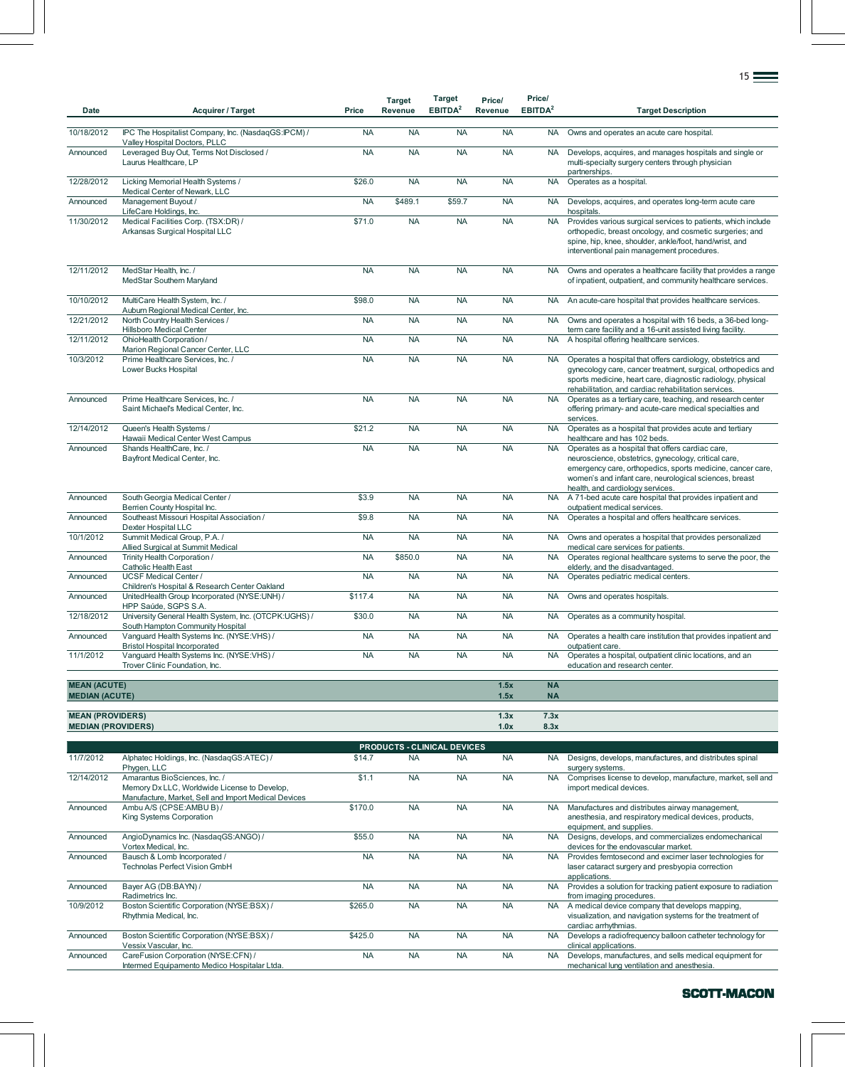| Date | Acquirer / Target | Price | Target Revenue | Target EBITDA[2] | Price/ Revenue | Price/ EBITDA[2] | Target Description |
|---|---|---|---|---|---|---|---|
| 10/18/2012 | IPC The Hospitalist Company, Inc. (NasdaqGS:IPCM) / Valley Hospital Doctors, PLLC | NA | NA | NA | NA | NA | Owns and operates an acute care hospital. |
| Announced | Leveraged Buy Out, Terms Not Disclosed / Laurus Healthcare, LP | NA | NA | NA | NA | NA | Develops, acquires, and manages hospitals and single or multi-specialty surgery centers through physician partnerships. |
| 12/28/2012 | Licking Memorial Health Systems / Medical Center of Newark, LLC | $26.0 | NA | NA | NA | NA | Operates as a hospital. |
| Announced | Management Buyout / LifeCare Holdings, Inc. | NA | $489.1 | $59.7 | NA | NA | Develops, acquires, and operates long-term acute care hospitals. |
| 11/30/2012 | Medical Facilities Corp. (TSX:DR) / Arkansas Surgical Hospital LLC | $71.0 | NA | NA | NA | NA | Provides various surgical services to patients, which include orthopedic, breast oncology, and cosmetic surgeries; and spine, hip, knee, shoulder, ankle/foot, hand/wrist, and interventional pain management procedures. |
| 12/11/2012 | MedStar Health, Inc. / MedStar Southern Maryland | NA | NA | NA | NA | NA | Owns and operates a healthcare facility that provides a range of inpatient, outpatient, and community healthcare services. |
| 10/10/2012 | MultiCare Health System, Inc. / Auburn Regional Medical Center, Inc. | $98.0 | NA | NA | NA | NA | An acute-care hospital that provides healthcare services. |
| 12/21/2012 | North Country Health Services / Hillsboro Medical Center | NA | NA | NA | NA | NA | Owns and operates a hospital with 16 beds, a 36-bed long-term care facility and a 16-unit assisted living facility. |
| 12/11/2012 | OhioHealth Corporation / Marion Regional Cancer Center, LLC | NA | NA | NA | NA | NA | A hospital offering healthcare services. |
| 10/3/2012 | Prime Healthcare Services, Inc. / Lower Bucks Hospital | NA | NA | NA | NA | NA | Operates a hospital that offers cardiology, obstetrics and gynecology care, cancer treatment, surgical, orthopedics and sports medicine, heart care, diagnostic radiology, physical rehabilitation, and cardiac rehabilitation services. |
| Announced | Prime Healthcare Services, Inc. / Saint Michael's Medical Center, Inc. | NA | NA | NA | NA | NA | Operates as a tertiary care, teaching, and research center offering primary- and acute-care medical specialties and services. |
| 12/14/2012 | Queen's Health Systems / Hawaii Medical Center West Campus | $21.2 | NA | NA | NA | NA | Operates as a hospital that provides acute and tertiary healthcare and has 102 beds. |
| Announced | Shands HealthCare, Inc. / Bayfront Medical Center, Inc. | NA | NA | NA | NA | NA | Operates as a hospital that offers cardiac care, neuroscience, obstetrics, gynecology, critical care, emergency care, orthopedics, sports medicine, cancer care, women's and infant care, neurological sciences, breast health, and cardiology services. |
| Announced | South Georgia Medical Center / Berrien County Hospital Inc. | $3.9 | NA | NA | NA | NA | A 71-bed acute care hospital that provides inpatient and outpatient medical services. |
| Announced | Southeast Missouri Hospital Association / Dexter Hospital LLC | $9.8 | NA | NA | NA | NA | Operates a hospital and offers healthcare services. |
| 10/1/2012 | Summit Medical Group, P.A. / Allied Surgical at Summit Medical | NA | NA | NA | NA | NA | Owns and operates a hospital that provides personalized medical care services for patients. |
| Announced | Trinity Health Corporation / Catholic Health East | NA | $850.0 | NA | NA | NA | Operates regional healthcare systems to serve the poor, the elderly, and the disadvantaged. |
| Announced | UCSF Medical Center / Children's Hospital & Research Center Oakland | NA | NA | NA | NA | NA | Operates pediatric medical centers. |
| Announced | UnitedHealth Group Incorporated (NYSE:UNH) / HPP Saúde, SGPS S.A. | $117.4 | NA | NA | NA | NA | Owns and operates hospitals. |
| 12/18/2012 | University General Health System, Inc. (OTCPK:UGHS) / South Hampton Community Hospital | $30.0 | NA | NA | NA | NA | Operates as a community hospital. |
| Announced | Vanguard Health Systems Inc. (NYSE:VHS) / Bristol Hospital Incorporated | NA | NA | NA | NA | NA | Operates a health care institution that provides inpatient and outpatient care. |
| 11/1/2012 | Vanguard Health Systems Inc. (NYSE:VHS) / Trover Clinic Foundation, Inc. | NA | NA | NA | NA | NA | Operates a hospital, outpatient clinic locations, and an education and research center. |
| **MEAN (ACUTE)** | | | | | **1.5x** | **NA** | |
| **MEDIAN (ACUTE)** | | | | | **1.5x** | **NA** | |
| **MEAN (PROVIDERS)** | | | | | **1.3x** | **7.3x** | |
| **MEDIAN (PROVIDERS)** | | | | | **1.0x** | **8.3x** | |
| | **PRODUCTS - CLINICAL DEVICES** | | | | | | |
| 11/7/2012 | Alphatec Holdings, Inc. (NasdaqGS:ATEC) / Phygen, LLC | $14.7 | NA | NA | NA | NA | Designs, develops, manufactures, and distributes spinal surgery systems. |
| 12/14/2012 | Amarantus BioSciences, Inc. / Memory Dx LLC, Worldwide License to Develop, Manufacture, Market, Sell and Import Medical Devices | $1.1 | NA | NA | NA | NA | Comprises license to develop, manufacture, market, sell and import medical devices. |
| Announced | Ambu A/S (CPSE:AMBU B) / King Systems Corporation | $170.0 | NA | NA | NA | NA | Manufactures and distributes airway management, anesthesia, and respiratory medical devices, products, equipment, and supplies. |
| Announced | AngioDynamics Inc. (NasdaqGS:ANGO) / Vortex Medical, Inc. | $55.0 | NA | NA | NA | NA | Designs, develops, and commercializes endomechanical devices for the endovascular market. |
| Announced | Bausch & Lomb Incorporated / Technolas Perfect Vision GmbH | NA | NA | NA | NA | NA | Provides femtosecond and excimer laser technologies for laser cataract surgery and presbyopia correction applications. |
| Announced | Bayer AG (DB:BAYN) / Radimetrics Inc. | NA | NA | NA | NA | NA | Provides a solution for tracking patient exposure to radiation from imaging procedures. |
| 10/9/2012 | Boston Scientific Corporation (NYSE:BSX) / Rhythmia Medical, Inc. | $265.0 | NA | NA | NA | NA | A medical device company that develops mapping, visualization, and navigation systems for the treatment of cardiac arrhythmias. |
| Announced | Boston Scientific Corporation (NYSE:BSX) / Vessix Vascular, Inc. | $425.0 | NA | NA | NA | NA | Develops a radiofrequency balloon catheter technology for clinical applications. |
| Announced | CareFusion Corporation (NYSE:CFN) / Intermed Equipamento Medico Hospitalar Ltda. | NA | NA | NA | NA | NA | Develops, manufactures, and sells medical equipment for mechanical lung ventilation and anesthesia. |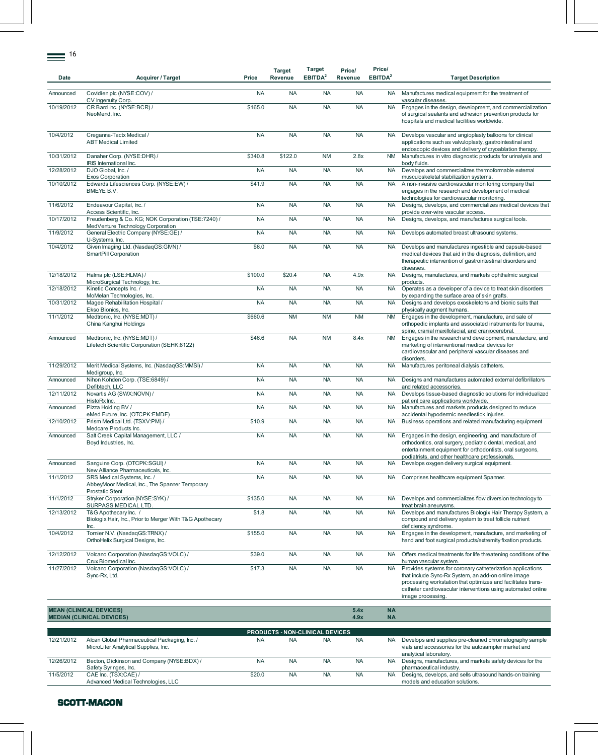| Date | Acquirer / Target | Price | Target Revenue | Target EBITDA[2] | Price/ Revenue | Price/ EBITDA[2] | Target Description |
|---|---|---|---|---|---|---|---|
| Announced | Covidien plc (NYSE:COV) / CV Ingenuity Corp. | NA | NA | NA | NA | NA | Manufactures medical equipment for the treatment of vascular diseases. |
| 10/19/2012 | CR Bard Inc. (NYSE:BCR) / NeoMend, Inc. | $165.0 | NA | NA | NA | NA | Engages in the design, development, and commercialization of surgical sealants and adhesion prevention products for hospitals and medical facilities worldwide. |
| 10/4/2012 | Creganna-Tactx Medical / ABT Medical Limited | NA | NA | NA | NA | NA | Develops vascular and angioplasty balloons for clinical applications such as valvuloplasty, gastrointestinal and endoscopic devices and delivery of cryoablation therapy. |
| 10/31/2012 | Danaher Corp. (NYSE:DHR) / IRIS International Inc. | $340.8 | $122.0 | NM | 2.8x | NM | Manufactures in vitro diagnostic products for urinalysis and body fluids. |
| 12/28/2012 | DJO Global, Inc. / Exos Corporation | NA | NA | NA | NA | NA | Develops and commercializes thermoformable external musculoskeletal stabilization systems. |
| 10/10/2012 | Edwards Lifesciences Corp. (NYSE:EW) / BMEYE B.V. | $41.9 | NA | NA | NA | NA | A non-invasive cardiovascular monitoring company that engages in the research and development of medical technologies for cardiovascular monitoring. |
| 11/6/2012 | Endeavour Capital, Inc. / Access Scientific, Inc. | NA | NA | NA | NA | NA | Designs, develops, and commercializes medical devices that provide over-wire vascular access. |
| 10/17/2012 | Freudenberg & Co. KG; NOK Corporation (TSE:7240) / MedVenture Technology Corporation | NA | NA | NA | NA | NA | Designs, develops, and manufactures surgical tools. |
| 11/9/2012 | General Electric Company (NYSE:GE) / U-Systems, Inc. | NA | NA | NA | NA | NA | Develops automated breast ultrasound systems. |
| 10/4/2012 | Given Imaging Ltd. (NasdaqGS:GIVN) / SmartPill Corporation | $6.0 | NA | NA | NA | NA | Develops and manufactures ingestible and capsule-based medical devices that aid in the diagnosis, definition, and therapeutic intervention of gastrointestinal disorders and diseases. |
| 12/18/2012 | Halma plc (LSE:HLMA) / MicroSurgical Technology, Inc. | $100.0 | $20.4 | NA | 4.9x | NA | Designs, manufactures, and markets ophthalmic surgical products. |
| 12/18/2012 | Kinetic Concepts Inc. / MoMelan Technologies, Inc. | NA | NA | NA | NA | NA | Operates as a developer of a device to treat skin disorders by expanding the surface area of skin grafts. |
| 10/31/2012 | Magee Rehabilitation Hospital / Ekso Bionics, Inc. | NA | NA | NA | NA | NA | Designs and develops exoskeletons and bionic suits that physically augment humans. |
| 11/1/2012 | Medtronic, Inc. (NYSE:MDT) / China Kanghui Holdings | $660.6 | NM | NM | NM | NM | Engages in the development, manufacture, and sale of orthopedic implants and associated instruments for trauma, spine, cranial maxillofacial, and craniocerebral. |
| Announced | Medtronic, Inc. (NYSE:MDT) / Lifetech Scientific Corporation (SEHK:8122) | $46.6 | NA | NM | 8.4x | NM | Engages in the research and development, manufacture, and marketing of interventional medical devices for cardiovascular and peripheral vascular diseases and disorders. |
| 11/29/2012 | Merit Medical Systems, Inc. (NasdaqGS:MMSI) / Medigroup, Inc. | NA | NA | NA | NA | NA | Manufactures peritoneal dialysis catheters. |
| Announced | Nihon Kohden Corp. (TSE:6849) / Defibtech, LLC | NA | NA | NA | NA | NA | Designs and manufactures automated external defibrillators and related accessories. |
| 12/11/2012 | Novartis AG (SWX:NOVN) / HistoRx Inc. | NA | NA | NA | NA | NA | Develops tissue-based diagnostic solutions for individualized patient care applications worldwide. |
| Announced | Pizza Holding BV / eMed Future, Inc. (OTCPK:EMDF) | NA | NA | NA | NA | NA | Manufactures and markets products designed to reduce accidental hypodermic needlestick injuries. |
| 12/10/2012 | Prism Medical Ltd. (TSXV:PM) / Medcare Products Inc. | $10.9 | NA | NA | NA | NA | Business operations and related manufacturing equipment |
| Announced | Salt Creek Capital Management, LLC / Boyd Industries, Inc. | NA | NA | NA | NA | NA | Engages in the design, engineering, and manufacture of orthodontics, oral surgery, pediatric dental, medical, and entertainment equipment for orthodontists, oral surgeons, podiatrists, and other healthcare professionals. |
| Announced | Sanguine Corp. (OTCPK:SGUI) / New Alliance Pharmaceuticals, Inc. | NA | NA | NA | NA | NA | Develops oxygen delivery surgical equipment. |
| 11/1/2012 | SRS Medical Systems, Inc. / AbbeyMoor Medical, Inc., The Spanner Temporary Prostatic Stent | NA | NA | NA | NA | NA | Comprises healthcare equipment Spanner. |
| 11/1/2012 | Stryker Corporation (NYSE:SYK) / SURPASS MEDICAL LTD. | $135.0 | NA | NA | NA | NA | Develops and commercializes flow diversion technology to treat brain aneurysms. |
| 12/13/2012 | T&G Apothecary Inc. / Biologix Hair, Inc., Prior to Merger With T&G Apothecary Inc. | $1.8 | NA | NA | NA | NA | Develops and manufactures Biologix Hair Therapy System, a compound and delivery system to treat follicle nutrient deficiency syndrome. |
| 10/4/2012 | Tornier N.V. (NasdaqGS:TRNX) / OrthoHelix Surgical Designs, Inc. | $155.0 | NA | NA | NA | NA | Engages in the development, manufacture, and marketing of hand and foot surgical products/extremity fixation products. |
| 12/12/2012 | Volcano Corporation (NasdaqGS:VOLC) / Crux Biomedical Inc. | $39.0 | NA | NA | NA | NA | Offers medical treatments for life threatening conditions of the human vascular system. |
| 11/27/2012 | Volcano Corporation (NasdaqGS:VOLC) / Sync-Rx, Ltd. | $17.3 | NA | NA | NA | NA | Provides systems for coronary catheterization applications that include Sync-Rx System, an add-on online image processing workstation that optimizes and facilitates trans-catheter cardiovascular interventions using automated online image processing. |
| **MEAN (CLINICAL DEVICES)** | | | | | **5.4x** | **NA** | |
| **MEDIAN (CLINICAL DEVICES)** | | | | | **4.9x** | **NA** | |
| | | **PRODUCTS - NON-CLINICAL DEVICES** | | | | | |
| 12/21/2012 | Alcan Global Pharmaceutical Packaging, Inc. / MicroLiter Analytical Supplies, Inc. | NA | NA | NA | NA | NA | Develops and supplies pre-cleaned chromatography sample vials and accessories for the autosampler market and analytical laboratory. |
| 12/26/2012 | Becton, Dickinson and Company (NYSE:BDX) / Safety Syringes, Inc. | NA | NA | NA | NA | NA | Designs, manufactures, and markets safety devices for the pharmaceutical industry. |
| 11/5/2012 | CAE Inc. (TSX:CAE) / Advanced Medical Technologies, LLC | $20.0 | NA | NA | NA | NA | Designs, develops, and sells ultrasound hands-on training models and education solutions. |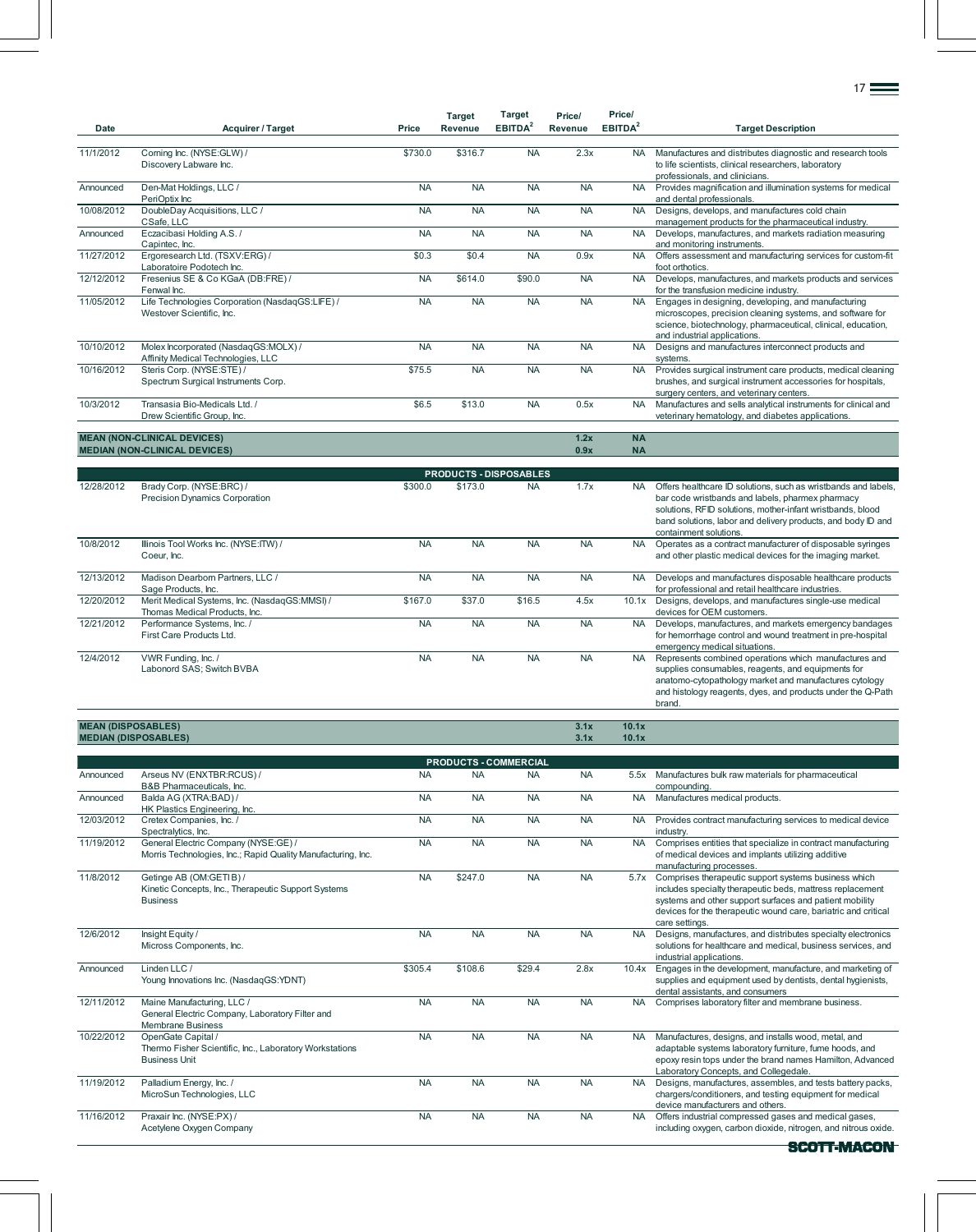| Date | Acquirer / Target | Price | Target Revenue | Target EBITDA[2] | Price/ Revenue | Price/ EBITDA[2] | Target Description |
|---|---|---|---|---|---|---|---|
| 11/1/2012 | Corning Inc. (NYSE:GLW) / Discovery Labware Inc. | $730.0 | $316.7 | NA | 2.3x | NA | Manufactures and distributes diagnostic and research tools to life scientists, clinical researchers, laboratory professionals, and clinicians. |
| Announced | Den-Mat Holdings, LLC / PeriOptix Inc | NA | NA | NA | NA | NA | Provides magnification and illumination systems for medical and dental professionals. |
| 10/08/2012 | DoubleDay Acquisitions, LLC / CSafe, LLC | NA | NA | NA | NA | NA | Designs, develops, and manufactures cold chain management products for the pharmaceutical industry. |
| Announced | Eczacibasi Holding A.S. / Capintec, Inc. | NA | NA | NA | NA | NA | Develops, manufactures, and markets radiation measuring and monitoring instruments. |
| 11/27/2012 | Ergoresearch Ltd. (TSXV:ERG) / Laboratoire Podotech Inc. | $0.3 | $0.4 | NA | 0.9x | NA | Offers assessment and manufacturing services for custom-fit foot orthotics. |
| 12/12/2012 | Fresenius SE & Co KGaA (DB:FRE) / Fenwal Inc. | NA | $614.0 | $90.0 | NA | NA | Develops, manufactures, and markets products and services for the transfusion medicine industry. |
| 11/05/2012 | Life Technologies Corporation (NasdaqGS:LIFE) / Westover Scientific, Inc. | NA | NA | NA | NA | NA | Engages in designing, developing, and manufacturing microscopes, precision cleaning systems, and software for science, biotechnology, pharmaceutical, clinical, education, and industrial applications. |
| 10/10/2012 | Molex Incorporated (NasdaqGS:MOLX) / Affinity Medical Technologies, LLC | NA | NA | NA | NA | NA | Designs and manufactures interconnect products and systems. |
| 10/16/2012 | Steris Corp. (NYSE:STE) / Spectrum Surgical Instruments Corp. | $75.5 | NA | NA | NA | NA | Provides surgical instrument care products, medical cleaning brushes, and surgical instrument accessories for hospitals, surgery centers, and veterinary centers. |
| 10/3/2012 | Transasia Bio-Medicals Ltd. / Drew Scientific Group, Inc. | $6.5 | $13.0 | NA | 0.5x | NA | Manufactures and sells analytical instruments for clinical and veterinary hematology, and diabetes applications. |
| **MEAN (NON-CLINICAL DEVICES)** | | | | | **1.2x** | **NA** | |
| **MEDIAN (NON-CLINICAL DEVICES)** | | | | | **0.9x** | **NA** | |
| | | | **PRODUCTS - DISPOSABLES** | | | | |
| 12/28/2012 | Brady Corp. (NYSE:BRC) / Precision Dynamics Corporation | $300.0 | $173.0 | NA | 1.7x | NA | Offers healthcare ID solutions, such as wristbands and labels, bar code wristbands and labels, pharmex pharmacy solutions, RFID solutions, mother-infant wristbands, blood band solutions, labor and delivery products, and body ID and containment solutions. |
| 10/8/2012 | Illinois Tool Works Inc. (NYSE:ITW) / Coeur, Inc. | NA | NA | NA | NA | NA | Operates as a contract manufacturer of disposable syringes and other plastic medical devices for the imaging market. |
| 12/13/2012 | Madison Dearborn Partners, LLC / Sage Products, Inc. | NA | NA | NA | NA | NA | Develops and manufactures disposable healthcare products for professional and retail healthcare industries. |
| 12/20/2012 | Merit Medical Systems, Inc. (NasdaqGS:MMSI) / Thomas Medical Products, Inc. | $167.0 | $37.0 | $16.5 | 4.5x | 10.1x | Designs, develops, and manufactures single-use medical devices for OEM customers. |
| 12/21/2012 | Performance Systems, Inc. / First Care Products Ltd. | NA | NA | NA | NA | NA | Develops, manufactures, and markets emergency bandages for hemorrhage control and wound treatment in pre-hospital emergency medical situations. |
| 12/4/2012 | VWR Funding, Inc. / Labonord SAS; Switch BVBA | NA | NA | NA | NA | NA | Represents combined operations which manufactures and supplies consumables, reagents, and equipments for anatomo-cytopathology market and manufactures cytology and histology reagents, dyes, and products under the Q-Path brand. |
| **MEAN (DISPOSABLES)** | | | | | **3.1x** | **10.1x** | |
| **MEDIAN (DISPOSABLES)** | | | | | **3.1x** | **10.1x** | |
| | | | **PRODUCTS - COMMERCIAL** | | | | |
| Announced | Arseus NV (ENXTBR:RCUS) / B&B Pharmaceuticals, Inc. | NA | NA | NA | NA | 5.5x | Manufactures bulk raw materials for pharmaceutical compounding. |
| Announced | Balda AG (XTRA:BAD) / HK Plastics Engineering, Inc. | NA | NA | NA | NA | NA | Manufactures medical products. |
| 12/03/2012 | Cretex Companies, Inc. / Spectralytics, Inc. | NA | NA | NA | NA | NA | Provides contract manufacturing services to medical device industry. |
| 11/19/2012 | General Electric Company (NYSE:GE) / Morris Technologies, Inc.; Rapid Quality Manufacturing, Inc. | NA | NA | NA | NA | NA | Comprises entities that specialize in contract manufacturing of medical devices and implants utilizing additive manufacturing processes. |
| 11/8/2012 | Getinge AB (OM:GETI B) / Kinetic Concepts, Inc., Therapeutic Support Systems Business | NA | $247.0 | NA | NA | 5.7x | Comprises therapeutic support systems business which includes specialty therapeutic beds, mattress replacement systems and other support surfaces and patient mobility devices for the therapeutic wound care, bariatric and critical care settings. |
| 12/6/2012 | Insight Equity / Micross Components, Inc. | NA | NA | NA | NA | NA | Designs, manufactures, and distributes specialty electronics solutions for healthcare and medical, business services, and industrial applications. |
| Announced | Linden LLC / Young Innovations Inc. (NasdaqGS:YDNT) | $305.4 | $108.6 | $29.4 | 2.8x | 10.4x | Engages in the development, manufacture, and marketing of supplies and equipment used by dentists, dental hygienists, dental assistants, and consumers |
| 12/11/2012 | Maine Manufacturing, LLC / General Electric Company, Laboratory Filter and Membrane Business | NA | NA | NA | NA | NA | Comprises laboratory filter and membrane business. |
| 10/22/2012 | OpenGate Capital / Thermo Fisher Scientific, Inc., Laboratory Workstations Business Unit | NA | NA | NA | NA | NA | Manufactures, designs, and installs wood, metal, and adaptable systems laboratory furniture, fume hoods, and epoxy resin tops under the brand names Hamilton, Advanced Laboratory Concepts, and Collegedale. |
| 11/19/2012 | Palladium Energy, Inc. / MicroSun Technologies, LLC | NA | NA | NA | NA | NA | Designs, manufactures, assembles, and tests battery packs, chargers/conditioners, and testing equipment for medical device manufacturers and others. |
| 11/16/2012 | Praxair Inc. (NYSE:PX) / Acetylene Oxygen Company | NA | NA | NA | NA | NA | Offers industrial compressed gases and medical gases, including oxygen, carbon dioxide, nitrogen, and nitrous oxide. |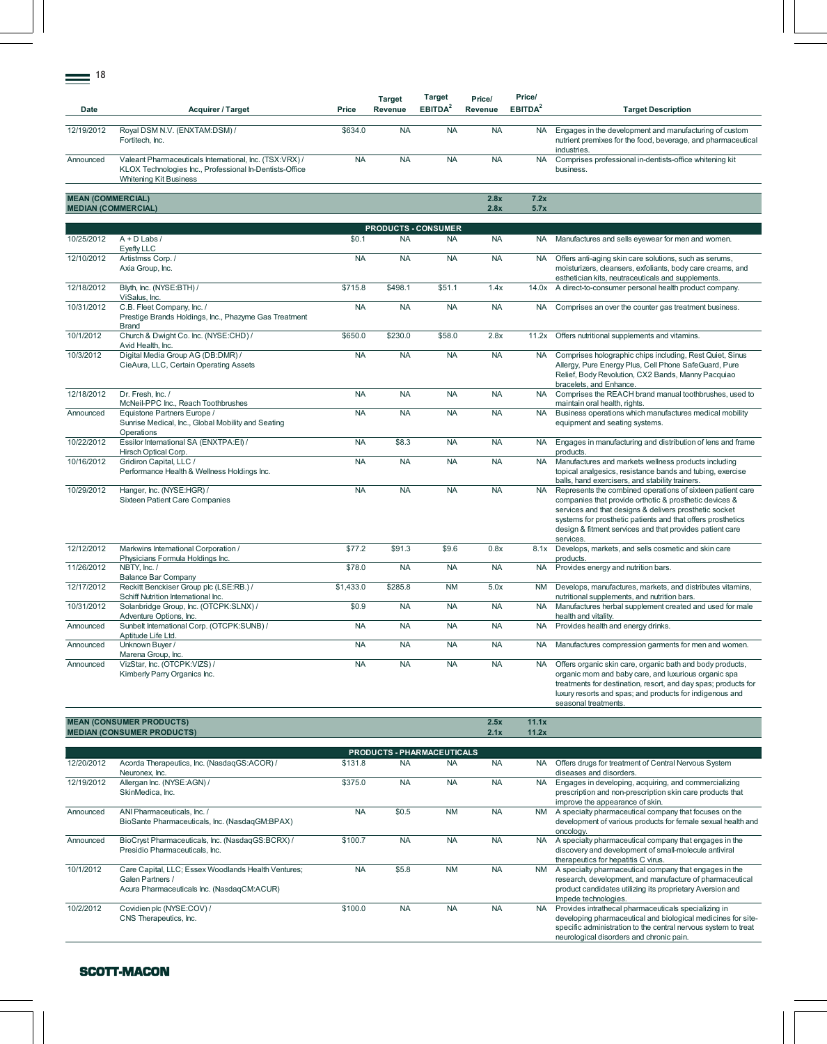| Date | Acquirer / Target | Price | Target Revenue | Target EBITDA[2] | Price/ Revenue | Price/ EBITDA[2] | Target Description |
|---|---|---|---|---|---|---|---|
| 12/19/2012 | Royal DSM N.V. (ENXTAM:DSM) / Fortitech, Inc. | $634.0 | NA | NA | NA | NA | Engages in the development and manufacturing of custom nutrient premixes for the food, beverage, and pharmaceutical industries. |
| Announced | Valeant Pharmaceuticals International, Inc. (TSX:VRX) / KLOX Technologies Inc., Professional In-Dentists-Office Whitening Kit Business | NA | NA | NA | NA | NA | Comprises professional in-dentists-office whitening kit business. |
| **MEAN (COMMERCIAL)** | | | | | **2.8x** | **7.2x** | |
| **MEDIAN (COMMERCIAL)** | | | | | **2.8x** | **5.7x** | |
| | | | **PRODUCTS - CONSUMER** | | | | |
| 10/25/2012 | A + D Labs / Eyefly LLC | $0.1 | NA | NA | NA | NA | Manufactures and sells eyewear for men and women. |
| 12/10/2012 | Artistmss Corp. / Axia Group, Inc. | NA | NA | NA | NA | NA | Offers anti-aging skin care solutions, such as serums, moisturizers, cleansers, exfoliants, body care creams, and esthetician kits, neutraceuticals and supplements. |
| 12/18/2012 | Blyth, Inc. (NYSE:BTH) / ViSalus, Inc. | $715.8 | $498.1 | $51.1 | 1.4x | 14.0x | A direct-to-consumer personal health product company. |
| 10/31/2012 | C.B. Fleet Company, Inc. / Prestige Brands Holdings, Inc., Phazyme Gas Treatment Brand | NA | NA | NA | NA | NA | Comprises an over the counter gas treatment business. |
| 10/1/2012 | Church & Dwight Co. Inc. (NYSE:CHD) / Avid Health, Inc. | $650.0 | $230.0 | $58.0 | 2.8x | 11.2x | Offers nutritional supplements and vitamins. |
| 10/3/2012 | Digital Media Group AG (DB:DMR) / CieAura, LLC, Certain Operating Assets | NA | NA | NA | NA | NA | Comprises holographic chips including, Rest Quiet, Sinus Allergy, Pure Energy Plus, Cell Phone SafeGuard, Pure Relief, Body Revolution, CX2 Bands, Manny Pacquiao bracelets, and Enhance. |
| 12/18/2012 | Dr. Fresh, Inc. / McNeil-PPC Inc., Reach Toothbrushes | NA | NA | NA | NA | NA | Comprises the REACH brand manual toothbrushes, used to maintain oral health, rights. |
| Announced | Equistone Partners Europe / Sunrise Medical, Inc., Global Mobility and Seating Operations | NA | NA | NA | NA | NA | Business operations which manufactures medical mobility equipment and seating systems. |
| 10/22/2012 | Essilor International SA (ENXTPA:EI) / Hirsch Optical Corp. | NA | $8.3 | NA | NA | NA | Engages in manufacturing and distribution of lens and frame products. |
| 10/16/2012 | Gridiron Capital, LLC / Performance Health & Wellness Holdings Inc. | NA | NA | NA | NA | NA | Manufactures and markets wellness products including topical analgesics, resistance bands and tubing, exercise balls, hand exercisers, and stability trainers. |
| 10/29/2012 | Hanger, Inc. (NYSE:HGR) / Sixteen Patient Care Companies | NA | NA | NA | NA | NA | Represents the combined operations of sixteen patient care companies that provide orthotic & prosthetic devices & services and that designs & delivers prosthetic socket systems for prosthetic patients and that offers prosthetics design & fitment services and that provides patient care services. |
| 12/12/2012 | Markwins International Corporation / Physicians Formula Holdings Inc. | $77.2 | $91.3 | $9.6 | 0.8x | 8.1x | Develops, markets, and sells cosmetic and skin care products. |
| 11/26/2012 | NBTY, Inc. / Balance Bar Company | $78.0 | NA | NA | NA | NA | Provides energy and nutrition bars. |
| 12/17/2012 | Reckitt Benckiser Group plc (LSE:RB.) / Schiff Nutrition International Inc. | $1,433.0 | $285.8 | NM | 5.0x | NM | Develops, manufactures, markets, and distributes vitamins, nutritional supplements, and nutrition bars. |
| 10/31/2012 | Solanbridge Group, Inc. (OTCPK:SLNX) / Adventure Options, Inc. | $0.9 | NA | NA | NA | NA | Manufactures herbal supplement created and used for male health and vitality. |
| Announced | Sunbelt International Corp. (OTCPK:SUNB) / Aptitude Life Ltd. | NA | NA | NA | NA | NA | Provides health and energy drinks. |
| Announced | Unknown Buyer / Marena Group, Inc. | NA | NA | NA | NA | NA | Manufactures compression garments for men and women. |
| Announced | VizStar, Inc. (OTCPK:VIZS) / Kimberly Parry Organics Inc. | NA | NA | NA | NA | NA | Offers organic skin care, organic bath and body products, organic mom and baby care, and luxurious organic spa treatments for destination, resort, and day spas; products for luxury resorts and spas; and products for indigenous and seasonal treatments. |
| **MEAN (CONSUMER PRODUCTS)** | | | | | **2.5x** | **11.1x** | |
| **MEDIAN (CONSUMER PRODUCTS)** | | | | | **2.1x** | **11.2x** | |
| | | | **PRODUCTS - PHARMACEUTICALS** | | | | |
| 12/20/2012 | Acorda Therapeutics, Inc. (NasdaqGS:ACOR) / Neuronex, Inc. | $131.8 | NA | NA | NA | NA | Offers drugs for treatment of Central Nervous System diseases and disorders. |
| 12/19/2012 | Allergan Inc. (NYSE:AGN) / SkinMedica, Inc. | $375.0 | NA | NA | NA | NA | Engages in developing, acquiring, and commercializing prescription and non-prescription skin care products that improve the appearance of skin. |
| Announced | ANI Pharmaceuticals, Inc. / BioSante Pharmaceuticals, Inc. (NasdaqGM:BPAX) | NA | $0.5 | NM | NA | NM | A specialty pharmaceutical company that focuses on the development of various products for female sexual health and oncology. |
| Announced | BioCryst Pharmaceuticals, Inc. (NasdaqGS:BCRX) / Presidio Pharmaceuticals, Inc. | $100.7 | NA | NA | NA | NA | A specialty pharmaceutical company that engages in the discovery and development of small-molecule antiviral therapeutics for hepatitis C virus. |
| 10/1/2012 | Care Capital, LLC; Essex Woodlands Health Ventures; Galen Partners / Acura Pharmaceuticals Inc. (NasdaqCM:ACUR) | NA | $5.8 | NM | NA | NM | A specialty pharmaceutical company that engages in the research, development, and manufacture of pharmaceutical product candidates utilizing its proprietary Aversion and Impede technologies. |
| 10/2/2012 | Covidien plc (NYSE:COV) / CNS Therapeutics, Inc. | $100.0 | NA | NA | NA | NA | Provides intrathecal pharmaceuticals specializing in developing pharmaceutical and biological medicines for site-specific administration to the central nervous system to treat neurological disorders and chronic pain. |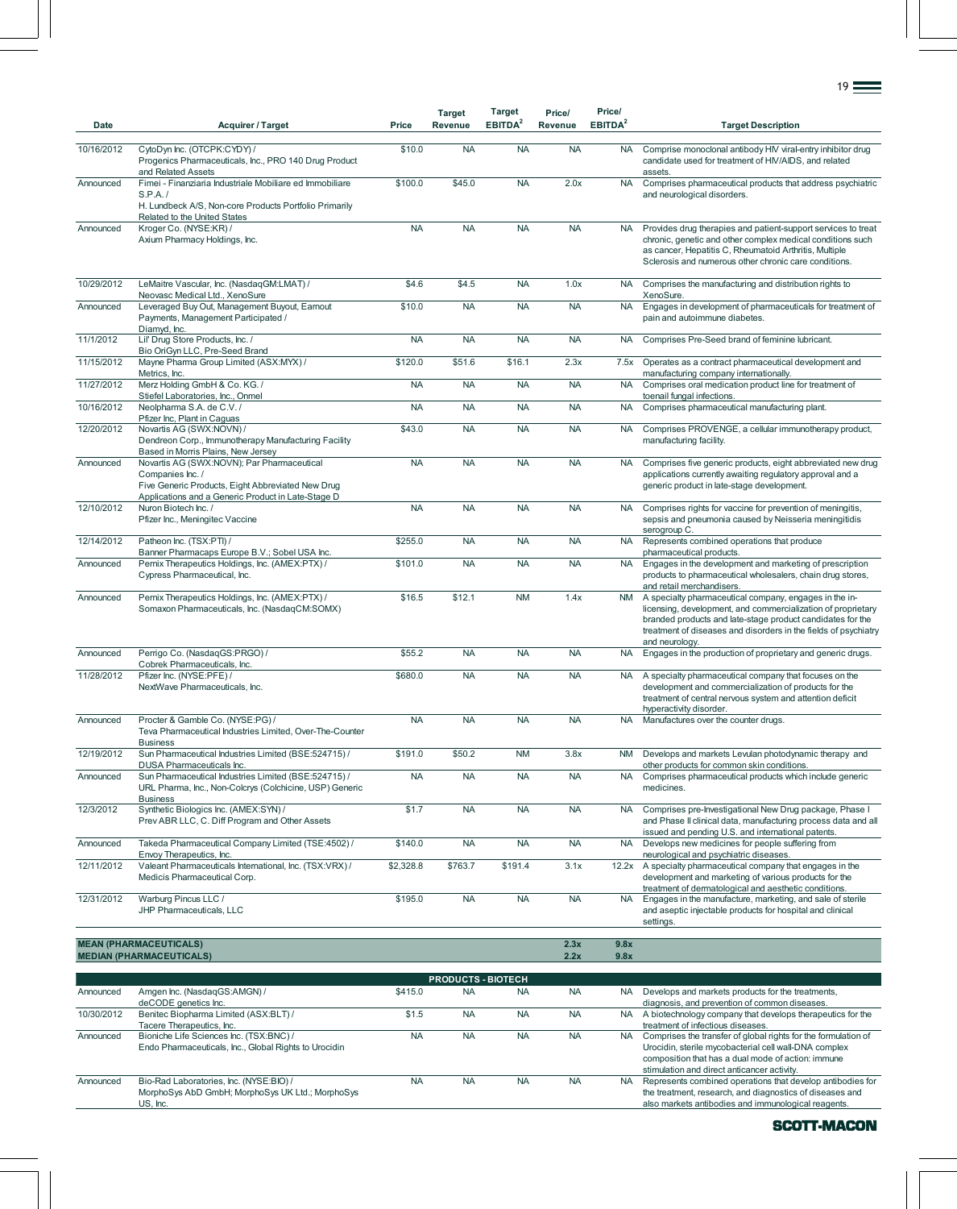| Date | Acquirer / Target | Price | Target Revenue | Target EBITDA[2] | Price/ Revenue | Price/ EBITDA[2] | Target Description |
|---|---|---|---|---|---|---|---|
| 10/16/2012 | CytoDyn Inc. (OTCPK:CYDY) / Progenics Pharmaceuticals, Inc., PRO 140 Drug Product and Related Assets | $10.0 | NA | NA | NA | NA | Comprise monoclonal antibody HIV viral-entry inhibitor drug candidate used for treatment of HIV/AIDS, and related assets. |
| Announced | Fimei - Finanziaria Industriale Mobiliare ed Immobiliare S.P.A. / H. Lundbeck A/S, Non-core Products Portfolio Primarily Related to the United States | $100.0 | $45.0 | NA | 2.0x | NA | Comprises pharmaceutical products that address psychiatric and neurological disorders. |
| Announced | Kroger Co. (NYSE:KR) / Axium Pharmacy Holdings, Inc. | NA | NA | NA | NA | NA | Provides drug therapies and patient-support services to treat chronic, genetic and other complex medical conditions such as cancer, Hepatitis C, Rheumatoid Arthritis, Multiple Sclerosis and numerous other chronic care conditions. |
| 10/29/2012 | LeMaitre Vascular, Inc. (NasdaqGM:LMAT) / Neovasc Medical Ltd., XenoSure | $4.6 | $4.5 | NA | 1.0x | NA | Comprises the manufacturing and distribution rights to XenoSure. |
| Announced | Leveraged Buy Out, Management Buyout, Earnout Payments, Management Participated / Diamyd, Inc. | $10.0 | NA | NA | NA | NA | Engages in development of pharmaceuticals for treatment of pain and autoimmune diabetes. |
| 11/1/2012 | Lil' Drug Store Products, Inc. / Bio OriGyn LLC, Pre-Seed Brand | NA | NA | NA | NA | NA | Comprises Pre-Seed brand of feminine lubricant. |
| 11/15/2012 | Mayne Pharma Group Limited (ASX:MYX) / Metrics, Inc. | $120.0 | $51.6 | $16.1 | 2.3x | 7.5x | Operates as a contract pharmaceutical development and manufacturing company internationally. |
| 11/27/2012 | Merz Holding GmbH & Co. KG. / Stiefel Laboratories, Inc., Onmel | NA | NA | NA | NA | NA | Comprises oral medication product line for treatment of toenail fungal infections. |
| 10/16/2012 | Neolpharma S.A. de C.V. / Pfizer Inc, Plant in Caguas | NA | NA | NA | NA | NA | Comprises pharmaceutical manufacturing plant. |
| 12/20/2012 | Novartis AG (SWX:NOVN) / Dendreon Corp., Immunotherapy Manufacturing Facility Based in Morris Plains, New Jersey | $43.0 | NA | NA | NA | NA | Comprises PROVENGE, a cellular immunotherapy product, manufacturing facility. |
| Announced | Novartis AG (SWX:NOVN); Par Pharmaceutical Companies Inc. / Five Generic Products, Eight Abbreviated New Drug Applications and a Generic Product in Late-Stage D | NA | NA | NA | NA | NA | Comprises five generic products, eight abbreviated new drug applications currently awaiting regulatory approval and a generic product in late-stage development. |
| 12/10/2012 | Nuron Biotech Inc. / Pfizer Inc., Meningitec Vaccine | NA | NA | NA | NA | NA | Comprises rights for vaccine for prevention of meningitis, sepsis and pneumonia caused by Neisseria meningitidis serogroup C. |
| 12/14/2012 | Patheon Inc. (TSX:PTI) / Banner Pharmacaps Europe B.V.; Sobel USA Inc. | $255.0 | NA | NA | NA | NA | Represents combined operations that produce pharmaceutical products. |
| Announced | Pernix Therapeutics Holdings, Inc. (AMEX:PTX) / Cypress Pharmaceutical, Inc. | $101.0 | NA | NA | NA | NA | Engages in the development and marketing of prescription products to pharmaceutical wholesalers, chain drug stores, and retail merchandisers. |
| Announced | Pernix Therapeutics Holdings, Inc. (AMEX:PTX) / Somaxon Pharmaceuticals, Inc. (NasdaqCM:SOMX) | $16.5 | $12.1 | NM | 1.4x | NM | A specialty pharmaceutical company, engages in the in-licensing, development, and commercialization of proprietary branded products and late-stage product candidates for the treatment of diseases and disorders in the fields of psychiatry and neurology. |
| Announced | Perrigo Co. (NasdaqGS:PRGO) / Cobrek Pharmaceuticals, Inc. | $55.2 | NA | NA | NA | NA | Engages in the production of proprietary and generic drugs. |
| 11/28/2012 | Pfizer Inc. (NYSE:PFE) / NextWave Pharmaceuticals, Inc. | $680.0 | NA | NA | NA | NA | A specialty pharmaceutical company that focuses on the development and commercialization of products for the treatment of central nervous system and attention deficit hyperactivity disorder. |
| Announced | Procter & Gamble Co. (NYSE:PG) / Teva Pharmaceutical Industries Limited, Over-The-Counter Business | NA | NA | NA | NA | NA | Manufactures over the counter drugs. |
| 12/19/2012 | Sun Pharmaceutical Industries Limited (BSE:524715) / DUSA Pharmaceuticals Inc. | $191.0 | $50.2 | NM | 3.8x | NM | Develops and markets Levulan photodynamic therapy and other products for common skin conditions. |
| Announced | Sun Pharmaceutical Industries Limited (BSE:524715) / URL Pharma, Inc., Non-Colcrys (Colchicine, USP) Generic Business | NA | NA | NA | NA | NA | Comprises pharmaceutical products which include generic medicines. |
| 12/3/2012 | Synthetic Biologics Inc. (AMEX:SYN) / Prev ABR LLC, C. Diff Program and Other Assets | $1.7 | NA | NA | NA | NA | Comprises pre-Investigational New Drug package, Phase I and Phase II clinical data, manufacturing process data and all issued and pending U.S. and international patents. |
| Announced | Takeda Pharmaceutical Company Limited (TSE:4502) / Envoy Therapeutics, Inc. | $140.0 | NA | NA | NA | NA | Develops new medicines for people suffering from neurological and psychiatric diseases. |
| 12/11/2012 | Valeant Pharmaceuticals International, Inc. (TSX:VRX) / Medicis Pharmaceutical Corp. | $2,328.8 | $763.7 | $191.4 | 3.1x | 12.2x | A specialty pharmaceutical company that engages in the development and marketing of various products for the treatment of dermatological and aesthetic conditions. |
| 12/31/2012 | Warburg Pincus LLC / JHP Pharmaceuticals, LLC | $195.0 | NA | NA | NA | NA | Engages in the manufacture, marketing, and sale of sterile and aseptic injectable products for hospital and clinical settings. |
| **MEAN (PHARMACEUTICALS)** | | | | | **2.3x** | **9.8x** | |
| **MEDIAN (PHARMACEUTICALS)** | | | | | **2.2x** | **9.8x** | |
| | | | **PRODUCTS - BIOTECH** | | | | |
| Announced | Amgen Inc. (NasdaqGS:AMGN) / deCODE genetics Inc. | $415.0 | NA | NA | NA | NA | Develops and markets products for the treatments, diagnosis, and prevention of common diseases. |
| 10/30/2012 | Benitec Biopharma Limited (ASX:BLT) / Tacere Therapeutics, Inc. | $1.5 | NA | NA | NA | NA | A biotechnology company that develops therapeutics for the treatment of infectious diseases. |
| Announced | Bioniche Life Sciences Inc. (TSX:BNC) / Endo Pharmaceuticals, Inc., Global Rights to Urocidin | NA | NA | NA | NA | NA | Comprises the transfer of global rights for the formulation of Urocidin, sterile mycobacterial cell wall-DNA complex composition that has a dual mode of action: immune stimulation and direct anticancer activity. |
| Announced | Bio-Rad Laboratories, Inc. (NYSE:BIO) / MorphoSys AbD GmbH; MorphoSys UK Ltd.; MorphoSys US, Inc. | NA | NA | NA | NA | NA | Represents combined operations that develop antibodies for the treatment, research, and diagnostics of diseases and also markets antibodies and immunological reagents. |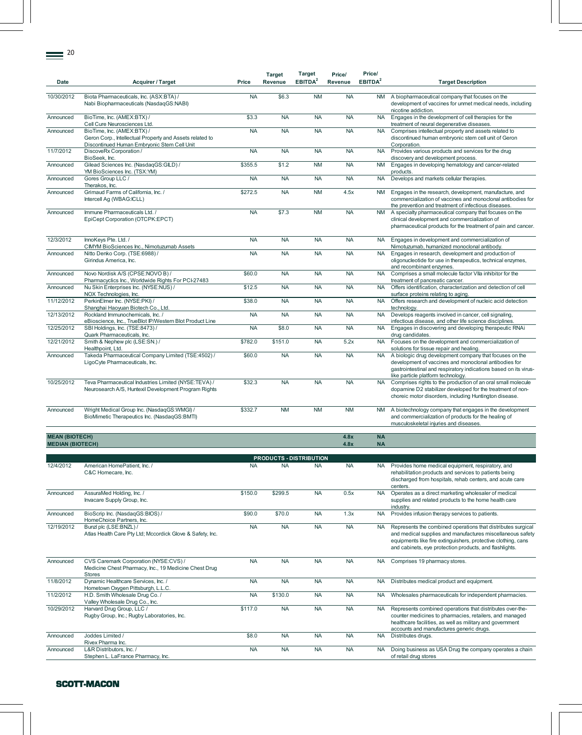| Date | Acquirer / Target | Price | Target Revenue | Target EBITDA[2] | Price/ Revenue | Price/ EBITDA[2] | Target Description |
|---|---|---|---|---|---|---|---|
| 10/30/2012 | Biota Pharmaceuticals, Inc. (ASX:BTA) / Nabi Biopharmaceuticals (NasdaqGS:NABI) | NA | $6.3 | NM | NA | NM | A biopharmaceutical company that focuses on the development of vaccines for unmet medical needs, including nicotine addiction. |
| Announced | BioTime, Inc. (AMEX:BTX) / Cell Cure Neurosciences Ltd. | $3.3 | NA | NA | NA | NA | Engages in the development of cell therapies for the treatment of neural degenerative diseases. |
| Announced | BioTime, Inc. (AMEX:BTX) / Geron Corp., Intellectual Property and Assets related to Discontinued Human Embryonic Stem Cell Unit | NA | NA | NA | NA | NA | Comprises intellectual property and assets related to discontinued human embryonic stem cell unit of Geron Corporation. |
| 11/7/2012 | DiscoveRx Corporation / BioSeek, Inc. | NA | NA | NA | NA | NA | Provides various products and services for the drug discovery and development process. |
| Announced | Gilead Sciences Inc. (NasdaqGS:GILD) / YM BioSciences Inc. (TSX:YM) | $355.5 | $1.2 | NM | NA | NM | Engages in developing hematology and cancer-related products. |
| Announced | Gores Group LLC / Therakos, Inc. | NA | NA | NA | NA | NA | Develops and markets cellular therapies. |
| Announced | Grimaud Farms of California, Inc. / Intercell Ag (WBAG:ICLL) | $272.5 | NA | NM | 4.5x | NM | Engages in the research, development, manufacture, and commercialization of vaccines and monoclonal antibodies for the prevention and treatment of infectious diseases. |
| Announced | Immune Pharmaceuticals Ltd. / EpiCept Corporation (OTCPK:EPCT) | NA | $7.3 | NM | NA | NM | A specialty pharmaceutical company that focuses on the clinical development and commercialization of pharmaceutical products for the treatment of pain and cancer. |
| 12/3/2012 | InnoKeys Pte. Ltd. / CIMYM BioSciences Inc., Nimotuzumab Assets | NA | NA | NA | NA | NA | Engages in development and commercialization of Nimotuzumab, humanized monoclonal antibody. |
| Announced | Nitto Denko Corp. (TSE:6988) / Girindus America, Inc. | NA | NA | NA | NA | NA | Engages in research, development and production of oligonucleotide for use in therapeutics, technical enzymes, and recombinant enzymes. |
| Announced | Novo Nordisk A/S (CPSE:NOVO B) / Pharmacyclics Inc., Worldwide Rights For PCI-27483 | $60.0 | NA | NA | NA | NA | Comprises a small molecule factor VIIa inhibitor for the treatment of pancreatic cancer. |
| Announced | Nu Skin Enterprises Inc. (NYSE:NUS) / NOX Technologies, Inc. | $12.5 | NA | NA | NA | NA | Offers identification, characterization and detection of cell surface proteins relating to aging. |
| 11/12/2012 | PerkinElmer Inc. (NYSE:PKI) / Shanghai Haoyuan Biotech Co., Ltd. | $38.0 | NA | NA | NA | NA | Offers research and development of nucleic acid detection technology. |
| 12/13/2012 | Rockland Immunochemicals, Inc. / eBioscience, Inc., TrueBlot IP/Western Blot Product Line | NA | NA | NA | NA | NA | Develops reagents involved in cancer, cell signaling, infectious disease, and other life science disciplines. |
| 12/25/2012 | SBI Holdings, Inc. (TSE:8473) / Quark Pharmaceuticals, Inc. | NA | $8.0 | NA | NA | NA | Engages in discovering and developing therapeutic RNAi drug candidates. |
| 12/21/2012 | Smith & Nephew plc (LSE:SN.) / Healthpoint, Ltd. | $782.0 | $151.0 | NA | 5.2x | NA | Focuses on the development and commercialization of solutions for tissue repair and healing. |
| Announced | Takeda Pharmaceutical Company Limited (TSE:4502) / LigoCyte Pharmaceuticals, Inc. | $60.0 | NA | NA | NA | NA | A biologic drug development company that focuses on the development of vaccines and monoclonal antibodies for gastrointestinal and respiratory indications based on its virus-like particle platform technology. |
| 10/25/2012 | Teva Pharmaceutical Industries Limited (NYSE:TEVA) / Neurosearch A/S, Huntexil Development Program Rights | $32.3 | NA | NA | NA | NA | Comprises rights to the production of an oral small molecule dopamine D2 stabilizer developed for the treatment of non-choreic motor disorders, including Huntington disease. |
| Announced | Wright Medical Group Inc. (NasdaqGS:WMGI) / BioMimetic Therapeutics Inc. (NasdaqGS:BMTI) | $332.7 | NM | NM | NM | NM | A biotechnology company that engages in the development and commercialization of products for the healing of musculoskeletal injuries and diseases. |
| **MEAN (BIOTECH)** | | | | | **4.8x** | **NA** | |
| **MEDIAN (BIOTECH)** | | | | | **4.8x** | **NA** | |
| | | | **PRODUCTS - DISTRIBUTION** | | | | |
| 12/4/2012 | American HomePatient, Inc. / C&C Homecare, Inc. | NA | NA | NA | NA | NA | Provides home medical equipment, respiratory, and rehabilitation products and services to patients being discharged from hospitals, rehab centers, and acute care centers. |
| Announced | AssuraMed Holding, Inc. / Invacare Supply Group, Inc. | $150.0 | $299.5 | NA | 0.5x | NA | Operates as a direct marketing wholesaler of medical supplies and related products to the home health care industry. |
| Announced | BioScrip Inc. (NasdaqGS:BIOS) / HomeChoice Partners, Inc. | $90.0 | $70.0 | NA | 1.3x | NA | Provides infusion therapy services to patients. |
| 12/19/2012 | Bunzl plc (LSE:BNZL) / Atlas Health Care Pty Ltd; Mccordick Glove & Safety, Inc. | NA | NA | NA | NA | NA | Represents the combined operations that distributes surgical and medical supplies and manufactures miscellaneous safety equipments like fire extinguishers, protective clothing, cans and cabinets, eye protection products, and flashlights. |
| Announced | CVS Caremark Corporation (NYSE:CVS) / Medicine Chest Pharmacy, Inc., 19 Medicine Chest Drug Stores | NA | NA | NA | NA | NA | Comprises 19 pharmacy stores. |
| 11/8/2012 | Dynamic Healthcare Services, Inc. / Hometown Oxygen Pittsburgh, L.L.C. | NA | NA | NA | NA | NA | Distributes medical product and equipment. |
| 11/2/2012 | H.D. Smith Wholesale Drug Co. / Valley Wholesale Drug Co., Inc. | NA | $130.0 | NA | NA | NA | Wholesales pharmaceuticals for independent pharmacies. |
| 10/29/2012 | Harvard Drug Group, LLC / Rugby Group, Inc.; Rugby Laboratories, Inc. | $117.0 | NA | NA | NA | NA | Represents combined operations that distributes over-the-counter medicines to pharmacies, retailers, and managed healthcare facilities, as well as military and government accounts and manufactures generic drugs. |
| Announced | Joddes Limited / Rivex Pharma Inc. | $8.0 | NA | NA | NA | NA | Distributes drugs. |
| Announced | L&R Distributors, Inc. / Stephen L. LaFrance Pharmacy, Inc. | NA | NA | NA | NA | NA | Doing business as USA Drug the company operates a chain of retail drug stores |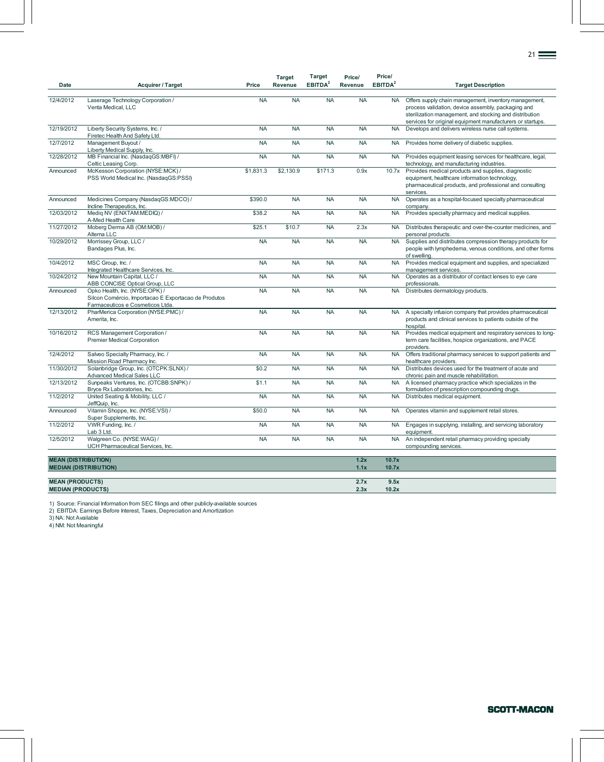| Date | Acquirer / Target | Price | Target Revenue | Target EBITDA[2] | Price/ Revenue | Price/ EBITDA[2] | Target Description |
|---|---|---|---|---|---|---|---|
| 12/4/2012 | Laserage Technology Corporation / Venta Medical, LLC | NA | NA | NA | NA | NA | Offers supply chain management, inventory management, process validation, device assembly, packaging and sterilization management, and stocking and distribution services for original equipment manufacturers or startups. |
| 12/19/2012 | Liberty Security Systems, Inc. / Firetec Health And Safety Ltd. | NA | NA | NA | NA | NA | Develops and delivers wireless nurse call systems. |
| 12/7/2012 | Management Buyout / Liberty Medical Supply, Inc. | NA | NA | NA | NA | NA | Provides home delivery of diabetic supplies. |
| 12/28/2012 | MB Financial Inc. (NasdaqGS:MBFI) / Celtic Leasing Corp. | NA | NA | NA | NA | NA | Provides equipment leasing services for healthcare, legal, technology, and manufacturing industries. |
| Announced | McKesson Corporation (NYSE:MCK) / PSS World Medical Inc. (NasdaqGS:PSSI) | $1,831.3 | $2,130.9 | $171.3 | 0.9x | 10.7x | Provides medical products and supplies, diagnostic equipment, healthcare information technology, pharmaceutical products, and professional and consulting services. |
| Announced | Medicines Company (NasdaqGS:MDCO) / Incline Therapeutics, Inc. | $390.0 | NA | NA | NA | NA | Operates as a hospital-focused specialty pharmaceutical company. |
| 12/03/2012 | Mediq NV (ENXTAM:MEDIQ) / A-Med Health Care | $38.2 | NA | NA | NA | NA | Provides specialty pharmacy and medical supplies. |
| 11/27/2012 | Moberg Derma AB (OM:MOB) / Alterna LLC | $25.1 | $10.7 | NA | 2.3x | NA | Distributes therapeutic and over-the-counter medicines, and personal products. |
| 10/29/2012 | Morrissey Group, LLC / Bandages Plus, Inc. | NA | NA | NA | NA | NA | Supplies and distributes compression therapy products for people with lymphedema, venous conditions, and other forms of swelling. |
| 10/4/2012 | MSC Group, Inc. / Integrated Healthcare Services, Inc. | NA | NA | NA | NA | NA | Provides medical equipment and supplies, and specialized management services. |
| 10/24/2012 | New Mountain Capital, LLC / ABB CONCISE Optical Group, LLC | NA | NA | NA | NA | NA | Operates as a distributor of contact lenses to eye care professionals. |
| Announced | Opko Health, Inc. (NYSE:OPK) / Silcon Comércio, Importacao E Exportacao de Produtos Farmaceuticos e Cosmeticos Ltda. | NA | NA | NA | NA | NA | Distributes dermatology products. |
| 12/13/2012 | PharMerica Corporation (NYSE:PMC) / Amerita, Inc. | NA | NA | NA | NA | NA | A specialty infusion company that provides pharmaceutical products and clinical services to patients outside of the hospital. |
| 10/16/2012 | RCS Management Corporation / Premier Medical Corporation | NA | NA | NA | NA | NA | Provides medical equipment and respiratory services to long-term care facilities, hospice organizations, and PACE providers. |
| 12/4/2012 | Salveo Specialty Pharmacy, Inc. / Mission Road Pharmacy Inc. | NA | NA | NA | NA | NA | Offers traditional pharmacy services to support patients and healthcare providers. |
| 11/30/2012 | Solanbridge Group, Inc. (OTCPK:SLNX) / Advanced Medical Sales LLC | $0.2 | NA | NA | NA | NA | Distributes devices used for the treatment of acute and chronic pain and muscle rehabilitation. |
| 12/13/2012 | Sunpeaks Ventures, Inc. (OTCBB:SNPK) / Bryce Rx Laboratories, Inc. | $1.1 | NA | NA | NA | NA | A licensed pharmacy practice which specializes in the formulation of prescription compounding drugs. |
| 11/2/2012 | United Seating & Mobility, LLC / JeffQuip, Inc. | NA | NA | NA | NA | NA | Distributes medical equipment. |
| Announced | Vitamin Shoppe, Inc. (NYSE:VSI) / Super Supplements, Inc. | $50.0 | NA | NA | NA | NA | Operates vitamin and supplement retail stores. |
| 11/2/2012 | VWR Funding, Inc. / Lab 3 Ltd. | NA | NA | NA | NA | NA | Engages in supplying, installing, and servicing laboratory equipment. |
| 12/5/2012 | Walgreen Co. (NYSE:WAG) / UCH Pharmaceutical Services, Inc. | NA | NA | NA | NA | NA | An independent retail pharmacy providing specialty compounding services. |
| **MEAN (DISTRIBUTION)** | | | | | **1.2x** | **10.7x** | |
| **MEDIAN (DISTRIBUTION)** | | | | | **1.1x** | **10.7x** | |
| **MEAN (PRODUCTS)** | | | | | **2.7x** | **9.5x** | |
| **MEDIAN (PRODUCTS)** | | | | | **2.3x** | **10.2x** | |

1) Source: Financial Information from SEC filings and other publicly-available sources
2) EBITDA: Earnings Before Interest, Taxes, Depreciation and Amortization
3) NA: Not Available
4) NM: Not Meaningful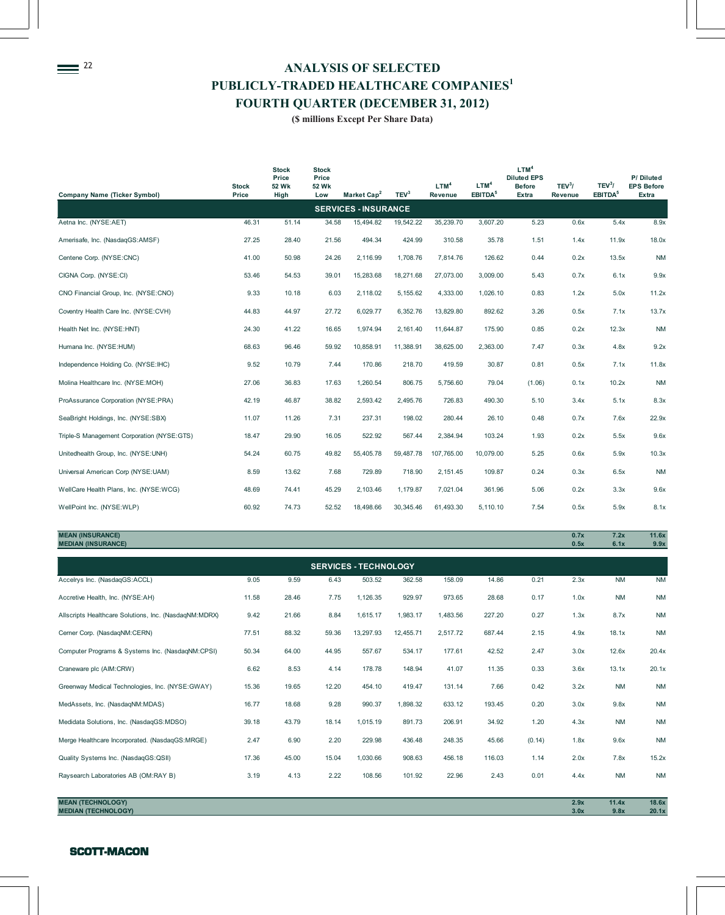# ANALYSIS OF SELECTED PUBLICLY-TRADED HEALTHCARE COMPANIES[1]
## FOURTH QUARTER (DECEMBER 31, 2012)
**($ millions Except Per Share Data)**

| Company Name (Ticker Symbol) | Stock Price | Stock Price 52 Wk High | Stock Price 52 Wk Low | Market Cap[2] | TEV[3] | LTM[4] Revenue | LTM[4] EBITDA[5] | LTM[4] Diluted EPS Before Extra | TEV[3]/ Revenue | TEV[3]/ EBITDA[5] | P/ Diluted EPS Before Extra |
|---|---|---|---|---|---|---|---|---|---|---|---|
| **SERVICES - INSURANCE** | | | | | | | | | | | |
| Aetna Inc. (NYSE:AET) | 46.31 | 51.14 | 34.58 | 15,494.82 | 19,542.22 | 35,239.70 | 3,607.20 | 5.23 | 0.6x | 5.4x | 8.9x |
| Amerisafe, Inc. (NasdaqGS:AMSF) | 27.25 | 28.40 | 21.56 | 494.34 | 424.99 | 310.58 | 35.78 | 1.51 | 1.4x | 11.9x | 18.0x |
| Centene Corp. (NYSE:CNC) | 41.00 | 50.98 | 24.26 | 2,116.99 | 1,708.76 | 7,814.76 | 126.62 | 0.44 | 0.2x | 13.5x | NM |
| CIGNA Corp. (NYSE:CI) | 53.46 | 54.53 | 39.01 | 15,283.68 | 18,271.68 | 27,073.00 | 3,009.00 | 5.43 | 0.7x | 6.1x | 9.9x |
| CNO Financial Group, Inc. (NYSE:CNO) | 9.33 | 10.18 | 6.03 | 2,118.02 | 5,155.62 | 4,333.00 | 1,026.10 | 0.83 | 1.2x | 5.0x | 11.2x |
| Coventry Health Care Inc. (NYSE:CVH) | 44.83 | 44.97 | 27.72 | 6,029.77 | 6,352.76 | 13,829.80 | 892.62 | 3.26 | 0.5x | 7.1x | 13.7x |
| Health Net Inc. (NYSE:HNT) | 24.30 | 41.22 | 16.65 | 1,974.94 | 2,161.40 | 11,644.87 | 175.90 | 0.85 | 0.2x | 12.3x | NM |
| Humana Inc. (NYSE:HUM) | 68.63 | 96.46 | 59.92 | 10,858.91 | 11,388.91 | 38,625.00 | 2,363.00 | 7.47 | 0.3x | 4.8x | 9.2x |
| Independence Holding Co. (NYSE:IHC) | 9.52 | 10.79 | 7.44 | 170.86 | 218.70 | 419.59 | 30.87 | 0.81 | 0.5x | 7.1x | 11.8x |
| Molina Healthcare Inc. (NYSE:MOH) | 27.06 | 36.83 | 17.63 | 1,260.54 | 806.75 | 5,756.60 | 79.04 | (1.06) | 0.1x | 10.2x | NM |
| ProAssurance Corporation (NYSE:PRA) | 42.19 | 46.87 | 38.82 | 2,593.42 | 2,495.76 | 726.83 | 490.30 | 5.10 | 3.4x | 5.1x | 8.3x |
| SeaBright Holdings, Inc. (NYSE:SBX) | 11.07 | 11.26 | 7.31 | 237.31 | 198.02 | 280.44 | 26.10 | 0.48 | 0.7x | 7.6x | 22.9x |
| Triple-S Management Corporation (NYSE:GTS) | 18.47 | 29.90 | 16.05 | 522.92 | 567.44 | 2,384.94 | 103.24 | 1.93 | 0.2x | 5.5x | 9.6x |
| Unitedhealth Group, Inc. (NYSE:UNH) | 54.24 | 60.75 | 49.82 | 55,405.78 | 59,487.78 | 107,765.00 | 10,079.00 | 5.25 | 0.6x | 5.9x | 10.3x |
| Universal American Corp (NYSE:UAM) | 8.59 | 13.62 | 7.68 | 729.89 | 718.90 | 2,151.45 | 109.87 | 0.24 | 0.3x | 6.5x | NM |
| WellCare Health Plans, Inc. (NYSE:WCG) | 48.69 | 74.41 | 45.29 | 2,103.46 | 1,179.87 | 7,021.04 | 361.96 | 5.06 | 0.2x | 3.3x | 9.6x |
| WellPoint Inc. (NYSE:WLP) | 60.92 | 74.73 | 52.52 | 18,498.66 | 30,345.46 | 61,493.30 | 5,110.10 | 7.54 | 0.5x | 5.9x | 8.1x |
| **MEAN (INSURANCE)** | | | | | | | | | **0.7x** | **7.2x** | **11.6x** |
| **MEDIAN (INSURANCE)** | | | | | | | | | **0.5x** | **6.1x** | **9.9x** |
| **SERVICES - TECHNOLOGY** | | | | | | | | | | | |
| Accelrys Inc. (NasdaqGS:ACCL) | 9.05 | 9.59 | 6.43 | 503.52 | 362.58 | 158.09 | 14.86 | 0.21 | 2.3x | NM | NM |
| Accretive Health, Inc. (NYSE:AH) | 11.58 | 28.46 | 7.75 | 1,126.35 | 929.97 | 973.65 | 28.68 | 0.17 | 1.0x | NM | NM |
| Allscripts Healthcare Solutions, Inc. (NasdaqNM:MDRX) | 9.42 | 21.66 | 8.84 | 1,615.17 | 1,983.17 | 1,483.56 | 227.20 | 0.27 | 1.3x | 8.7x | NM |
| Cerner Corp. (NasdaqNM:CERN) | 77.51 | 88.32 | 59.36 | 13,297.93 | 12,455.71 | 2,517.72 | 687.44 | 2.15 | 4.9x | 18.1x | NM |
| Computer Programs & Systems Inc. (NasdaqNM:CPSI) | 50.34 | 64.00 | 44.95 | 557.67 | 534.17 | 177.61 | 42.52 | 2.47 | 3.0x | 12.6x | 20.4x |
| Craneware plc (AIM:CRW) | 6.62 | 8.53 | 4.14 | 178.78 | 148.94 | 41.07 | 11.35 | 0.33 | 3.6x | 13.1x | 20.1x |
| Greenway Medical Technologies, Inc. (NYSE:GWAY) | 15.36 | 19.65 | 12.20 | 454.10 | 419.47 | 131.14 | 7.66 | 0.42 | 3.2x | NM | NM |
| MedAssets, Inc. (NasdaqNM:MDAS) | 16.77 | 18.68 | 9.28 | 990.37 | 1,898.32 | 633.12 | 193.45 | 0.20 | 3.0x | 9.8x | NM |
| Medidata Solutions, Inc. (NasdaqGS:MDSO) | 39.18 | 43.79 | 18.14 | 1,015.19 | 891.73 | 206.91 | 34.92 | 1.20 | 4.3x | NM | NM |
| Merge Healthcare Incorporated. (NasdaqGS:MRGE) | 2.47 | 6.90 | 2.20 | 229.98 | 436.48 | 248.35 | 45.66 | (0.14) | 1.8x | 9.6x | NM |
| Quality Systems Inc. (NasdaqGS:QSII) | 17.36 | 45.00 | 15.04 | 1,030.66 | 908.63 | 456.18 | 116.03 | 1.14 | 2.0x | 7.8x | 15.2x |
| Raysearch Laboratories AB (OM:RAY B) | 3.19 | 4.13 | 2.22 | 108.56 | 101.92 | 22.96 | 2.43 | 0.01 | 4.4x | NM | NM |
| **MEAN (TECHNOLOGY)** | | | | | | | | | **2.9x** | **11.4x** | **18.6x** |
| **MEDIAN (TECHNOLOGY)** | | | | | | | | | **3.0x** | **9.8x** | **20.1x** |

**SCOTT-MACON**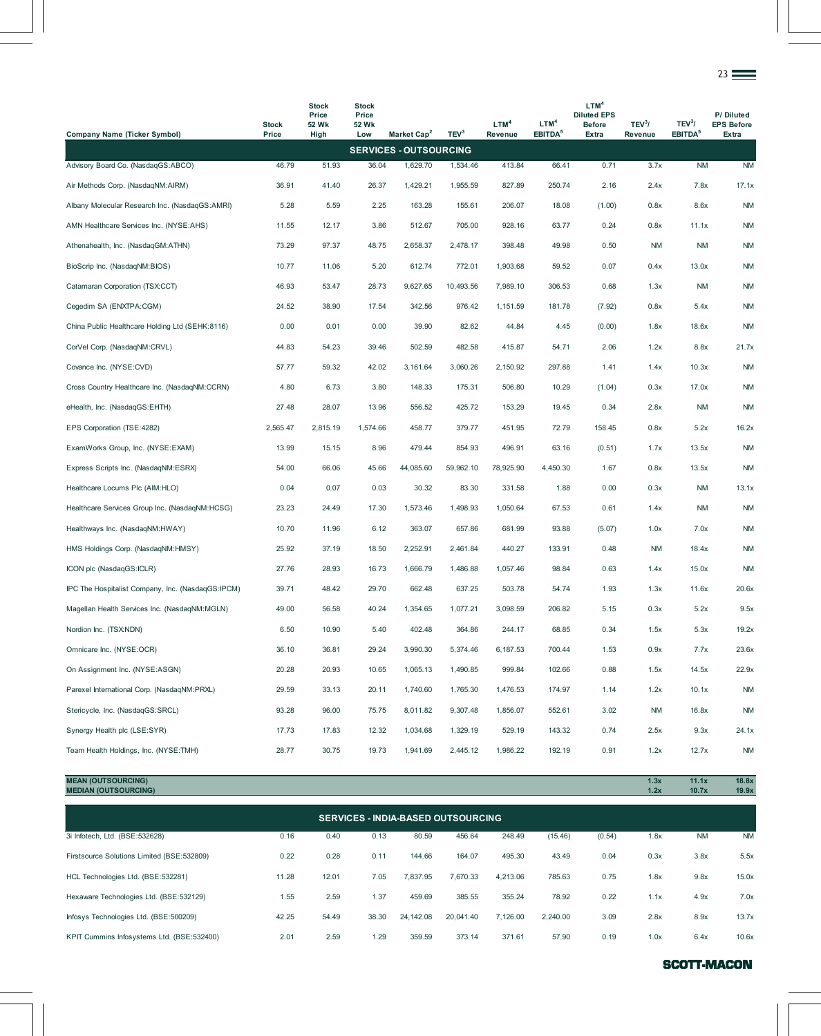| Company Name (Ticker Symbol) | Stock Price | Stock Price 52 Wk High | Stock Price 52 Wk Low | Market Cap[2] | TEV[3] | LTM[4] Revenue | LTM[4] EBITDA[5] | LTM[4] Diluted EPS Before Extra | TEV[3]/ Revenue | TEV[3]/ EBITDA[5] | P/ Diluted EPS Before Extra |
|---|---|---|---|---|---|---|---|---|---|---|---|
| **SERVICES - OUTSOURCING** | | | | | | | | | | | |
| Advisory Board Co. (NasdaqGS:ABCO) | 46.79 | 51.93 | 36.04 | 1,629.70 | 1,534.46 | 413.84 | 66.41 | 0.71 | 3.7x | NM | NM |
| Air Methods Corp. (NasdaqNM:AIRM) | 36.91 | 41.40 | 26.37 | 1,429.21 | 1,955.59 | 827.89 | 250.74 | 2.16 | 2.4x | 7.8x | 17.1x |
| Albany Molecular Research Inc. (NasdaqGS:AMRI) | 5.28 | 5.59 | 2.25 | 163.28 | 155.61 | 206.07 | 18.08 | (1.00) | 0.8x | 8.6x | NM |
| AMN Healthcare Services Inc. (NYSE:AHS) | 11.55 | 12.17 | 3.86 | 512.67 | 705.00 | 928.16 | 63.77 | 0.24 | 0.8x | 11.1x | NM |
| Athenahealth, Inc. (NasdaqGM:ATHN) | 73.29 | 97.37 | 48.75 | 2,658.37 | 2,478.17 | 398.48 | 49.98 | 0.50 | NM | NM | NM |
| BioScrip Inc. (NasdaqNM:BIOS) | 10.77 | 11.06 | 5.20 | 612.74 | 772.01 | 1,903.68 | 59.52 | 0.07 | 0.4x | 13.0x | NM |
| Catamaran Corporation (TSX:CCT) | 46.93 | 53.47 | 28.73 | 9,627.65 | 10,493.56 | 7,989.10 | 306.53 | 0.68 | 1.3x | NM | NM |
| Cegedim SA (ENXTPA:CGM) | 24.52 | 38.90 | 17.54 | 342.56 | 976.42 | 1,151.59 | 181.78 | (7.92) | 0.8x | 5.4x | NM |
| China Public Healthcare Holding Ltd (SEHK:8116) | 0.00 | 0.01 | 0.00 | 39.90 | 82.62 | 44.84 | 4.45 | (0.00) | 1.8x | 18.6x | NM |
| CorVel Corp. (NasdaqNM:CRVL) | 44.83 | 54.23 | 39.46 | 502.59 | 482.58 | 415.87 | 54.71 | 2.06 | 1.2x | 8.8x | 21.7x |
| Covance Inc. (NYSE:CVD) | 57.77 | 59.32 | 42.02 | 3,161.64 | 3,060.26 | 2,150.92 | 297.88 | 1.41 | 1.4x | 10.3x | NM |
| Cross Country Healthcare Inc. (NasdaqNM:CCRN) | 4.80 | 6.73 | 3.80 | 148.33 | 175.31 | 506.80 | 10.29 | (1.04) | 0.3x | 17.0x | NM |
| eHealth, Inc. (NasdaqGS:EHTH) | 27.48 | 28.07 | 13.96 | 556.52 | 425.72 | 153.29 | 19.45 | 0.34 | 2.8x | NM | NM |
| EPS Corporation (TSE:4282) | 2,565.47 | 2,815.19 | 1,574.66 | 458.77 | 379.77 | 451.95 | 72.79 | 158.45 | 0.8x | 5.2x | 16.2x |
| ExamWorks Group, Inc. (NYSE:EXAM) | 13.99 | 15.15 | 8.96 | 479.44 | 854.93 | 496.91 | 63.16 | (0.51) | 1.7x | 13.5x | NM |
| Express Scripts Inc. (NasdaqNM:ESRX) | 54.00 | 66.06 | 45.66 | 44,085.60 | 59,962.10 | 78,925.90 | 4,450.30 | 1.67 | 0.8x | 13.5x | NM |
| Healthcare Locums Plc (AIM:HLO) | 0.04 | 0.07 | 0.03 | 30.32 | 83.30 | 331.58 | 1.88 | 0.00 | 0.3x | NM | 13.1x |
| Healthcare Services Group Inc. (NasdaqNM:HCSG) | 23.23 | 24.49 | 17.30 | 1,573.46 | 1,498.93 | 1,050.64 | 67.53 | 0.61 | 1.4x | NM | NM |
| Healthways Inc. (NasdaqNM:HWAY) | 10.70 | 11.96 | 6.12 | 363.07 | 657.86 | 681.99 | 93.88 | (5.07) | 1.0x | 7.0x | NM |
| HMS Holdings Corp. (NasdaqNM:HMSY) | 25.92 | 37.19 | 18.50 | 2,252.91 | 2,461.84 | 440.27 | 133.91 | 0.48 | NM | 18.4x | NM |
| ICON plc (NasdaqGS:ICLR) | 27.76 | 28.93 | 16.73 | 1,666.79 | 1,486.88 | 1,057.46 | 98.84 | 0.63 | 1.4x | 15.0x | NM |
| IPC The Hospitalist Company, Inc. (NasdaqGS:IPCM) | 39.71 | 48.42 | 29.70 | 662.48 | 637.25 | 503.78 | 54.74 | 1.93 | 1.3x | 11.6x | 20.6x |
| Magellan Health Services Inc. (NasdaqNM:MGLN) | 49.00 | 56.58 | 40.24 | 1,354.65 | 1,077.21 | 3,098.59 | 206.82 | 5.15 | 0.3x | 5.2x | 9.5x |
| Nordion Inc. (TSX:NDN) | 6.50 | 10.90 | 5.40 | 402.48 | 364.86 | 244.17 | 68.85 | 0.34 | 1.5x | 5.3x | 19.2x |
| Omnicare Inc. (NYSE:OCR) | 36.10 | 36.81 | 29.24 | 3,990.30 | 5,374.46 | 6,187.53 | 700.44 | 1.53 | 0.9x | 7.7x | 23.6x |
| On Assignment Inc. (NYSE:ASGN) | 20.28 | 20.93 | 10.65 | 1,065.13 | 1,490.85 | 999.84 | 102.66 | 0.88 | 1.5x | 14.5x | 22.9x |
| Parexel International Corp. (NasdaqNM:PRXL) | 29.59 | 33.13 | 20.11 | 1,740.60 | 1,765.30 | 1,476.53 | 174.97 | 1.14 | 1.2x | 10.1x | NM |
| Stericycle, Inc. (NasdaqGS:SRCL) | 93.28 | 96.00 | 75.75 | 8,011.82 | 9,307.48 | 1,856.07 | 552.61 | 3.02 | NM | 16.8x | NM |
| Synergy Health plc (LSE:SYR) | 17.73 | 17.83 | 12.32 | 1,034.68 | 1,329.19 | 529.19 | 143.32 | 0.74 | 2.5x | 9.3x | 24.1x |
| Team Health Holdings, Inc. (NYSE:TMH) | 28.77 | 30.75 | 19.73 | 1,941.69 | 2,445.12 | 1,986.22 | 192.19 | 0.91 | 1.2x | 12.7x | NM |
| **MEAN (OUTSOURCING)** | | | | | | | | | **1.3x** | **11.1x** | **18.8x** |
| **MEDIAN (OUTSOURCING)** | | | | | | | | | **1.2x** | **10.7x** | **19.9x** |
| **SERVICES - INDIA-BASED OUTSOURCING** | | | | | | | | | | | |
| 3i Infotech, Ltd. (BSE:532628) | 0.16 | 0.40 | 0.13 | 80.59 | 456.64 | 248.49 | (15.46) | (0.54) | 1.8x | NM | NM |
| Firstsource Solutions Limited (BSE:532809) | 0.22 | 0.28 | 0.11 | 144.66 | 164.07 | 495.30 | 43.49 | 0.04 | 0.3x | 3.8x | 5.5x |
| HCL Technologies Ltd. (BSE:532281) | 11.28 | 12.01 | 7.05 | 7,837.95 | 7,670.33 | 4,213.06 | 785.63 | 0.75 | 1.8x | 9.8x | 15.0x |
| Hexaware Technologies Ltd. (BSE:532129) | 1.55 | 2.59 | 1.37 | 459.69 | 385.55 | 355.24 | 78.92 | 0.22 | 1.1x | 4.9x | 7.0x |
| Infosys Technologies Ltd. (BSE:500209) | 42.25 | 54.49 | 38.30 | 24,142.08 | 20,041.40 | 7,126.00 | 2,240.00 | 3.09 | 2.8x | 8.9x | 13.7x |
| KPIT Cummins Infosystems Ltd. (BSE:532400) | 2.01 | 2.59 | 1.29 | 359.59 | 373.14 | 371.61 | 57.90 | 0.19 | 1.0x | 6.4x | 10.6x |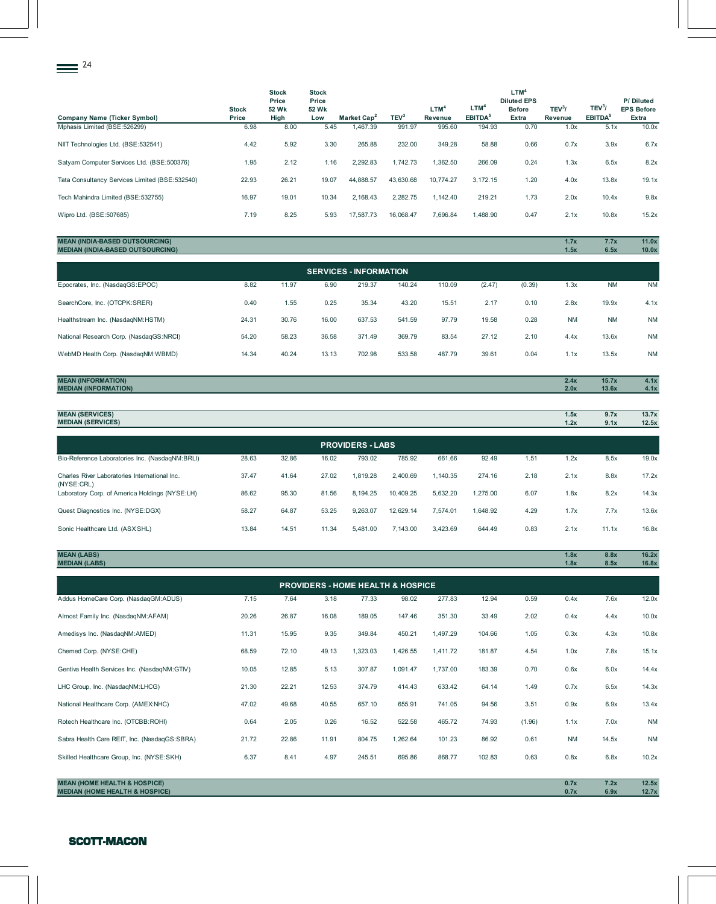| Company Name (Ticker Symbol) | Stock Price | Stock Price 52 Wk High | Stock Price 52 Wk Low | Market Cap[2] | TEV[3] | LTM[4] Revenue | LTM[4] EBITDA[5] | LTM[4] Diluted EPS Before Extra | TEV[3]/ Revenue | TEV[3]/ EBITDA[5] | P/ Diluted EPS Before Extra |
|---|---|---|---|---|---|---|---|---|---|---|---|
| Mphasis Limited (BSE:526299) | 6.98 | 8.00 | 5.45 | 1,467.39 | 991.97 | 995.60 | 194.93 | 0.70 | 1.0x | 5.1x | 10.0x |
| NIIT Technologies Ltd. (BSE:532541) | 4.42 | 5.92 | 3.30 | 265.88 | 232.00 | 349.28 | 58.88 | 0.66 | 0.7x | 3.9x | 6.7x |
| Satyam Computer Services Ltd. (BSE:500376) | 1.95 | 2.12 | 1.16 | 2,292.83 | 1,742.73 | 1,362.50 | 266.09 | 0.24 | 1.3x | 6.5x | 8.2x |
| Tata Consultancy Services Limited (BSE:532540) | 22.93 | 26.21 | 19.07 | 44,888.57 | 43,630.68 | 10,774.27 | 3,172.15 | 1.20 | 4.0x | 13.8x | 19.1x |
| Tech Mahindra Limited (BSE:532755) | 16.97 | 19.01 | 10.34 | 2,168.43 | 2,282.75 | 1,142.40 | 219.21 | 1.73 | 2.0x | 10.4x | 9.8x |
| Wipro Ltd. (BSE:507685) | 7.19 | 8.25 | 5.93 | 17,587.73 | 16,068.47 | 7,696.84 | 1,488.90 | 0.47 | 2.1x | 10.8x | 15.2x |
| **MEAN (INDIA-BASED OUTSOURCING)** | | | | | | | | | **1.7x** | **7.7x** | **11.0x** |
| **MEDIAN (INDIA-BASED OUTSOURCING)** | | | | | | | | | **1.5x** | **6.5x** | **10.0x** |
| **SERVICES - INFORMATION** | | | | | | | | | | | |
| Epocrates, Inc. (NasdaqGS:EPOC) | 8.82 | 11.97 | 6.90 | 219.37 | 140.24 | 110.09 | (2.47) | (0.39) | 1.3x | NM | NM |
| SearchCore, Inc. (OTCPK:SRER) | 0.40 | 1.55 | 0.25 | 35.34 | 43.20 | 15.51 | 2.17 | 0.10 | 2.8x | 19.9x | 4.1x |
| Healthstream Inc. (NasdaqNM:HSTM) | 24.31 | 30.76 | 16.00 | 637.53 | 541.59 | 97.79 | 19.58 | 0.28 | NM | NM | NM |
| National Research Corp. (NasdaqGS:NRCI) | 54.20 | 58.23 | 36.58 | 371.49 | 369.79 | 83.54 | 27.12 | 2.10 | 4.4x | 13.6x | NM |
| WebMD Health Corp. (NasdaqNM:WBMD) | 14.34 | 40.24 | 13.13 | 702.98 | 533.58 | 487.79 | 39.61 | 0.04 | 1.1x | 13.5x | NM |
| **MEAN (INFORMATION)** | | | | | | | | | **2.4x** | **15.7x** | **4.1x** |
| **MEDIAN (INFORMATION)** | | | | | | | | | **2.0x** | **13.6x** | **4.1x** |
| **MEAN (SERVICES)** | | | | | | | | | **1.5x** | **9.7x** | **13.7x** |
| **MEDIAN (SERVICES)** | | | | | | | | | **1.2x** | **9.1x** | **12.5x** |
| **PROVIDERS - LABS** | | | | | | | | | | | |
| Bio-Reference Laboratories Inc. (NasdaqNM:BRLI) | 28.63 | 32.86 | 16.02 | 793.02 | 785.92 | 661.66 | 92.49 | 1.51 | 1.2x | 8.5x | 19.0x |
| Charles River Laboratories International Inc. (NYSE:CRL) | 37.47 | 41.64 | 27.02 | 1,819.28 | 2,400.69 | 1,140.35 | 274.16 | 2.18 | 2.1x | 8.8x | 17.2x |
| Laboratory Corp. of America Holdings (NYSE:LH) | 86.62 | 95.30 | 81.56 | 8,194.25 | 10,409.25 | 5,632.20 | 1,275.00 | 6.07 | 1.8x | 8.2x | 14.3x |
| Quest Diagnostics Inc. (NYSE:DGX) | 58.27 | 64.87 | 53.25 | 9,263.07 | 12,629.14 | 7,574.01 | 1,648.92 | 4.29 | 1.7x | 7.7x | 13.6x |
| Sonic Healthcare Ltd. (ASX:SHL) | 13.84 | 14.51 | 11.34 | 5,481.00 | 7,143.00 | 3,423.69 | 644.49 | 0.83 | 2.1x | 11.1x | 16.8x |
| **MEAN (LABS)** | | | | | | | | | **1.8x** | **8.8x** | **16.2x** |
| **MEDIAN (LABS)** | | | | | | | | | **1.8x** | **8.5x** | **16.8x** |
| **PROVIDERS - HOME HEALTH & HOSPICE** | | | | | | | | | | | |
| Addus HomeCare Corp. (NasdaqGM:ADUS) | 7.15 | 7.64 | 3.18 | 77.33 | 98.02 | 277.83 | 12.94 | 0.59 | 0.4x | 7.6x | 12.0x |
| Almost Family Inc. (NasdaqNM:AFAM) | 20.26 | 26.87 | 16.08 | 189.05 | 147.46 | 351.30 | 33.49 | 2.02 | 0.4x | 4.4x | 10.0x |
| Amedisys Inc. (NasdaqNM:AMED) | 11.31 | 15.95 | 9.35 | 349.84 | 450.21 | 1,497.29 | 104.66 | 1.05 | 0.3x | 4.3x | 10.8x |
| Chemed Corp. (NYSE:CHE) | 68.59 | 72.10 | 49.13 | 1,323.03 | 1,426.55 | 1,411.72 | 181.87 | 4.54 | 1.0x | 7.8x | 15.1x |
| Gentiva Health Services Inc. (NasdaqNM:GTIV) | 10.05 | 12.85 | 5.13 | 307.87 | 1,091.47 | 1,737.00 | 183.39 | 0.70 | 0.6x | 6.0x | 14.4x |
| LHC Group, Inc. (NasdaqNM:LHCG) | 21.30 | 22.21 | 12.53 | 374.79 | 414.43 | 633.42 | 64.14 | 1.49 | 0.7x | 6.5x | 14.3x |
| National Healthcare Corp. (AMEX:NHC) | 47.02 | 49.68 | 40.55 | 657.10 | 655.91 | 741.05 | 94.56 | 3.51 | 0.9x | 6.9x | 13.4x |
| Rotech Healthcare Inc. (OTCBB:ROHI) | 0.64 | 2.05 | 0.26 | 16.52 | 522.58 | 465.72 | 74.93 | (1.96) | 1.1x | 7.0x | NM |
| Sabra Health Care REIT, Inc. (NasdaqGS:SBRA) | 21.72 | 22.86 | 11.91 | 804.75 | 1,262.64 | 101.23 | 86.92 | 0.61 | NM | 14.5x | NM |
| Skilled Healthcare Group, Inc. (NYSE:SKH) | 6.37 | 8.41 | 4.97 | 245.51 | 695.86 | 868.77 | 102.83 | 0.63 | 0.8x | 6.8x | 10.2x |
| **MEAN (HOME HEALTH & HOSPICE)** | | | | | | | | | **0.7x** | **7.2x** | **12.5x** |
| **MEDIAN (HOME HEALTH & HOSPICE)** | | | | | | | | | **0.7x** | **6.9x** | **12.7x** |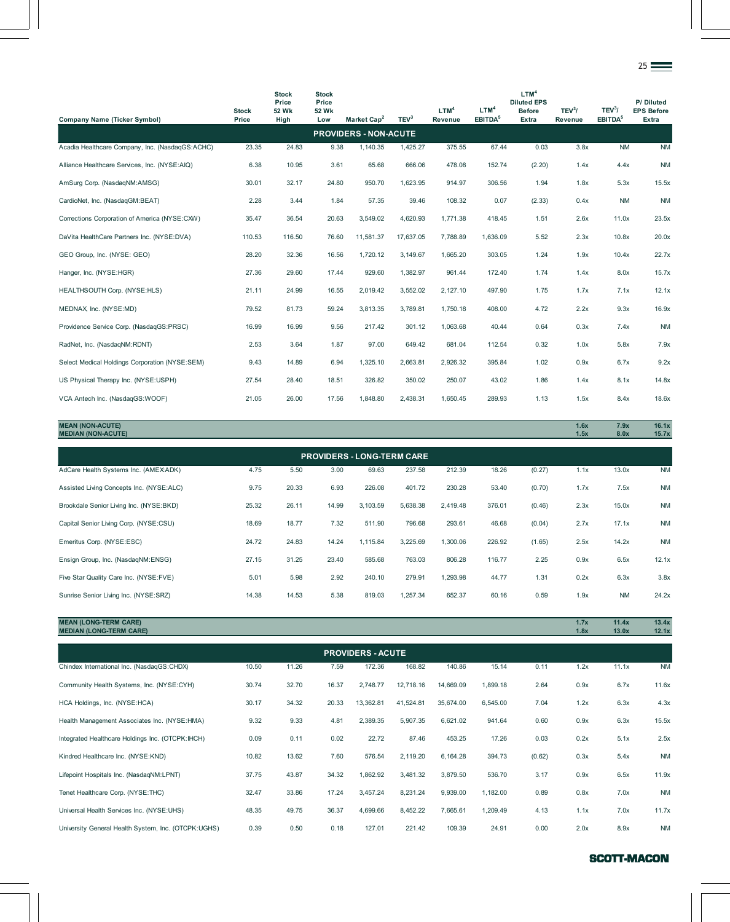| Company Name (Ticker Symbol) | Stock Price | Stock Price 52 Wk High | Stock Price 52 Wk Low | Market Cap[2] | TEV[3] | LTM[4] Revenue | LTM[4] EBITDA[5] | LTM[4] Diluted EPS Before Extra | TEV[3]/ Revenue | TEV[3]/ EBITDA[5] | P/ Diluted EPS Before Extra |
|---|---|---|---|---|---|---|---|---|---|---|---|
| **PROVIDERS - NON-ACUTE** | | | | | | | | | | | |
| Acadia Healthcare Company, Inc. (NasdaqGS:ACHC) | 23.35 | 24.83 | 9.38 | 1,140.35 | 1,425.27 | 375.55 | 67.44 | 0.03 | 3.8x | NM | NM |
| Alliance Healthcare Services, Inc. (NYSE:AIQ) | 6.38 | 10.95 | 3.61 | 65.68 | 666.06 | 478.08 | 152.74 | (2.20) | 1.4x | 4.4x | NM |
| AmSurg Corp. (NasdaqNM:AMSG) | 30.01 | 32.17 | 24.80 | 950.70 | 1,623.95 | 914.97 | 306.56 | 1.94 | 1.8x | 5.3x | 15.5x |
| CardioNet, Inc. (NasdaqGM:BEAT) | 2.28 | 3.44 | 1.84 | 57.35 | 39.46 | 108.32 | 0.07 | (2.33) | 0.4x | NM | NM |
| Corrections Corporation of America (NYSE:CXW) | 35.47 | 36.54 | 20.63 | 3,549.02 | 4,620.93 | 1,771.38 | 418.45 | 1.51 | 2.6x | 11.0x | 23.5x |
| DaVita HealthCare Partners Inc. (NYSE:DVA) | 110.53 | 116.50 | 76.60 | 11,581.37 | 17,637.05 | 7,788.89 | 1,636.09 | 5.52 | 2.3x | 10.8x | 20.0x |
| GEO Group, Inc. (NYSE: GEO) | 28.20 | 32.36 | 16.56 | 1,720.12 | 3,149.67 | 1,665.20 | 303.05 | 1.24 | 1.9x | 10.4x | 22.7x |
| Hanger, Inc. (NYSE:HGR) | 27.36 | 29.60 | 17.44 | 929.60 | 1,382.97 | 961.44 | 172.40 | 1.74 | 1.4x | 8.0x | 15.7x |
| HEALTHSOUTH Corp. (NYSE:HLS) | 21.11 | 24.99 | 16.55 | 2,019.42 | 3,552.02 | 2,127.10 | 497.90 | 1.75 | 1.7x | 7.1x | 12.1x |
| MEDNAX, Inc. (NYSE:MD) | 79.52 | 81.73 | 59.24 | 3,813.35 | 3,789.81 | 1,750.18 | 408.00 | 4.72 | 2.2x | 9.3x | 16.9x |
| Providence Service Corp. (NasdaqGS:PRSC) | 16.99 | 16.99 | 9.56 | 217.42 | 301.12 | 1,063.68 | 40.44 | 0.64 | 0.3x | 7.4x | NM |
| RadNet, Inc. (NasdaqNM:RDNT) | 2.53 | 3.64 | 1.87 | 97.00 | 649.42 | 681.04 | 112.54 | 0.32 | 1.0x | 5.8x | 7.9x |
| Select Medical Holdings Corporation (NYSE:SEM) | 9.43 | 14.89 | 6.94 | 1,325.10 | 2,663.81 | 2,926.32 | 395.84 | 1.02 | 0.9x | 6.7x | 9.2x |
| US Physical Therapy Inc. (NYSE:USPH) | 27.54 | 28.40 | 18.51 | 326.82 | 350.02 | 250.07 | 43.02 | 1.86 | 1.4x | 8.1x | 14.8x |
| VCA Antech Inc. (NasdaqGS:WOOF) | 21.05 | 26.00 | 17.56 | 1,848.80 | 2,438.31 | 1,650.45 | 289.93 | 1.13 | 1.5x | 8.4x | 18.6x |
| **MEAN (NON-ACUTE)** | | | | | | | | | **1.6x** | **7.9x** | **16.1x** |
| **MEDIAN (NON-ACUTE)** | | | | | | | | | **1.5x** | **8.0x** | **15.7x** |
| **PROVIDERS - LONG-TERM CARE** | | | | | | | | | | | |
| AdCare Health Systems Inc. (AMEX:ADK) | 4.75 | 5.50 | 3.00 | 69.63 | 237.58 | 212.39 | 18.26 | (0.27) | 1.1x | 13.0x | NM |
| Assisted Living Concepts Inc. (NYSE:ALC) | 9.75 | 20.33 | 6.93 | 226.08 | 401.72 | 230.28 | 53.40 | (0.70) | 1.7x | 7.5x | NM |
| Brookdale Senior Living Inc. (NYSE:BKD) | 25.32 | 26.11 | 14.99 | 3,103.59 | 5,638.38 | 2,419.48 | 376.01 | (0.46) | 2.3x | 15.0x | NM |
| Capital Senior Living Corp. (NYSE:CSU) | 18.69 | 18.77 | 7.32 | 511.90 | 796.68 | 293.61 | 46.68 | (0.04) | 2.7x | 17.1x | NM |
| Emeritus Corp. (NYSE:ESC) | 24.72 | 24.83 | 14.24 | 1,115.84 | 3,225.69 | 1,300.06 | 226.92 | (1.65) | 2.5x | 14.2x | NM |
| Ensign Group, Inc. (NasdaqNM:ENSG) | 27.15 | 31.25 | 23.40 | 585.68 | 763.03 | 806.28 | 116.77 | 2.25 | 0.9x | 6.5x | 12.1x |
| Five Star Quality Care Inc. (NYSE:FVE) | 5.01 | 5.98 | 2.92 | 240.10 | 279.91 | 1,293.98 | 44.77 | 1.31 | 0.2x | 6.3x | 3.8x |
| Sunrise Senior Living Inc. (NYSE:SRZ) | 14.38 | 14.53 | 5.38 | 819.03 | 1,257.34 | 652.37 | 60.16 | 0.59 | 1.9x | NM | 24.2x |
| **MEAN (LONG-TERM CARE)** | | | | | | | | | **1.7x** | **11.4x** | **13.4x** |
| **MEDIAN (LONG-TERM CARE)** | | | | | | | | | **1.8x** | **13.0x** | **12.1x** |
| **PROVIDERS - ACUTE** | | | | | | | | | | | |
| Chindex International Inc. (NasdaqGS:CHDX) | 10.50 | 11.26 | 7.59 | 172.36 | 168.82 | 140.86 | 15.14 | 0.11 | 1.2x | 11.1x | NM |
| Community Health Systems, Inc. (NYSE:CYH) | 30.74 | 32.70 | 16.37 | 2,748.77 | 12,718.16 | 14,669.09 | 1,899.18 | 2.64 | 0.9x | 6.7x | 11.6x |
| HCA Holdings, Inc. (NYSE:HCA) | 30.17 | 34.32 | 20.33 | 13,362.81 | 41,524.81 | 35,674.00 | 6,545.00 | 7.04 | 1.2x | 6.3x | 4.3x |
| Health Management Associates Inc. (NYSE:HMA) | 9.32 | 9.33 | 4.81 | 2,389.35 | 5,907.35 | 6,621.02 | 941.64 | 0.60 | 0.9x | 6.3x | 15.5x |
| Integrated Healthcare Holdings Inc. (OTCPK:IHCH) | 0.09 | 0.11 | 0.02 | 22.72 | 87.46 | 453.25 | 17.26 | 0.03 | 0.2x | 5.1x | 2.5x |
| Kindred Healthcare Inc. (NYSE:KND) | 10.82 | 13.62 | 7.60 | 576.54 | 2,119.20 | 6,164.28 | 394.73 | (0.62) | 0.3x | 5.4x | NM |
| Lifepoint Hospitals Inc. (NasdaqNM:LPNT) | 37.75 | 43.87 | 34.32 | 1,862.92 | 3,481.32 | 3,879.50 | 536.70 | 3.17 | 0.9x | 6.5x | 11.9x |
| Tenet Healthcare Corp. (NYSE:THC) | 32.47 | 33.86 | 17.24 | 3,457.24 | 8,231.24 | 9,939.00 | 1,182.00 | 0.89 | 0.8x | 7.0x | NM |
| Universal Health Services Inc. (NYSE:UHS) | 48.35 | 49.75 | 36.37 | 4,699.66 | 8,452.22 | 7,665.61 | 1,209.49 | 4.13 | 1.1x | 7.0x | 11.7x |
| University General Health System, Inc. (OTCPK:UGHS) | 0.39 | 0.50 | 0.18 | 127.01 | 221.42 | 109.39 | 24.91 | 0.00 | 2.0x | 8.9x | NM |

SCOTT-MACON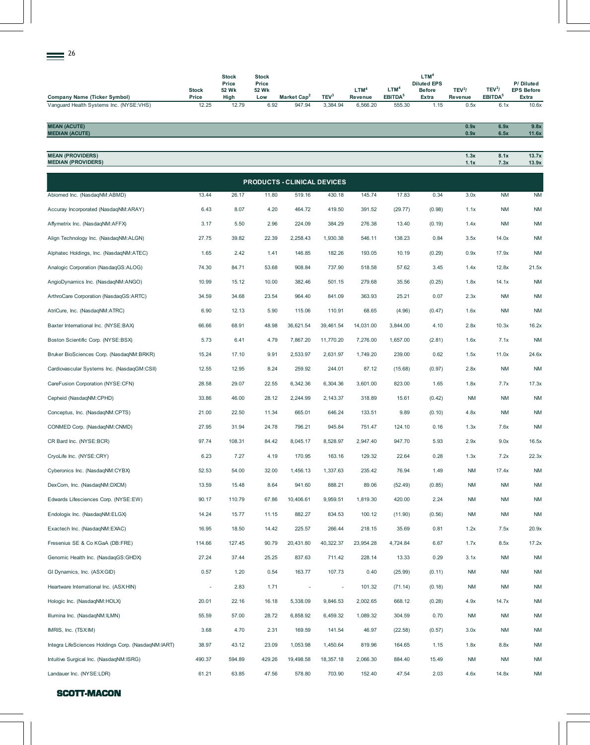| Company Name (Ticker Symbol) | Stock Price | Stock Price 52 Wk High | Stock Price 52 Wk Low | Market Cap[2] | TEV[3] | LTM[4] Revenue | LTM[4] EBITDA[5] | LTM[4] Diluted EPS Before Extra | TEV[3]/ Revenue | TEV[3]/ EBITDA[5] | P/ Diluted EPS Before Extra |
|---|---|---|---|---|---|---|---|---|---|---|---|
| Vanguard Health Systems Inc. (NYSE:VHS) | 12.25 | 12.79 | 6.92 | 947.94 | 3,384.94 | 6,566.20 | 555.30 | 1.15 | 0.5x | 6.1x | 10.6x |
| **MEAN (ACUTE)** | | | | | | | | | **0.9x** | **6.9x** | **9.8x** |
| **MEDIAN (ACUTE)** | | | | | | | | | **0.9x** | **6.5x** | **11.6x** |
| **MEAN (PROVIDERS)** | | | | | | | | | **1.3x** | **8.1x** | **13.7x** |
| **MEDIAN (PROVIDERS)** | | | | | | | | | **1.1x** | **7.3x** | **13.9x** |
| **PRODUCTS - CLINICAL DEVICES** | | | | | | | | | | | |
| Abiomed Inc. (NasdaqNM:ABMD) | 13.44 | 26.17 | 11.80 | 519.16 | 430.18 | 145.74 | 17.83 | 0.34 | 3.0x | NM | NM |
| Accuray Incorporated (NasdaqNM:ARAY) | 6.43 | 8.07 | 4.20 | 464.72 | 419.50 | 391.52 | (29.77) | (0.98) | 1.1x | NM | NM |
| Affymetrix Inc. (NasdaqNM:AFFX) | 3.17 | 5.50 | 2.96 | 224.09 | 384.29 | 276.38 | 13.40 | (0.19) | 1.4x | NM | NM |
| Align Technology Inc. (NasdaqNM:ALGN) | 27.75 | 39.82 | 22.39 | 2,258.43 | 1,930.38 | 546.11 | 138.23 | 0.84 | 3.5x | 14.0x | NM |
| Alphatec Holdings, Inc. (NasdaqNM:ATEC) | 1.65 | 2.42 | 1.41 | 146.85 | 182.26 | 193.05 | 10.19 | (0.29) | 0.9x | 17.9x | NM |
| Analogic Corporation (NasdaqGS:ALOG) | 74.30 | 84.71 | 53.68 | 908.84 | 737.90 | 518.58 | 57.62 | 3.45 | 1.4x | 12.8x | 21.5x |
| AngioDynamics Inc. (NasdaqNM:ANGO) | 10.99 | 15.12 | 10.00 | 382.46 | 501.15 | 279.68 | 35.56 | (0.25) | 1.8x | 14.1x | NM |
| ArthroCare Corporation (NasdaqGS:ARTC) | 34.59 | 34.68 | 23.54 | 964.40 | 841.09 | 363.93 | 25.21 | 0.07 | 2.3x | NM | NM |
| AtriCure, Inc. (NasdaqNM:ATRC) | 6.90 | 12.13 | 5.90 | 115.06 | 110.91 | 68.65 | (4.96) | (0.47) | 1.6x | NM | NM |
| Baxter International Inc. (NYSE:BAX) | 66.66 | 68.91 | 48.98 | 36,621.54 | 39,461.54 | 14,031.00 | 3,844.00 | 4.10 | 2.8x | 10.3x | 16.2x |
| Boston Scientific Corp. (NYSE:BSX) | 5.73 | 6.41 | 4.79 | 7,867.20 | 11,770.20 | 7,276.00 | 1,657.00 | (2.81) | 1.6x | 7.1x | NM |
| Bruker BioSciences Corp. (NasdaqNM:BRKR) | 15.24 | 17.10 | 9.91 | 2,533.97 | 2,631.97 | 1,749.20 | 239.00 | 0.62 | 1.5x | 11.0x | 24.6x |
| Cardiovascular Systems Inc. (NasdaqGM:CSII) | 12.55 | 12.95 | 8.24 | 259.92 | 244.01 | 87.12 | (15.68) | (0.97) | 2.8x | NM | NM |
| CareFusion Corporation (NYSE:CFN) | 28.58 | 29.07 | 22.55 | 6,342.36 | 6,304.36 | 3,601.00 | 823.00 | 1.65 | 1.8x | 7.7x | 17.3x |
| Cepheid (NasdaqNM:CPHD) | 33.86 | 46.00 | 28.12 | 2,244.99 | 2,143.37 | 318.89 | 15.61 | (0.42) | NM | NM | NM |
| Conceptus, Inc. (NasdaqNM:CPTS) | 21.00 | 22.50 | 11.34 | 665.01 | 646.24 | 133.51 | 9.89 | (0.10) | 4.8x | NM | NM |
| CONMED Corp. (NasdaqNM:CNMD) | 27.95 | 31.94 | 24.78 | 796.21 | 945.84 | 751.47 | 124.10 | 0.16 | 1.3x | 7.6x | NM |
| CR Bard Inc. (NYSE:BCR) | 97.74 | 108.31 | 84.42 | 8,045.17 | 8,528.97 | 2,947.40 | 947.70 | 5.93 | 2.9x | 9.0x | 16.5x |
| CryoLife Inc. (NYSE:CRY) | 6.23 | 7.27 | 4.19 | 170.95 | 163.16 | 129.32 | 22.64 | 0.28 | 1.3x | 7.2x | 22.3x |
| Cyberonics Inc. (NasdaqNM:CYBX) | 52.53 | 54.00 | 32.00 | 1,456.13 | 1,337.63 | 235.42 | 76.94 | 1.49 | NM | 17.4x | NM |
| DexCom, Inc. (NasdaqNM:DXCM) | 13.59 | 15.48 | 8.64 | 941.60 | 888.21 | 89.06 | (52.49) | (0.85) | NM | NM | NM |
| Edwards Lifesciences Corp. (NYSE:EW) | 90.17 | 110.79 | 67.86 | 10,406.61 | 9,959.51 | 1,819.30 | 420.00 | 2.24 | NM | NM | NM |
| Endologix Inc. (NasdaqNM:ELGX) | 14.24 | 15.77 | 11.15 | 882.27 | 834.53 | 100.12 | (11.90) | (0.56) | NM | NM | NM |
| Exactech Inc. (NasdaqNM:EXAC) | 16.95 | 18.50 | 14.42 | 225.57 | 266.44 | 218.15 | 35.69 | 0.81 | 1.2x | 7.5x | 20.9x |
| Fresenius SE & Co KGaA (DB:FRE) | 114.66 | 127.45 | 90.79 | 20,431.80 | 40,322.37 | 23,954.28 | 4,724.84 | 6.67 | 1.7x | 8.5x | 17.2x |
| Genomic Health Inc. (NasdaqGS:GHDX) | 27.24 | 37.44 | 25.25 | 837.63 | 711.42 | 228.14 | 13.33 | 0.29 | 3.1x | NM | NM |
| GI Dynamics, Inc. (ASX:GID) | 0.57 | 1.20 | 0.54 | 163.77 | 107.73 | 0.40 | (25.99) | (0.11) | NM | NM | NM |
| Heartware International Inc. (ASX:HIN) | - | 2.83 | 1.71 | - | - | 101.32 | (71.14) | (0.18) | NM | NM | NM |
| Hologic Inc. (NasdaqNM:HOLX) | 20.01 | 22.16 | 16.18 | 5,338.09 | 9,846.53 | 2,002.65 | 668.12 | (0.28) | 4.9x | 14.7x | NM |
| Illumina Inc. (NasdaqNM:ILMN) | 55.59 | 57.00 | 28.72 | 6,858.92 | 6,459.32 | 1,089.32 | 304.59 | 0.70 | NM | NM | NM |
| IMRIS, Inc. (TSX:IM) | 3.68 | 4.70 | 2.31 | 169.59 | 141.54 | 46.97 | (22.58) | (0.57) | 3.0x | NM | NM |
| Integra LifeSciences Holdings Corp. (NasdaqNM:IART) | 38.97 | 43.12 | 23.09 | 1,053.98 | 1,450.64 | 819.96 | 164.65 | 1.15 | 1.8x | 8.8x | NM |
| Intuitive Surgical Inc. (NasdaqNM:ISRG) | 490.37 | 594.89 | 429.26 | 19,498.58 | 18,357.18 | 2,066.30 | 884.40 | 15.49 | NM | NM | NM |
| Landauer Inc. (NYSE:LDR) | 61.21 | 63.85 | 47.56 | 578.80 | 703.90 | 152.40 | 47.54 | 2.03 | 4.6x | 14.8x | NM |

SCOTT-MACON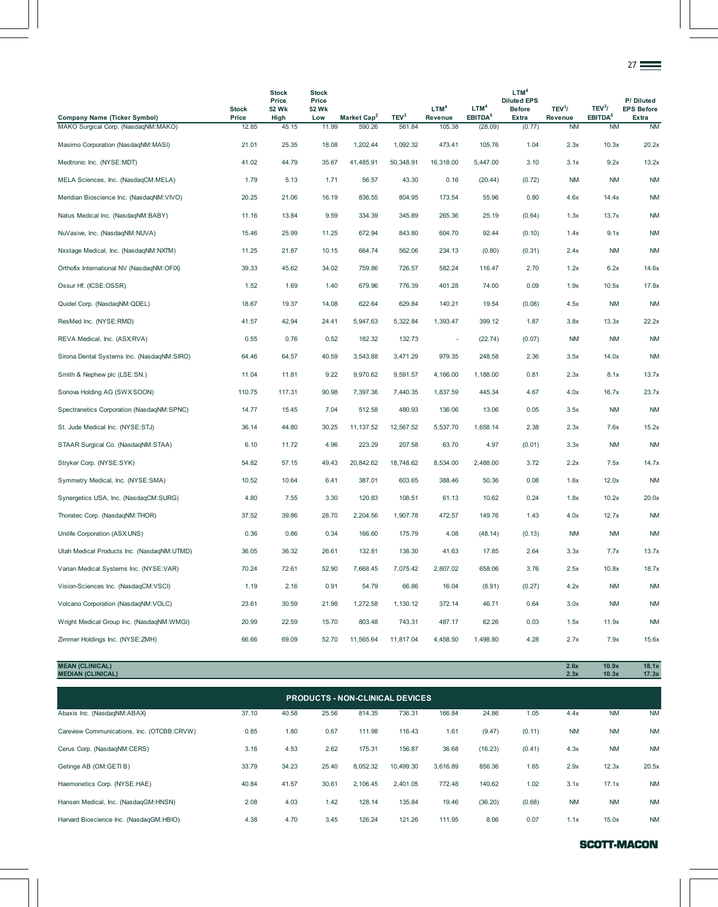| Company Name (Ticker Symbol) | Stock Price | Stock Price 52 Wk High | Stock Price 52 Wk Low | Market Cap[2] | TEV[3] | LTM[4] Revenue | LTM[4] EBITDA[5] | LTM[4] Diluted EPS Before Extra | TEV[3]/ Revenue | TEV[3]/ EBITDA[5] | P/ Diluted EPS Before Extra |
|---|---|---|---|---|---|---|---|---|---|---|---|
| MAKO Surgical Corp. (NasdaqNM:MAKO) | 12.85 | 45.15 | 11.99 | 590.26 | 561.84 | 105.38 | (28.09) | (0.77) | NM | NM | NM |
| Masimo Corporation (NasdaqNM:MASI) | 21.01 | 25.35 | 18.08 | 1,202.44 | 1,092.32 | 473.41 | 105.76 | 1.04 | 2.3x | 10.3x | 20.2x |
| Medtronic Inc. (NYSE:MDT) | 41.02 | 44.79 | 35.67 | 41,485.91 | 50,348.91 | 16,318.00 | 5,447.00 | 3.10 | 3.1x | 9.2x | 13.2x |
| MELA Sciences, Inc. (NasdaqCM:MELA) | 1.79 | 5.13 | 1.71 | 56.57 | 43.30 | 0.16 | (20.44) | (0.72) | NM | NM | NM |
| Meridian Bioscience Inc. (NasdaqNM:VIVO) | 20.25 | 21.06 | 16.19 | 836.55 | 804.95 | 173.54 | 55.96 | 0.80 | 4.6x | 14.4x | NM |
| Natus Medical Inc. (NasdaqNM:BABY) | 11.16 | 13.84 | 9.59 | 334.39 | 345.89 | 265.36 | 25.19 | (0.64) | 1.3x | 13.7x | NM |
| NuVasive, Inc. (NasdaqNM:NUVA) | 15.46 | 25.99 | 11.25 | 672.94 | 843.80 | 604.70 | 92.44 | (0.10) | 1.4x | 9.1x | NM |
| Nxstage Medical, Inc. (NasdaqNM:NXTM) | 11.25 | 21.87 | 10.15 | 664.74 | 562.06 | 234.13 | (0.80) | (0.31) | 2.4x | NM | NM |
| Orthofix International NV (NasdaqNM:OFIX) | 39.33 | 45.62 | 34.02 | 759.86 | 726.57 | 582.24 | 116.47 | 2.70 | 1.2x | 6.2x | 14.6x |
| Ossur Hf. (ICSE:OSSR) | 1.52 | 1.69 | 1.40 | 679.96 | 776.39 | 401.28 | 74.00 | 0.09 | 1.9x | 10.5x | 17.8x |
| Quidel Corp. (NasdaqNM:QDEL) | 18.67 | 19.37 | 14.08 | 622.64 | 629.84 | 140.21 | 19.54 | (0.08) | 4.5x | NM | NM |
| ResMed Inc. (NYSE:RMD) | 41.57 | 42.94 | 24.41 | 5,947.63 | 5,322.84 | 1,393.47 | 399.12 | 1.87 | 3.8x | 13.3x | 22.2x |
| REVA Medical, Inc. (ASX:RVA) | 0.55 | 0.76 | 0.52 | 182.32 | 132.73 | - | (22.74) | (0.07) | NM | NM | NM |
| Sirona Dental Systems Inc. (NasdaqNM:SIRO) | 64.46 | 64.57 | 40.59 | 3,543.88 | 3,471.29 | 979.35 | 248.58 | 2.36 | 3.5x | 14.0x | NM |
| Smith & Nephew plc (LSE:SN.) | 11.04 | 11.81 | 9.22 | 9,970.62 | 9,591.57 | 4,166.00 | 1,188.00 | 0.81 | 2.3x | 8.1x | 13.7x |
| Sonova Holding AG (SWX:SOON) | 110.75 | 117.31 | 90.98 | 7,397.36 | 7,440.35 | 1,837.59 | 445.34 | 4.67 | 4.0x | 16.7x | 23.7x |
| Spectranetics Corporation (NasdaqNM:SPNC) | 14.77 | 15.45 | 7.04 | 512.58 | 480.93 | 136.06 | 13.06 | 0.05 | 3.5x | NM | NM |
| St. Jude Medical Inc. (NYSE:STJ) | 36.14 | 44.80 | 30.25 | 11,137.52 | 12,567.52 | 5,537.70 | 1,658.14 | 2.38 | 2.3x | 7.6x | 15.2x |
| STAAR Surgical Co. (NasdaqNM:STAA) | 6.10 | 11.72 | 4.96 | 223.29 | 207.58 | 63.70 | 4.97 | (0.01) | 3.3x | NM | NM |
| Stryker Corp. (NYSE:SYK) | 54.82 | 57.15 | 49.43 | 20,842.62 | 18,748.62 | 8,534.00 | 2,488.00 | 3.72 | 2.2x | 7.5x | 14.7x |
| Symmetry Medical, Inc. (NYSE:SMA) | 10.52 | 10.64 | 6.41 | 387.01 | 603.65 | 388.46 | 50.36 | 0.08 | 1.6x | 12.0x | NM |
| Synergetics USA, Inc. (NasdaqCM:SURG) | 4.80 | 7.55 | 3.30 | 120.83 | 108.51 | 61.13 | 10.62 | 0.24 | 1.8x | 10.2x | 20.0x |
| Thoratec Corp. (NasdaqNM:THOR) | 37.52 | 39.86 | 28.70 | 2,204.56 | 1,907.78 | 472.57 | 149.76 | 1.43 | 4.0x | 12.7x | NM |
| Unilife Corporation (ASX:UNS) | 0.36 | 0.86 | 0.34 | 166.60 | 175.79 | 4.08 | (48.14) | (0.13) | NM | NM | NM |
| Utah Medical Products Inc. (NasdaqNM:UTMD) | 36.05 | 36.32 | 26.61 | 132.81 | 138.30 | 41.63 | 17.85 | 2.64 | 3.3x | 7.7x | 13.7x |
| Varian Medical Systems Inc. (NYSE:VAR) | 70.24 | 72.61 | 52.90 | 7,668.45 | 7,075.42 | 2,807.02 | 658.06 | 3.76 | 2.5x | 10.8x | 18.7x |
| Vision-Sciences Inc. (NasdaqCM:VSCI) | 1.19 | 2.16 | 0.91 | 54.79 | 66.86 | 16.04 | (8.91) | (0.27) | 4.2x | NM | NM |
| Volcano Corporation (NasdaqNM:VOLC) | 23.61 | 30.59 | 21.98 | 1,272.58 | 1,130.12 | 372.14 | 46.71 | 0.64 | 3.0x | NM | NM |
| Wright Medical Group Inc. (NasdaqNM:WMGI) | 20.99 | 22.59 | 15.70 | 803.48 | 743.31 | 487.17 | 62.26 | 0.03 | 1.5x | 11.9x | NM |
| Zimmer Holdings Inc. (NYSE:ZMH) | 66.66 | 69.09 | 52.70 | 11,565.64 | 11,817.04 | 4,458.50 | 1,498.80 | 4.28 | 2.7x | 7.9x | 15.6x |
| **MEAN (CLINICAL)** | | | | | | | | | **2.6x** | **10.9x** | **18.1x** |
| **MEDIAN (CLINICAL)** | | | | | | | | | **2.3x** | **10.3x** | **17.3x** |
| **PRODUCTS - NON-CLINICAL DEVICES** | | | | | | | | | | | |
| Abaxis Inc. (NasdaqNM:ABAX) | 37.10 | 40.58 | 25.56 | 814.35 | 736.31 | 166.84 | 24.86 | 1.05 | 4.4x | NM | NM |
| Careview Communications, Inc. (OTCBB:CRVW) | 0.85 | 1.80 | 0.67 | 111.98 | 116.43 | 1.61 | (9.47) | (0.11) | NM | NM | NM |
| Cerus Corp. (NasdaqNM:CERS) | 3.16 | 4.53 | 2.62 | 175.31 | 156.87 | 36.68 | (16.23) | (0.41) | 4.3x | NM | NM |
| Getinge AB (OM:GETI B) | 33.79 | 34.23 | 25.40 | 8,052.32 | 10,499.30 | 3,616.89 | 856.36 | 1.65 | 2.9x | 12.3x | 20.5x |
| Haemonetics Corp. (NYSE:HAE) | 40.84 | 41.57 | 30.61 | 2,106.45 | 2,401.05 | 772.48 | 140.62 | 1.02 | 3.1x | 17.1x | NM |
| Hansen Medical, Inc. (NasdaqGM:HNSN) | 2.08 | 4.03 | 1.42 | 128.14 | 135.84 | 19.46 | (36.20) | (0.68) | NM | NM | NM |
| Harvard Bioscience Inc. (NasdaqGM:HBIO) | 4.38 | 4.70 | 3.45 | 126.24 | 121.26 | 111.95 | 8.06 | 0.07 | 1.1x | 15.0x | NM |

SCOTT-MACON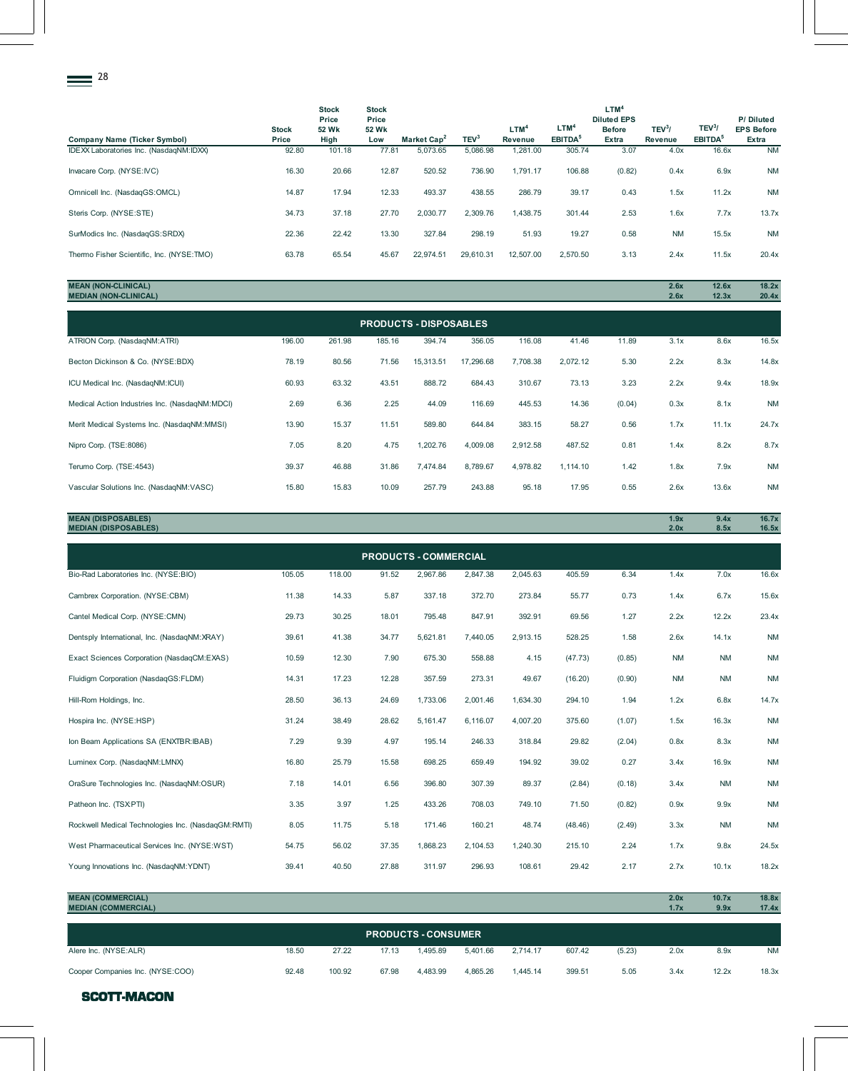| Company Name (Ticker Symbol) | Stock Price | Stock Price 52 Wk High | Stock Price 52 Wk Low | Market Cap[2] | TEV[3] | LTM[4] Revenue | LTM[4] EBITDA[5] | LTM[4] Diluted EPS Before Extra | TEV[3]/ Revenue | TEV[3]/ EBITDA[5] | P/ Diluted EPS Before Extra |
|---|---|---|---|---|---|---|---|---|---|---|---|
| IDEXX Laboratories Inc. (NasdaqNM:IDXX) | 92.80 | 101.18 | 77.81 | 5,073.65 | 5,086.98 | 1,281.00 | 305.74 | 3.07 | 4.0x | 16.6x | NM |
| Invacare Corp. (NYSE:IVC) | 16.30 | 20.66 | 12.87 | 520.52 | 736.90 | 1,791.17 | 106.88 | (0.82) | 0.4x | 6.9x | NM |
| Omnicell Inc. (NasdaqGS:OMCL) | 14.87 | 17.94 | 12.33 | 493.37 | 438.55 | 286.79 | 39.17 | 0.43 | 1.5x | 11.2x | NM |
| Steris Corp. (NYSE:STE) | 34.73 | 37.18 | 27.70 | 2,030.77 | 2,309.76 | 1,438.75 | 301.44 | 2.53 | 1.6x | 7.7x | 13.7x |
| SurModics Inc. (NasdaqGS:SRDX) | 22.36 | 22.42 | 13.30 | 327.84 | 298.19 | 51.93 | 19.27 | 0.58 | NM | 15.5x | NM |
| Thermo Fisher Scientific, Inc. (NYSE:TMO) | 63.78 | 65.54 | 45.67 | 22,974.51 | 29,610.31 | 12,507.00 | 2,570.50 | 3.13 | 2.4x | 11.5x | 20.4x |
| **MEAN (NON-CLINICAL)** | | | | | | | | | **2.6x** | **12.6x** | **18.2x** |
| **MEDIAN (NON-CLINICAL)** | | | | | | | | | **2.6x** | **12.3x** | **20.4x** |
| **PRODUCTS - DISPOSABLES** | | | | | | | | | | | |
| ATRION Corp. (NasdaqNM:ATRI) | 196.00 | 261.98 | 185.16 | 394.74 | 356.05 | 116.08 | 41.46 | 11.89 | 3.1x | 8.6x | 16.5x |
| Becton Dickinson & Co. (NYSE:BDX) | 78.19 | 80.56 | 71.56 | 15,313.51 | 17,296.68 | 7,708.38 | 2,072.12 | 5.30 | 2.2x | 8.3x | 14.8x |
| ICU Medical Inc. (NasdaqNM:ICUI) | 60.93 | 63.32 | 43.51 | 888.72 | 684.43 | 310.67 | 73.13 | 3.23 | 2.2x | 9.4x | 18.9x |
| Medical Action Industries Inc. (NasdaqNM:MDCI) | 2.69 | 6.36 | 2.25 | 44.09 | 116.69 | 445.53 | 14.36 | (0.04) | 0.3x | 8.1x | NM |
| Merit Medical Systems Inc. (NasdaqNM:MMSI) | 13.90 | 15.37 | 11.51 | 589.80 | 644.84 | 383.15 | 58.27 | 0.56 | 1.7x | 11.1x | 24.7x |
| Nipro Corp. (TSE:8086) | 7.05 | 8.20 | 4.75 | 1,202.76 | 4,009.08 | 2,912.58 | 487.52 | 0.81 | 1.4x | 8.2x | 8.7x |
| Terumo Corp. (TSE:4543) | 39.37 | 46.88 | 31.86 | 7,474.84 | 8,789.67 | 4,978.82 | 1,114.10 | 1.42 | 1.8x | 7.9x | NM |
| Vascular Solutions Inc. (NasdaqNM:VASC) | 15.80 | 15.83 | 10.09 | 257.79 | 243.88 | 95.18 | 17.95 | 0.55 | 2.6x | 13.6x | NM |
| **MEAN (DISPOSABLES)** | | | | | | | | | **1.9x** | **9.4x** | **16.7x** |
| **MEDIAN (DISPOSABLES)** | | | | | | | | | **2.0x** | **8.5x** | **16.5x** |
| **PRODUCTS - COMMERCIAL** | | | | | | | | | | | |
| Bio-Rad Laboratories Inc. (NYSE:BIO) | 105.05 | 118.00 | 91.52 | 2,967.86 | 2,847.38 | 2,045.63 | 405.59 | 6.34 | 1.4x | 7.0x | 16.6x |
| Cambrex Corporation. (NYSE:CBM) | 11.38 | 14.33 | 5.87 | 337.18 | 372.70 | 273.84 | 55.77 | 0.73 | 1.4x | 6.7x | 15.6x |
| Cantel Medical Corp. (NYSE:CMN) | 29.73 | 30.25 | 18.01 | 795.48 | 847.91 | 392.91 | 69.56 | 1.27 | 2.2x | 12.2x | 23.4x |
| Dentsply International, Inc. (NasdaqNM:XRAY) | 39.61 | 41.38 | 34.77 | 5,621.81 | 7,440.05 | 2,913.15 | 528.25 | 1.58 | 2.6x | 14.1x | NM |
| Exact Sciences Corporation (NasdaqCM:EXAS) | 10.59 | 12.30 | 7.90 | 675.30 | 558.88 | 4.15 | (47.73) | (0.85) | NM | NM | NM |
| Fluidigm Corporation (NasdaqGS:FLDM) | 14.31 | 17.23 | 12.28 | 357.59 | 273.31 | 49.67 | (16.20) | (0.90) | NM | NM | NM |
| Hill-Rom Holdings, Inc. | 28.50 | 36.13 | 24.69 | 1,733.06 | 2,001.46 | 1,634.30 | 294.10 | 1.94 | 1.2x | 6.8x | 14.7x |
| Hospira Inc. (NYSE:HSP) | 31.24 | 38.49 | 28.62 | 5,161.47 | 6,116.07 | 4,007.20 | 375.60 | (1.07) | 1.5x | 16.3x | NM |
| Ion Beam Applications SA (ENXTBR:IBAB) | 7.29 | 9.39 | 4.97 | 195.14 | 246.33 | 318.84 | 29.82 | (2.04) | 0.8x | 8.3x | NM |
| Luminex Corp. (NasdaqNM:LMNX) | 16.80 | 25.79 | 15.58 | 698.25 | 659.49 | 194.92 | 39.02 | 0.27 | 3.4x | 16.9x | NM |
| OraSure Technologies Inc. (NasdaqNM:OSUR) | 7.18 | 14.01 | 6.56 | 396.80 | 307.39 | 89.37 | (2.84) | (0.18) | 3.4x | NM | NM |
| Patheon Inc. (TSX:PTI) | 3.35 | 3.97 | 1.25 | 433.26 | 708.03 | 749.10 | 71.50 | (0.82) | 0.9x | 9.9x | NM |
| Rockwell Medical Technologies Inc. (NasdaqGM:RMTI) | 8.05 | 11.75 | 5.18 | 171.46 | 160.21 | 48.74 | (48.46) | (2.49) | 3.3x | NM | NM |
| West Pharmaceutical Services Inc. (NYSE:WST) | 54.75 | 56.02 | 37.35 | 1,868.23 | 2,104.53 | 1,240.30 | 215.10 | 2.24 | 1.7x | 9.8x | 24.5x |
| Young Innovations Inc. (NasdaqNM:YDNT) | 39.41 | 40.50 | 27.88 | 311.97 | 296.93 | 108.61 | 29.42 | 2.17 | 2.7x | 10.1x | 18.2x |
| **MEAN (COMMERCIAL)** | | | | | | | | | **2.0x** | **10.7x** | **18.8x** |
| **MEDIAN (COMMERCIAL)** | | | | | | | | | **1.7x** | **9.9x** | **17.4x** |
| **PRODUCTS - CONSUMER** | | | | | | | | | | | |
| Alere Inc. (NYSE:ALR) | 18.50 | 27.22 | 17.13 | 1,495.89 | 5,401.66 | 2,714.17 | 607.42 | (5.23) | 2.0x | 8.9x | NM |
| Cooper Companies Inc. (NYSE:COO) | 92.48 | 100.92 | 67.98 | 4,483.99 | 4,865.26 | 1,445.14 | 399.51 | 5.05 | 3.4x | 12.2x | 18.3x |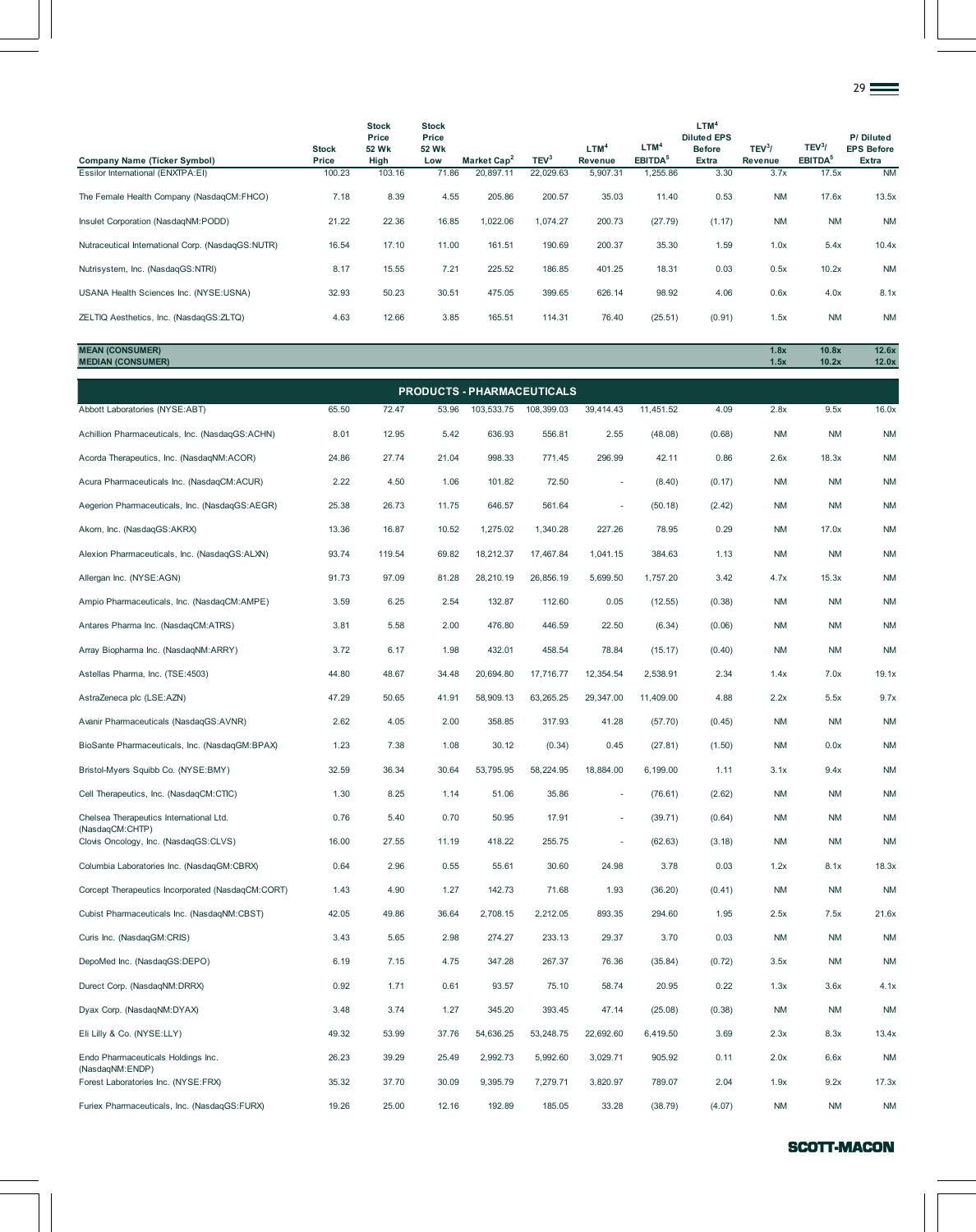| Company Name (Ticker Symbol) | Stock Price | Stock Price 52 Wk High | Stock Price 52 Wk Low | Market Cap[2] | TEV[3] | LTM[4] Revenue | LTM[4] EBITDA[5] | LTM[4] Diluted EPS Before Extra | TEV[3]/ Revenue | TEV[3]/ EBITDA[5] | P/ Diluted EPS Before Extra |
|---|---|---|---|---|---|---|---|---|---|---|---|
| Essilor International (ENXTPA:EI) | 100.23 | 103.16 | 71.86 | 20,897.11 | 22,029.63 | 5,907.31 | 1,255.86 | 3.30 | 3.7x | 17.5x | NM |
| The Female Health Company (NasdaqCM:FHCO) | 7.18 | 8.39 | 4.55 | 205.86 | 200.57 | 35.03 | 11.40 | 0.53 | NM | 17.6x | 13.5x |
| Insulet Corporation (NasdaqNM:PODD) | 21.22 | 22.36 | 16.85 | 1,022.06 | 1,074.27 | 200.73 | (27.79) | (1.17) | NM | NM | NM |
| Nutraceutical International Corp. (NasdaqGS:NUTR) | 16.54 | 17.10 | 11.00 | 161.51 | 190.69 | 200.37 | 35.30 | 1.59 | 1.0x | 5.4x | 10.4x |
| Nutrisystem, Inc. (NasdaqGS:NTRI) | 8.17 | 15.55 | 7.21 | 225.52 | 186.85 | 401.25 | 18.31 | 0.03 | 0.5x | 10.2x | NM |
| USANA Health Sciences Inc. (NYSE:USNA) | 32.93 | 50.23 | 30.51 | 475.05 | 399.65 | 626.14 | 98.92 | 4.06 | 0.6x | 4.0x | 8.1x |
| ZELTIQ Aesthetics, Inc. (NasdaqGS:ZLTQ) | 4.63 | 12.66 | 3.85 | 165.51 | 114.31 | 76.40 | (25.51) | (0.91) | 1.5x | NM | NM |
| **MEAN (CONSUMER)** | | | | | | | | | **1.8x** | **10.8x** | **12.6x** |
| **MEDIAN (CONSUMER)** | | | | | | | | | **1.5x** | **10.2x** | **12.0x** |
| **PRODUCTS - PHARMACEUTICALS** | | | | | | | | | | | |
| Abbott Laboratories (NYSE:ABT) | 65.50 | 72.47 | 53.96 | 103,533.75 | 108,399.03 | 39,414.43 | 11,451.52 | 4.09 | 2.8x | 9.5x | 16.0x |
| Achillion Pharmaceuticals, Inc. (NasdaqGS:ACHN) | 8.01 | 12.95 | 5.42 | 636.93 | 556.81 | 2.55 | (48.08) | (0.68) | NM | NM | NM |
| Acorda Therapeutics, Inc. (NasdaqNM:ACOR) | 24.86 | 27.74 | 21.04 | 998.33 | 771.45 | 296.99 | 42.11 | 0.86 | 2.6x | 18.3x | NM |
| Acura Pharmaceuticals Inc. (NasdaqCM:ACUR) | 2.22 | 4.50 | 1.06 | 101.82 | 72.50 | - | (8.40) | (0.17) | NM | NM | NM |
| Aegerion Pharmaceuticals, Inc. (NasdaqGS:AEGR) | 25.38 | 26.73 | 11.75 | 646.57 | 561.64 | - | (50.18) | (2.42) | NM | NM | NM |
| Akorn, Inc. (NasdaqGS:AKRX) | 13.36 | 16.87 | 10.52 | 1,275.02 | 1,340.28 | 227.26 | 78.95 | 0.29 | NM | 17.0x | NM |
| Alexion Pharmaceuticals, Inc. (NasdaqGS:ALXN) | 93.74 | 119.54 | 69.82 | 18,212.37 | 17,467.84 | 1,041.15 | 384.63 | 1.13 | NM | NM | NM |
| Allergan Inc. (NYSE:AGN) | 91.73 | 97.09 | 81.28 | 28,210.19 | 26,856.19 | 5,699.50 | 1,757.20 | 3.42 | 4.7x | 15.3x | NM |
| Ampio Pharmaceuticals, Inc. (NasdaqCM:AMPE) | 3.59 | 6.25 | 2.54 | 132.87 | 112.60 | 0.05 | (12.55) | (0.38) | NM | NM | NM |
| Antares Pharma Inc. (NasdaqCM:ATRS) | 3.81 | 5.58 | 2.00 | 476.80 | 446.59 | 22.50 | (6.34) | (0.06) | NM | NM | NM |
| Array Biopharma Inc. (NasdaqNM:ARRY) | 3.72 | 6.17 | 1.98 | 432.01 | 458.54 | 78.84 | (15.17) | (0.40) | NM | NM | NM |
| Astellas Pharma, Inc. (TSE:4503) | 44.80 | 48.67 | 34.48 | 20,694.80 | 17,716.77 | 12,354.54 | 2,538.91 | 2.34 | 1.4x | 7.0x | 19.1x |
| AstraZeneca plc (LSE:AZN) | 47.29 | 50.65 | 41.91 | 58,909.13 | 63,265.25 | 29,347.00 | 11,409.00 | 4.88 | 2.2x | 5.5x | 9.7x |
| Avanir Pharmaceuticals (NasdaqGS:AVNR) | 2.62 | 4.05 | 2.00 | 358.85 | 317.93 | 41.28 | (57.70) | (0.45) | NM | NM | NM |
| BioSante Pharmaceuticals, Inc. (NasdaqGM:BPAX) | 1.23 | 7.38 | 1.08 | 30.12 | (0.34) | 0.45 | (27.81) | (1.50) | NM | 0.0x | NM |
| Bristol-Myers Squibb Co. (NYSE:BMY) | 32.59 | 36.34 | 30.64 | 53,795.95 | 58,224.95 | 18,884.00 | 6,199.00 | 1.11 | 3.1x | 9.4x | NM |
| Cell Therapeutics, Inc. (NasdaqCM:CTIC) | 1.30 | 8.25 | 1.14 | 51.06 | 35.86 | - | (76.61) | (2.62) | NM | NM | NM |
| Chelsea Therapeutics International Ltd. (NasdaqCM:CHTP) | 0.76 | 5.40 | 0.70 | 50.95 | 17.91 | - | (39.71) | (0.64) | NM | NM | NM |
| Clovis Oncology, Inc. (NasdaqGS:CLVS) | 16.00 | 27.55 | 11.19 | 418.22 | 255.75 | - | (62.63) | (3.18) | NM | NM | NM |
| Columbia Laboratories Inc. (NasdaqGM:CBRX) | 0.64 | 2.96 | 0.55 | 55.61 | 30.60 | 24.98 | 3.78 | 0.03 | 1.2x | 8.1x | 18.3x |
| Corcept Therapeutics Incorporated (NasdaqCM:CORT) | 1.43 | 4.90 | 1.27 | 142.73 | 71.68 | 1.93 | (36.20) | (0.41) | NM | NM | NM |
| Cubist Pharmaceuticals Inc. (NasdaqNM:CBST) | 42.05 | 49.86 | 36.64 | 2,708.15 | 2,212.05 | 893.35 | 294.60 | 1.95 | 2.5x | 7.5x | 21.6x |
| Curis Inc. (NasdaqGM:CRIS) | 3.43 | 5.65 | 2.98 | 274.27 | 233.13 | 29.37 | 3.70 | 0.03 | NM | NM | NM |
| DepoMed Inc. (NasdaqGS:DEPO) | 6.19 | 7.15 | 4.75 | 347.28 | 267.37 | 76.36 | (35.84) | (0.72) | 3.5x | NM | NM |
| Durect Corp. (NasdaqNM:DRRX) | 0.92 | 1.71 | 0.61 | 93.57 | 75.10 | 58.74 | 20.95 | 0.22 | 1.3x | 3.6x | 4.1x |
| Dyax Corp. (NasdaqNM:DYAX) | 3.48 | 3.74 | 1.27 | 345.20 | 393.45 | 47.14 | (25.08) | (0.38) | NM | NM | NM |
| Eli Lilly & Co. (NYSE:LLY) | 49.32 | 53.99 | 37.76 | 54,636.25 | 53,248.75 | 22,692.60 | 6,419.50 | 3.69 | 2.3x | 8.3x | 13.4x |
| Endo Pharmaceuticals Holdings Inc. (NasdaqNM:ENDP) | 26.23 | 39.29 | 25.49 | 2,992.73 | 5,992.60 | 3,029.71 | 905.92 | 0.11 | 2.0x | 6.6x | NM |
| Forest Laboratories Inc. (NYSE:FRX) | 35.32 | 37.70 | 30.09 | 9,395.79 | 7,279.71 | 3,820.97 | 789.07 | 2.04 | 1.9x | 9.2x | 17.3x |
| Furiex Pharmaceuticals, Inc. (NasdaqGS:FURX) | 19.26 | 25.00 | 12.16 | 192.89 | 185.05 | 33.28 | (38.79) | (4.07) | NM | NM | NM |

SCOTT-MACON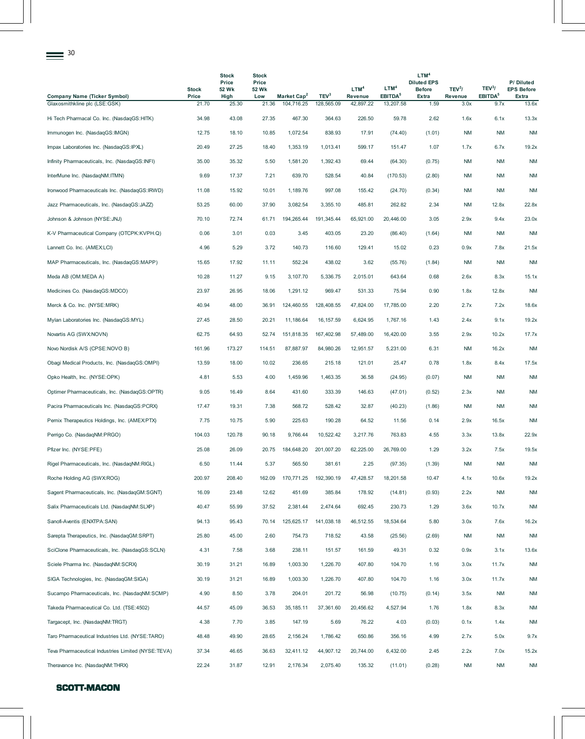| Company Name (Ticker Symbol) | Stock Price | Stock Price 52 Wk High | Stock Price 52 Wk Low | Market Cap[2] | TEV[3] | LTM[4] Revenue | LTM[4] EBITDA[5] | LTM[4] Diluted EPS Before Extra | TEV[3]/ Revenue | TEV[3]/ EBITDA[5] | P/ Diluted EPS Before Extra |
|---|---|---|---|---|---|---|---|---|---|---|---|
| Glaxosmithkline plc (LSE:GSK) | 21.70 | 25.30 | 21.36 | 104,716.25 | 128,565.09 | 42,897.22 | 13,207.58 | 1.59 | 3.0x | 9.7x | 13.6x |
| Hi Tech Pharmacal Co. Inc. (NasdaqGS:HITK) | 34.98 | 43.08 | 27.35 | 467.30 | 364.63 | 226.50 | 59.78 | 2.62 | 1.6x | 6.1x | 13.3x |
| Immunogen Inc. (NasdaqGS:IMGN) | 12.75 | 18.10 | 10.85 | 1,072.54 | 838.93 | 17.91 | (74.40) | (1.01) | NM | NM | NM |
| Impax Laboratories Inc. (NasdaqGS:IPXL) | 20.49 | 27.25 | 18.40 | 1,353.19 | 1,013.41 | 599.17 | 151.47 | 1.07 | 1.7x | 6.7x | 19.2x |
| Infinity Pharmaceuticals, Inc. (NasdaqGS:INFI) | 35.00 | 35.32 | 5.50 | 1,581.20 | 1,392.43 | 69.44 | (64.30) | (0.75) | NM | NM | NM |
| InterMune Inc. (NasdaqNM:ITMN) | 9.69 | 17.37 | 7.21 | 639.70 | 528.54 | 40.84 | (170.53) | (2.80) | NM | NM | NM |
| Ironwood Pharmaceuticals Inc. (NasdaqGS:IRWD) | 11.08 | 15.92 | 10.01 | 1,189.76 | 997.08 | 155.42 | (24.70) | (0.34) | NM | NM | NM |
| Jazz Pharmaceuticals, Inc. (NasdaqGS:JAZZ) | 53.25 | 60.00 | 37.90 | 3,082.54 | 3,355.10 | 485.81 | 262.82 | 2.34 | NM | 12.8x | 22.8x |
| Johnson & Johnson (NYSE:JNJ) | 70.10 | 72.74 | 61.71 | 194,265.44 | 191,345.44 | 65,921.00 | 20,446.00 | 3.05 | 2.9x | 9.4x | 23.0x |
| K-V Pharmaceutical Company (OTCPK:KVPH.Q) | 0.06 | 3.01 | 0.03 | 3.45 | 403.05 | 23.20 | (86.40) | (1.64) | NM | NM | NM |
| Lannett Co. Inc. (AMEX:LCI) | 4.96 | 5.29 | 3.72 | 140.73 | 116.60 | 129.41 | 15.02 | 0.23 | 0.9x | 7.8x | 21.5x |
| MAP Pharmaceuticals, Inc. (NasdaqGS:MAPP) | 15.65 | 17.92 | 11.11 | 552.24 | 438.02 | 3.62 | (55.76) | (1.84) | NM | NM | NM |
| Meda AB (OM:MEDA A) | 10.28 | 11.27 | 9.15 | 3,107.70 | 5,336.75 | 2,015.01 | 643.64 | 0.68 | 2.6x | 8.3x | 15.1x |
| Medicines Co. (NasdaqGS:MDCO) | 23.97 | 26.95 | 18.06 | 1,291.12 | 969.47 | 531.33 | 75.94 | 0.90 | 1.8x | 12.8x | NM |
| Merck & Co. Inc. (NYSE:MRK) | 40.94 | 48.00 | 36.91 | 124,460.55 | 128,408.55 | 47,824.00 | 17,785.00 | 2.20 | 2.7x | 7.2x | 18.6x |
| Mylan Laboratories Inc. (NasdaqGS:MYL) | 27.45 | 28.50 | 20.21 | 11,186.64 | 16,157.59 | 6,624.95 | 1,767.16 | 1.43 | 2.4x | 9.1x | 19.2x |
| Novartis AG (SWX:NOVN) | 62.75 | 64.93 | 52.74 | 151,818.35 | 167,402.98 | 57,489.00 | 16,420.00 | 3.55 | 2.9x | 10.2x | 17.7x |
| Novo Nordisk A/S (CPSE:NOVO B) | 161.96 | 173.27 | 114.51 | 87,887.97 | 84,980.26 | 12,951.57 | 5,231.00 | 6.31 | NM | 16.2x | NM |
| Obagi Medical Products, Inc. (NasdaqGS:OMPI) | 13.59 | 18.00 | 10.02 | 236.65 | 215.18 | 121.01 | 25.47 | 0.78 | 1.8x | 8.4x | 17.5x |
| Opko Health, Inc. (NYSE:OPK) | 4.81 | 5.53 | 4.00 | 1,459.96 | 1,463.35 | 36.58 | (24.95) | (0.07) | NM | NM | NM |
| Optimer Pharmaceuticals, Inc. (NasdaqGS:OPTR) | 9.05 | 16.49 | 8.64 | 431.60 | 333.39 | 146.63 | (47.01) | (0.52) | 2.3x | NM | NM |
| Pacira Pharmaceuticals Inc. (NasdaqGS:PCRX) | 17.47 | 19.31 | 7.38 | 568.72 | 528.42 | 32.87 | (40.23) | (1.86) | NM | NM | NM |
| Pernix Therapeutics Holdings, Inc. (AMEX:PTX) | 7.75 | 10.75 | 5.90 | 225.63 | 190.28 | 64.52 | 11.56 | 0.14 | 2.9x | 16.5x | NM |
| Perrigo Co. (NasdaqNM:PRGO) | 104.03 | 120.78 | 90.18 | 9,766.44 | 10,522.42 | 3,217.76 | 763.83 | 4.55 | 3.3x | 13.8x | 22.9x |
| Pfizer Inc. (NYSE:PFE) | 25.08 | 26.09 | 20.75 | 184,648.20 | 201,007.20 | 62,225.00 | 26,769.00 | 1.29 | 3.2x | 7.5x | 19.5x |
| Rigel Pharmaceuticals, Inc. (NasdaqNM:RIGL) | 6.50 | 11.44 | 5.37 | 565.50 | 381.61 | 2.25 | (97.35) | (1.39) | NM | NM | NM |
| Roche Holding AG (SWX:ROG) | 200.97 | 208.40 | 162.09 | 170,771.25 | 192,390.19 | 47,428.57 | 18,201.58 | 10.47 | 4.1x | 10.6x | 19.2x |
| Sagent Pharmaceuticals, Inc. (NasdaqGM:SGNT) | 16.09 | 23.48 | 12.62 | 451.69 | 385.84 | 178.92 | (14.81) | (0.93) | 2.2x | NM | NM |
| Salix Pharmaceuticals Ltd. (NasdaqNM:SLXP) | 40.47 | 55.99 | 37.52 | 2,381.44 | 2,474.64 | 692.45 | 230.73 | 1.29 | 3.6x | 10.7x | NM |
| Sanofi-Aventis (ENXTPA:SAN) | 94.13 | 95.43 | 70.14 | 125,625.17 | 141,038.18 | 46,512.55 | 18,534.64 | 5.80 | 3.0x | 7.6x | 16.2x |
| Sarepta Therapeutics, Inc. (NasdaqGM:SRPT) | 25.80 | 45.00 | 2.60 | 754.73 | 718.52 | 43.58 | (25.56) | (2.69) | NM | NM | NM |
| SciClone Pharmaceuticals, Inc. (NasdaqGS:SCLN) | 4.31 | 7.58 | 3.68 | 238.11 | 151.57 | 161.59 | 49.31 | 0.32 | 0.9x | 3.1x | 13.6x |
| Sciele Pharma Inc. (NasdaqNM:SCRX) | 30.19 | 31.21 | 16.89 | 1,003.30 | 1,226.70 | 407.80 | 104.70 | 1.16 | 3.0x | 11.7x | NM |
| SIGA Technologies, Inc. (NasdaqGM:SIGA) | 30.19 | 31.21 | 16.89 | 1,003.30 | 1,226.70 | 407.80 | 104.70 | 1.16 | 3.0x | 11.7x | NM |
| Sucampo Pharmaceuticals, Inc. (NasdaqNM:SCMP) | 4.90 | 8.50 | 3.78 | 204.01 | 201.72 | 56.98 | (10.75) | (0.14) | 3.5x | NM | NM |
| Takeda Pharmaceutical Co. Ltd. (TSE:4502) | 44.57 | 45.09 | 36.53 | 35,185.11 | 37,361.60 | 20,456.62 | 4,527.94 | 1.76 | 1.8x | 8.3x | NM |
| Targacept, Inc. (NasdaqNM:TRGT) | 4.38 | 7.70 | 3.85 | 147.19 | 5.69 | 76.22 | 4.03 | (0.03) | 0.1x | 1.4x | NM |
| Taro Pharmaceutical Industries Ltd. (NYSE:TARO) | 48.48 | 49.90 | 28.65 | 2,156.24 | 1,786.42 | 650.86 | 356.16 | 4.99 | 2.7x | 5.0x | 9.7x |
| Teva Pharmaceutical Industries Limited (NYSE:TEVA) | 37.34 | 46.65 | 36.63 | 32,411.12 | 44,907.12 | 20,744.00 | 6,432.00 | 2.45 | 2.2x | 7.0x | 15.2x |
| Theravance Inc. (NasdaqNM:THRX) | 22.24 | 31.87 | 12.91 | 2,176.34 | 2,075.40 | 135.32 | (11.01) | (0.28) | NM | NM | NM |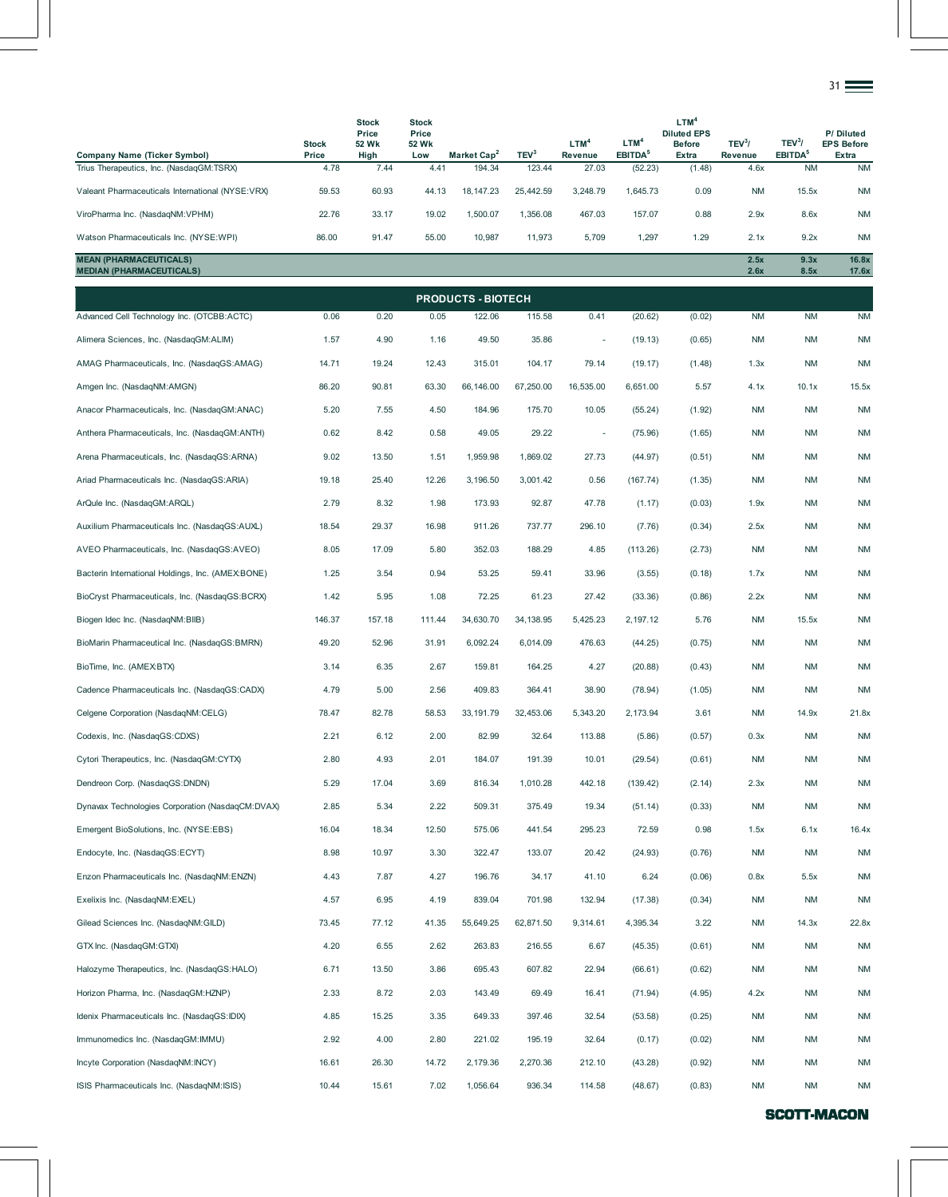| Company Name (Ticker Symbol) | Stock Price | Stock Price 52 Wk High | Stock Price 52 Wk Low | Market Cap[2] | TEV[3] | LTM[4] Revenue | LTM[4] EBITDA[5] | LTM[4] Diluted EPS Before Extra | TEV[3]/ Revenue | TEV[3]/ EBITDA[5] | P/ Diluted EPS Before Extra |
|---|---|---|---|---|---|---|---|---|---|---|---|
| Trius Therapeutics, Inc. (NasdaqGM:TSRX) | 4.78 | 7.44 | 4.41 | 194.34 | 123.44 | 27.03 | (52.23) | (1.48) | 4.6x | NM | NM |
| Valeant Pharmaceuticals International (NYSE:VRX) | 59.53 | 60.93 | 44.13 | 18,147.23 | 25,442.59 | 3,248.79 | 1,645.73 | 0.09 | NM | 15.5x | NM |
| ViroPharma Inc. (NasdaqNM:VPHM) | 22.76 | 33.17 | 19.02 | 1,500.07 | 1,356.08 | 467.03 | 157.07 | 0.88 | 2.9x | 8.6x | NM |
| Watson Pharmaceuticals Inc. (NYSE:WPI) | 86.00 | 91.47 | 55.00 | 10,987 | 11,973 | 5,709 | 1,297 | 1.29 | 2.1x | 9.2x | NM |
| **MEAN (PHARMACEUTICALS)** | | | | | | | | | **2.5x** | **9.3x** | **16.8x** |
| **MEDIAN (PHARMACEUTICALS)** | | | | | | | | | **2.6x** | **8.5x** | **17.6x** |
| **PRODUCTS - BIOTECH** | | | | | | | | | | | |
| Advanced Cell Technology Inc. (OTCBB:ACTC) | 0.06 | 0.20 | 0.05 | 122.06 | 115.58 | 0.41 | (20.62) | (0.02) | NM | NM | NM |
| Alimera Sciences, Inc. (NasdaqGM:ALIM) | 1.57 | 4.90 | 1.16 | 49.50 | 35.86 | - | (19.13) | (0.65) | NM | NM | NM |
| AMAG Pharmaceuticals, Inc. (NasdaqGS:AMAG) | 14.71 | 19.24 | 12.43 | 315.01 | 104.17 | 79.14 | (19.17) | (1.48) | 1.3x | NM | NM |
| Amgen Inc. (NasdaqNM:AMGN) | 86.20 | 90.81 | 63.30 | 66,146.00 | 67,250.00 | 16,535.00 | 6,651.00 | 5.57 | 4.1x | 10.1x | 15.5x |
| Anacor Pharmaceuticals, Inc. (NasdaqGM:ANAC) | 5.20 | 7.55 | 4.50 | 184.96 | 175.70 | 10.05 | (55.24) | (1.92) | NM | NM | NM |
| Anthera Pharmaceuticals, Inc. (NasdaqGM:ANTH) | 0.62 | 8.42 | 0.58 | 49.05 | 29.22 | - | (75.96) | (1.65) | NM | NM | NM |
| Arena Pharmaceuticals, Inc. (NasdaqGS:ARNA) | 9.02 | 13.50 | 1.51 | 1,959.98 | 1,869.02 | 27.73 | (44.97) | (0.51) | NM | NM | NM |
| Ariad Pharmaceuticals Inc. (NasdaqGS:ARIA) | 19.18 | 25.40 | 12.26 | 3,196.50 | 3,001.42 | 0.56 | (167.74) | (1.35) | NM | NM | NM |
| ArQule Inc. (NasdaqGM:ARQL) | 2.79 | 8.32 | 1.98 | 173.93 | 92.87 | 47.78 | (1.17) | (0.03) | 1.9x | NM | NM |
| Auxilium Pharmaceuticals Inc. (NasdaqGS:AUXL) | 18.54 | 29.37 | 16.98 | 911.26 | 737.77 | 296.10 | (7.76) | (0.34) | 2.5x | NM | NM |
| AVEO Pharmaceuticals, Inc. (NasdaqGS:AVEO) | 8.05 | 17.09 | 5.80 | 352.03 | 188.29 | 4.85 | (113.26) | (2.73) | NM | NM | NM |
| Bacterin International Holdings, Inc. (AMEX:BONE) | 1.25 | 3.54 | 0.94 | 53.25 | 59.41 | 33.96 | (3.55) | (0.18) | 1.7x | NM | NM |
| BioCryst Pharmaceuticals, Inc. (NasdaqGS:BCRX) | 1.42 | 5.95 | 1.08 | 72.25 | 61.23 | 27.42 | (33.36) | (0.86) | 2.2x | NM | NM |
| Biogen Idec Inc. (NasdaqNM:BIIB) | 146.37 | 157.18 | 111.44 | 34,630.70 | 34,138.95 | 5,425.23 | 2,197.12 | 5.76 | NM | 15.5x | NM |
| BioMarin Pharmaceutical Inc. (NasdaqGS:BMRN) | 49.20 | 52.96 | 31.91 | 6,092.24 | 6,014.09 | 476.63 | (44.25) | (0.75) | NM | NM | NM |
| BioTime, Inc. (AMEX:BTX) | 3.14 | 6.35 | 2.67 | 159.81 | 164.25 | 4.27 | (20.88) | (0.43) | NM | NM | NM |
| Cadence Pharmaceuticals Inc. (NasdaqGS:CADX) | 4.79 | 5.00 | 2.56 | 409.83 | 364.41 | 38.90 | (78.94) | (1.05) | NM | NM | NM |
| Celgene Corporation (NasdaqNM:CELG) | 78.47 | 82.78 | 58.53 | 33,191.79 | 32,453.06 | 5,343.20 | 2,173.94 | 3.61 | NM | 14.9x | 21.8x |
| Codexis, Inc. (NasdaqGS:CDXS) | 2.21 | 6.12 | 2.00 | 82.99 | 32.64 | 113.88 | (5.86) | (0.57) | 0.3x | NM | NM |
| Cytori Therapeutics, Inc. (NasdaqGM:CYTX) | 2.80 | 4.93 | 2.01 | 184.07 | 191.39 | 10.01 | (29.54) | (0.61) | NM | NM | NM |
| Dendreon Corp. (NasdaqGS:DNDN) | 5.29 | 17.04 | 3.69 | 816.34 | 1,010.28 | 442.18 | (139.42) | (2.14) | 2.3x | NM | NM |
| Dynavax Technologies Corporation (NasdaqCM:DVAX) | 2.85 | 5.34 | 2.22 | 509.31 | 375.49 | 19.34 | (51.14) | (0.33) | NM | NM | NM |
| Emergent BioSolutions, Inc. (NYSE:EBS) | 16.04 | 18.34 | 12.50 | 575.06 | 441.54 | 295.23 | 72.59 | 0.98 | 1.5x | 6.1x | 16.4x |
| Endocyte, Inc. (NasdaqGS:ECYT) | 8.98 | 10.97 | 3.30 | 322.47 | 133.07 | 20.42 | (24.93) | (0.76) | NM | NM | NM |
| Enzon Pharmaceuticals Inc. (NasdaqNM:ENZN) | 4.43 | 7.87 | 4.27 | 196.76 | 34.17 | 41.10 | 6.24 | (0.06) | 0.8x | 5.5x | NM |
| Exelixis Inc. (NasdaqNM:EXEL) | 4.57 | 6.95 | 4.19 | 839.04 | 701.98 | 132.94 | (17.38) | (0.34) | NM | NM | NM |
| Gilead Sciences Inc. (NasdaqNM:GILD) | 73.45 | 77.12 | 41.35 | 55,649.25 | 62,871.50 | 9,314.61 | 4,395.34 | 3.22 | NM | 14.3x | 22.8x |
| GTX Inc. (NasdaqGM:GTXI) | 4.20 | 6.55 | 2.62 | 263.83 | 216.55 | 6.67 | (45.35) | (0.61) | NM | NM | NM |
| Halozyme Therapeutics, Inc. (NasdaqGS:HALO) | 6.71 | 13.50 | 3.86 | 695.43 | 607.82 | 22.94 | (66.61) | (0.62) | NM | NM | NM |
| Horizon Pharma, Inc. (NasdaqGM:HZNP) | 2.33 | 8.72 | 2.03 | 143.49 | 69.49 | 16.41 | (71.94) | (4.95) | 4.2x | NM | NM |
| Idenix Pharmaceuticals Inc. (NasdaqGS:IDIX) | 4.85 | 15.25 | 3.35 | 649.33 | 397.46 | 32.54 | (53.58) | (0.25) | NM | NM | NM |
| Immunomedics Inc. (NasdaqGM:IMMU) | 2.92 | 4.00 | 2.80 | 221.02 | 195.19 | 32.64 | (0.17) | (0.02) | NM | NM | NM |
| Incyte Corporation (NasdaqNM:INCY) | 16.61 | 26.30 | 14.72 | 2,179.36 | 2,270.36 | 212.10 | (43.28) | (0.92) | NM | NM | NM |
| ISIS Pharmaceuticals Inc. (NasdaqNM:ISIS) | 10.44 | 15.61 | 7.02 | 1,056.64 | 936.34 | 114.58 | (48.67) | (0.83) | NM | NM | NM |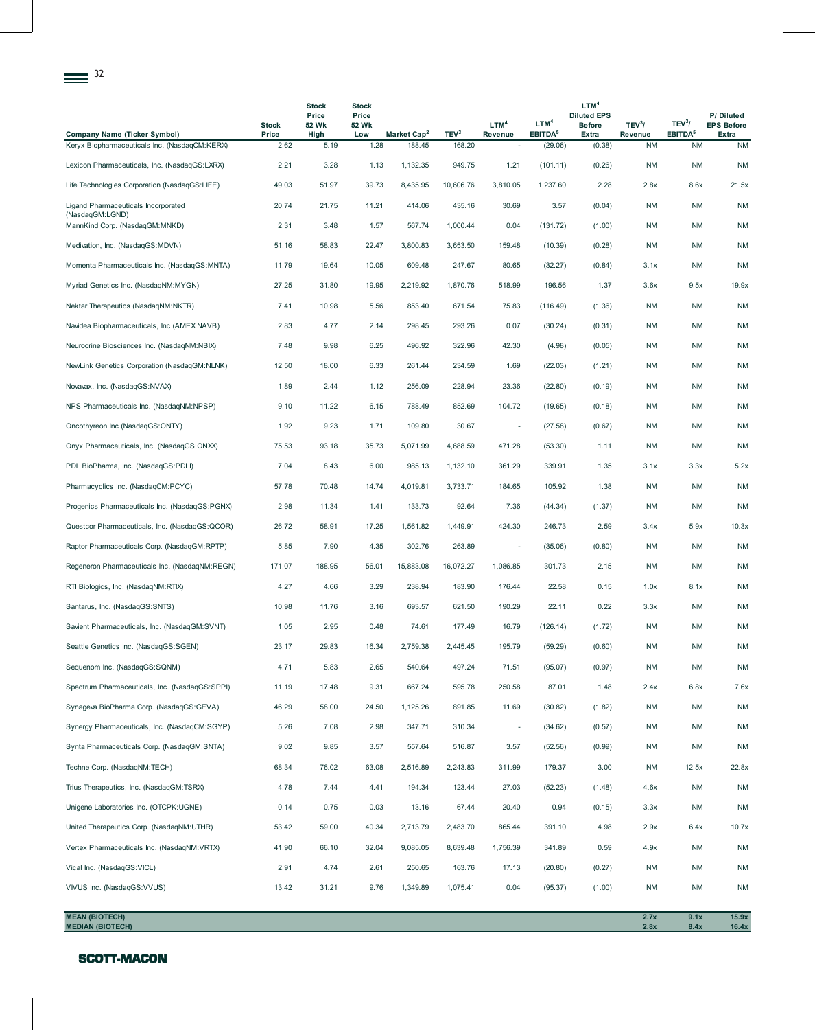| Company Name (Ticker Symbol) | Stock Price | Stock Price 52 Wk High | Stock Price 52 Wk Low | Market Cap[2] | TEV[3] | LTM[4] Revenue | LTM[4] EBITDA[5] | LTM[4] Diluted EPS Before Extra | TEV[3]/ Revenue | TEV[3]/ EBITDA[5] | P/ Diluted EPS Before Extra |
|---|---|---|---|---|---|---|---|---|---|---|---|
| Keryx Biopharmaceuticals Inc. (NasdaqCM:KERX) | 2.62 | 5.19 | 1.28 | 188.45 | 168.20 | - | (29.06) | (0.38) | NM | NM | NM |
| Lexicon Pharmaceuticals, Inc. (NasdaqGS:LXRX) | 2.21 | 3.28 | 1.13 | 1,132.35 | 949.75 | 1.21 | (101.11) | (0.26) | NM | NM | NM |
| Life Technologies Corporation (NasdaqGS:LIFE) | 49.03 | 51.97 | 39.73 | 8,435.95 | 10,606.76 | 3,810.05 | 1,237.60 | 2.28 | 2.8x | 8.6x | 21.5x |
| Ligand Pharmaceuticals Incorporated (NasdaqGM:LGND) | 20.74 | 21.75 | 11.21 | 414.06 | 435.16 | 30.69 | 3.57 | (0.04) | NM | NM | NM |
| MannKind Corp. (NasdaqGM:MNKD) | 2.31 | 3.48 | 1.57 | 567.74 | 1,000.44 | 0.04 | (131.72) | (1.00) | NM | NM | NM |
| Medivation, Inc. (NasdaqGS:MDVN) | 51.16 | 58.83 | 22.47 | 3,800.83 | 3,653.50 | 159.48 | (10.39) | (0.28) | NM | NM | NM |
| Momenta Pharmaceuticals Inc. (NasdaqGS:MNTA) | 11.79 | 19.64 | 10.05 | 609.48 | 247.67 | 80.65 | (32.27) | (0.84) | 3.1x | NM | NM |
| Myriad Genetics Inc. (NasdaqNM:MYGN) | 27.25 | 31.80 | 19.95 | 2,219.92 | 1,870.76 | 518.99 | 196.56 | 1.37 | 3.6x | 9.5x | 19.9x |
| Nektar Therapeutics (NasdaqNM:NKTR) | 7.41 | 10.98 | 5.56 | 853.40 | 671.54 | 75.83 | (116.49) | (1.36) | NM | NM | NM |
| Navidea Biopharmaceuticals, Inc (AMEX:NAVB) | 2.83 | 4.77 | 2.14 | 298.45 | 293.26 | 0.07 | (30.24) | (0.31) | NM | NM | NM |
| Neurocrine Biosciences Inc. (NasdaqNM:NBIX) | 7.48 | 9.98 | 6.25 | 496.92 | 322.96 | 42.30 | (4.98) | (0.05) | NM | NM | NM |
| NewLink Genetics Corporation (NasdaqGM:NLNK) | 12.50 | 18.00 | 6.33 | 261.44 | 234.59 | 1.69 | (22.03) | (1.21) | NM | NM | NM |
| Novavax, Inc. (NasdaqGS:NVAX) | 1.89 | 2.44 | 1.12 | 256.09 | 228.94 | 23.36 | (22.80) | (0.19) | NM | NM | NM |
| NPS Pharmaceuticals Inc. (NasdaqNM:NPSP) | 9.10 | 11.22 | 6.15 | 788.49 | 852.69 | 104.72 | (19.65) | (0.18) | NM | NM | NM |
| Oncothyreon Inc (NasdaqGS:ONTY) | 1.92 | 9.23 | 1.71 | 109.80 | 30.67 | - | (27.58) | (0.67) | NM | NM | NM |
| Onyx Pharmaceuticals, Inc. (NasdaqGS:ONXX) | 75.53 | 93.18 | 35.73 | 5,071.99 | 4,688.59 | 471.28 | (53.30) | 1.11 | NM | NM | NM |
| PDL BioPharma, Inc. (NasdaqGS:PDLI) | 7.04 | 8.43 | 6.00 | 985.13 | 1,132.10 | 361.29 | 339.91 | 1.35 | 3.1x | 3.3x | 5.2x |
| Pharmacyclics Inc. (NasdaqCM:PCYC) | 57.78 | 70.48 | 14.74 | 4,019.81 | 3,733.71 | 184.65 | 105.92 | 1.38 | NM | NM | NM |
| Progenics Pharmaceuticals Inc. (NasdaqGS:PGNX) | 2.98 | 11.34 | 1.41 | 133.73 | 92.64 | 7.36 | (44.34) | (1.37) | NM | NM | NM |
| Questcor Pharmaceuticals, Inc. (NasdaqGS:QCOR) | 26.72 | 58.91 | 17.25 | 1,561.82 | 1,449.91 | 424.30 | 246.73 | 2.59 | 3.4x | 5.9x | 10.3x |
| Raptor Pharmaceuticals Corp. (NasdaqGM:RPTP) | 5.85 | 7.90 | 4.35 | 302.76 | 263.89 | - | (35.06) | (0.80) | NM | NM | NM |
| Regeneron Pharmaceuticals Inc. (NasdaqNM:REGN) | 171.07 | 188.95 | 56.01 | 15,883.08 | 16,072.27 | 1,086.85 | 301.73 | 2.15 | NM | NM | NM |
| RTI Biologics, Inc. (NasdaqNM:RTIX) | 4.27 | 4.66 | 3.29 | 238.94 | 183.90 | 176.44 | 22.58 | 0.15 | 1.0x | 8.1x | NM |
| Santarus, Inc. (NasdaqGS:SNTS) | 10.98 | 11.76 | 3.16 | 693.57 | 621.50 | 190.29 | 22.11 | 0.22 | 3.3x | NM | NM |
| Savient Pharmaceuticals, Inc. (NasdaqGM:SVNT) | 1.05 | 2.95 | 0.48 | 74.61 | 177.49 | 16.79 | (126.14) | (1.72) | NM | NM | NM |
| Seattle Genetics Inc. (NasdaqGS:SGEN) | 23.17 | 29.83 | 16.34 | 2,759.38 | 2,445.45 | 195.79 | (59.29) | (0.60) | NM | NM | NM |
| Sequenom Inc. (NasdaqGS:SQNM) | 4.71 | 5.83 | 2.65 | 540.64 | 497.24 | 71.51 | (95.07) | (0.97) | NM | NM | NM |
| Spectrum Pharmaceuticals, Inc. (NasdaqGS:SPPI) | 11.19 | 17.48 | 9.31 | 667.24 | 595.78 | 250.58 | 87.01 | 1.48 | 2.4x | 6.8x | 7.6x |
| Synageva BioPharma Corp. (NasdaqGS:GEVA) | 46.29 | 58.00 | 24.50 | 1,125.26 | 891.85 | 11.69 | (30.82) | (1.82) | NM | NM | NM |
| Synergy Pharmaceuticals, Inc. (NasdaqCM:SGYP) | 5.26 | 7.08 | 2.98 | 347.71 | 310.34 | - | (34.62) | (0.57) | NM | NM | NM |
| Synta Pharmaceuticals Corp. (NasdaqGM:SNTA) | 9.02 | 9.85 | 3.57 | 557.64 | 516.87 | 3.57 | (52.56) | (0.99) | NM | NM | NM |
| Techne Corp. (NasdaqNM:TECH) | 68.34 | 76.02 | 63.08 | 2,516.89 | 2,243.83 | 311.99 | 179.37 | 3.00 | NM | 12.5x | 22.8x |
| Trius Therapeutics, Inc. (NasdaqGM:TSRX) | 4.78 | 7.44 | 4.41 | 194.34 | 123.44 | 27.03 | (52.23) | (1.48) | 4.6x | NM | NM |
| Unigene Laboratories Inc. (OTCPK:UGNE) | 0.14 | 0.75 | 0.03 | 13.16 | 67.44 | 20.40 | 0.94 | (0.15) | 3.3x | NM | NM |
| United Therapeutics Corp. (NasdaqNM:UTHR) | 53.42 | 59.00 | 40.34 | 2,713.79 | 2,483.70 | 865.44 | 391.10 | 4.98 | 2.9x | 6.4x | 10.7x |
| Vertex Pharmaceuticals Inc. (NasdaqNM:VRTX) | 41.90 | 66.10 | 32.04 | 9,085.05 | 8,639.48 | 1,756.39 | 341.89 | 0.59 | 4.9x | NM | NM |
| Vical Inc. (NasdaqGS:VICL) | 2.91 | 4.74 | 2.61 | 250.65 | 163.76 | 17.13 | (20.80) | (0.27) | NM | NM | NM |
| VIVUS Inc. (NasdaqGS:VVUS) | 13.42 | 31.21 | 9.76 | 1,349.89 | 1,075.41 | 0.04 | (95.37) | (1.00) | NM | NM | NM |
| **MEAN (BIOTECH)** | | | | | | | | | **2.7x** | **9.1x** | **15.9x** |
| **MEDIAN (BIOTECH)** | | | | | | | | | **2.8x** | **8.4x** | **16.4x** |

**SCOTT-MACON**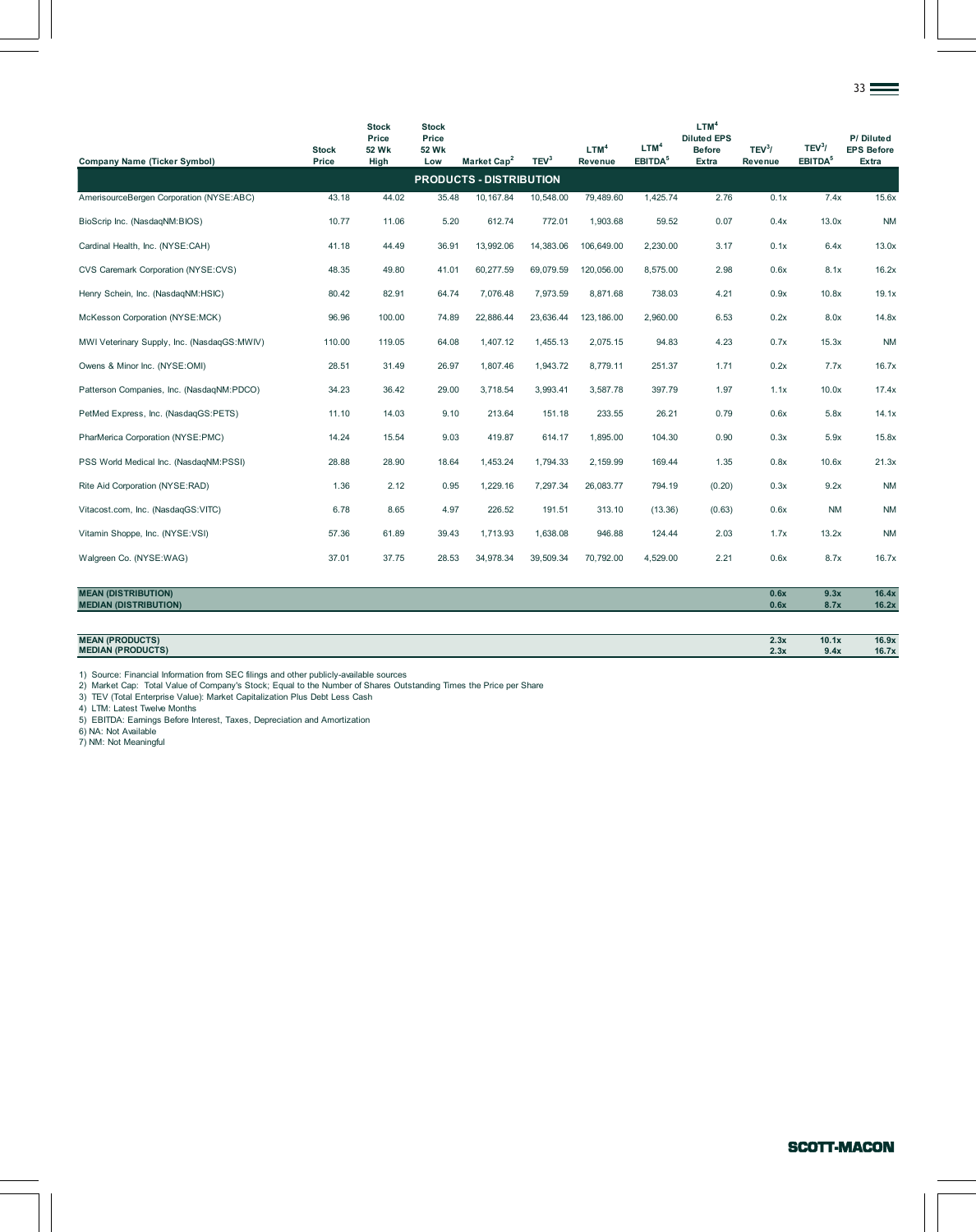| Company Name (Ticker Symbol) | Stock Price | Stock Price 52 Wk High | Stock Price 52 Wk Low | Market Cap[2] | TEV[3] | LTM[4] Revenue | LTM[4] EBITDA[5] | LTM[4] Diluted EPS Before Extra | TEV[3]/ Revenue | TEV[3]/ EBITDA[5] | P/ Diluted EPS Before Extra |
|---|---|---|---|---|---|---|---|---|---|---|---|
| **PRODUCTS - DISTRIBUTION** | | | | | | | | | | | |
| AmerisourceBergen Corporation (NYSE:ABC) | 43.18 | 44.02 | 35.48 | 10,167.84 | 10,548.00 | 79,489.60 | 1,425.74 | 2.76 | 0.1x | 7.4x | 15.6x |
| BioScrip Inc. (NasdaqNM:BIOS) | 10.77 | 11.06 | 5.20 | 612.74 | 772.01 | 1,903.68 | 59.52 | 0.07 | 0.4x | 13.0x | NM |
| Cardinal Health, Inc. (NYSE:CAH) | 41.18 | 44.49 | 36.91 | 13,992.06 | 14,383.06 | 106,649.00 | 2,230.00 | 3.17 | 0.1x | 6.4x | 13.0x |
| CVS Caremark Corporation (NYSE:CVS) | 48.35 | 49.80 | 41.01 | 60,277.59 | 69,079.59 | 120,056.00 | 8,575.00 | 2.98 | 0.6x | 8.1x | 16.2x |
| Henry Schein, Inc. (NasdaqNM:HSIC) | 80.42 | 82.91 | 64.74 | 7,076.48 | 7,973.59 | 8,871.68 | 738.03 | 4.21 | 0.9x | 10.8x | 19.1x |
| McKesson Corporation (NYSE:MCK) | 96.96 | 100.00 | 74.89 | 22,886.44 | 23,636.44 | 123,186.00 | 2,960.00 | 6.53 | 0.2x | 8.0x | 14.8x |
| MWI Veterinary Supply, Inc. (NasdaqGS:MWIV) | 110.00 | 119.05 | 64.08 | 1,407.12 | 1,455.13 | 2,075.15 | 94.83 | 4.23 | 0.7x | 15.3x | NM |
| Owens & Minor Inc. (NYSE:OMI) | 28.51 | 31.49 | 26.97 | 1,807.46 | 1,943.72 | 8,779.11 | 251.37 | 1.71 | 0.2x | 7.7x | 16.7x |
| Patterson Companies, Inc. (NasdaqNM:PDCO) | 34.23 | 36.42 | 29.00 | 3,718.54 | 3,993.41 | 3,587.78 | 397.79 | 1.97 | 1.1x | 10.0x | 17.4x |
| PetMed Express, Inc. (NasdaqGS:PETS) | 11.10 | 14.03 | 9.10 | 213.64 | 151.18 | 233.55 | 26.21 | 0.79 | 0.6x | 5.8x | 14.1x |
| PharMerica Corporation (NYSE:PMC) | 14.24 | 15.54 | 9.03 | 419.87 | 614.17 | 1,895.00 | 104.30 | 0.90 | 0.3x | 5.9x | 15.8x |
| PSS World Medical Inc. (NasdaqNM:PSSI) | 28.88 | 28.90 | 18.64 | 1,453.24 | 1,794.33 | 2,159.99 | 169.44 | 1.35 | 0.8x | 10.6x | 21.3x |
| Rite Aid Corporation (NYSE:RAD) | 1.36 | 2.12 | 0.95 | 1,229.16 | 7,297.34 | 26,083.77 | 794.19 | (0.20) | 0.3x | 9.2x | NM |
| Vitacost.com, Inc. (NasdaqGS:VITC) | 6.78 | 8.65 | 4.97 | 226.52 | 191.51 | 313.10 | (13.36) | (0.63) | 0.6x | NM | NM |
| Vitamin Shoppe, Inc. (NYSE:VSI) | 57.36 | 61.89 | 39.43 | 1,713.93 | 1,638.08 | 946.88 | 124.44 | 2.03 | 1.7x | 13.2x | NM |
| Walgreen Co. (NYSE:WAG) | 37.01 | 37.75 | 28.53 | 34,978.34 | 39,509.34 | 70,792.00 | 4,529.00 | 2.21 | 0.6x | 8.7x | 16.7x |
| **MEAN (DISTRIBUTION)** | | | | | | | | | **0.6x** | **9.3x** | **16.4x** |
| **MEDIAN (DISTRIBUTION)** | | | | | | | | | **0.6x** | **8.7x** | **16.2x** |
| **MEAN (PRODUCTS)** | | | | | | | | | **2.3x** | **10.1x** | **16.9x** |
| **MEDIAN (PRODUCTS)** | | | | | | | | | **2.3x** | **9.4x** | **16.7x** |

1) Source: Financial Information from SEC filings and other publicly-available sources
2) Market Cap: Total Value of Company's Stock; Equal to the Number of Shares Outstanding Times the Price per Share
3) TEV (Total Enterprise Value): Market Capitalization Plus Debt Less Cash
4) LTM: Latest Twelve Months
5) EBITDA: Earnings Before Interest, Taxes, Depreciation and Amortization
6) NA: Not Available
7) NM: Not Meaningful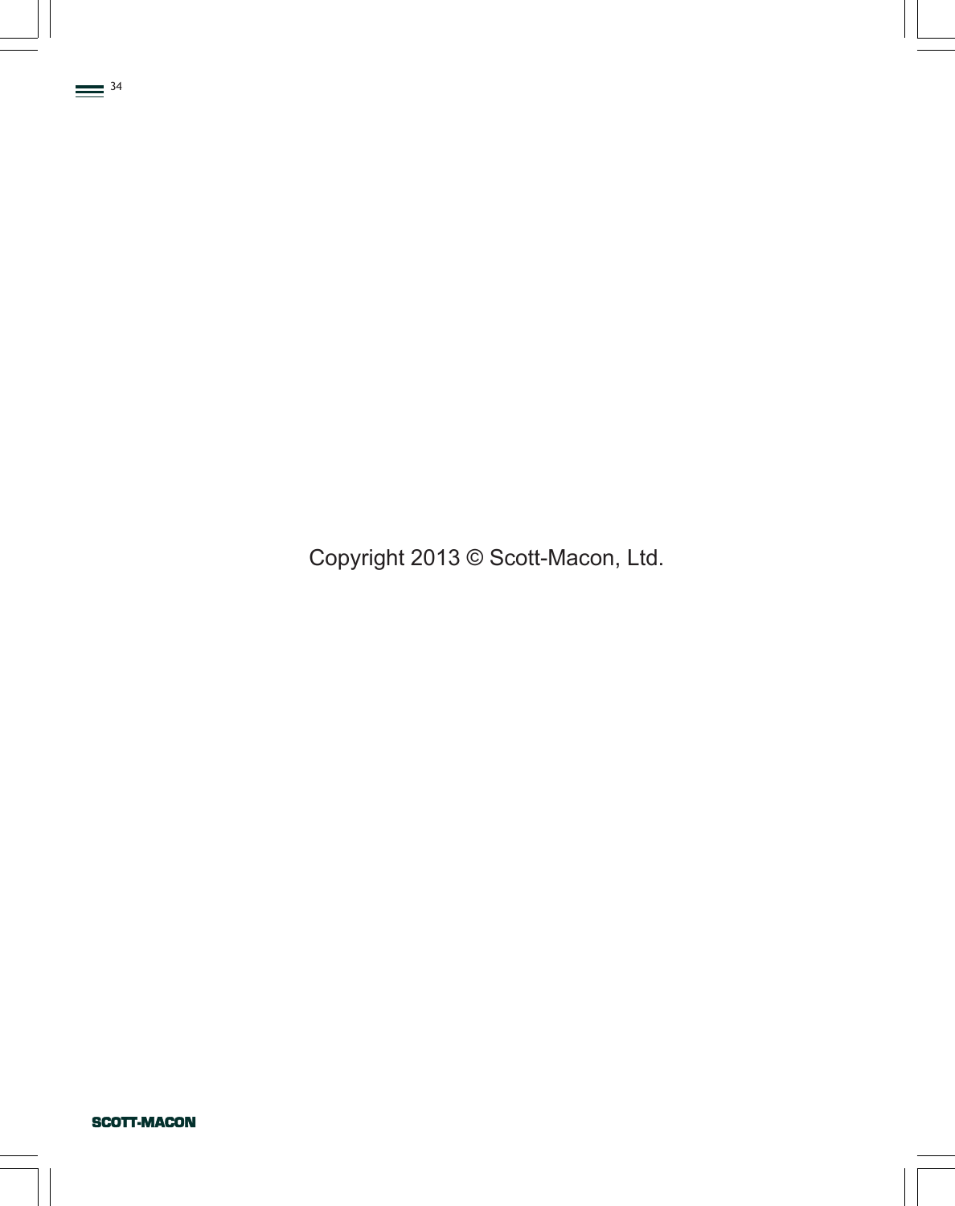Copyright 2013 © Scott-Macon, Ltd.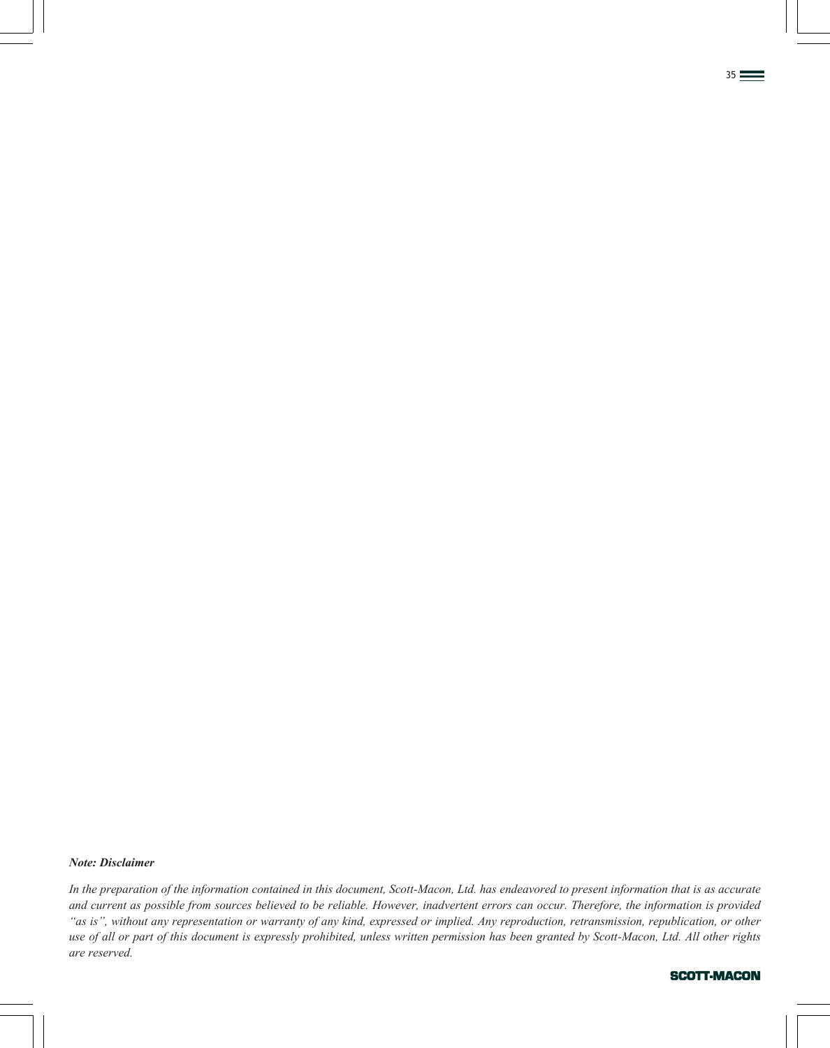***Note: Disclaimer***

*In the preparation of the information contained in this document, Scott-Macon, Ltd. has endeavored to present information that is as accurate and current as possible from sources believed to be reliable. However, inadvertent errors can occur. Therefore, the information is provided "as is", without any representation or warranty of any kind, expressed or implied. Any reproduction, retransmission, republication, or other use of all or part of this document is expressly prohibited, unless written permission has been granted by Scott-Macon, Ltd. All other rights are reserved.*

**SCOTT-MACON**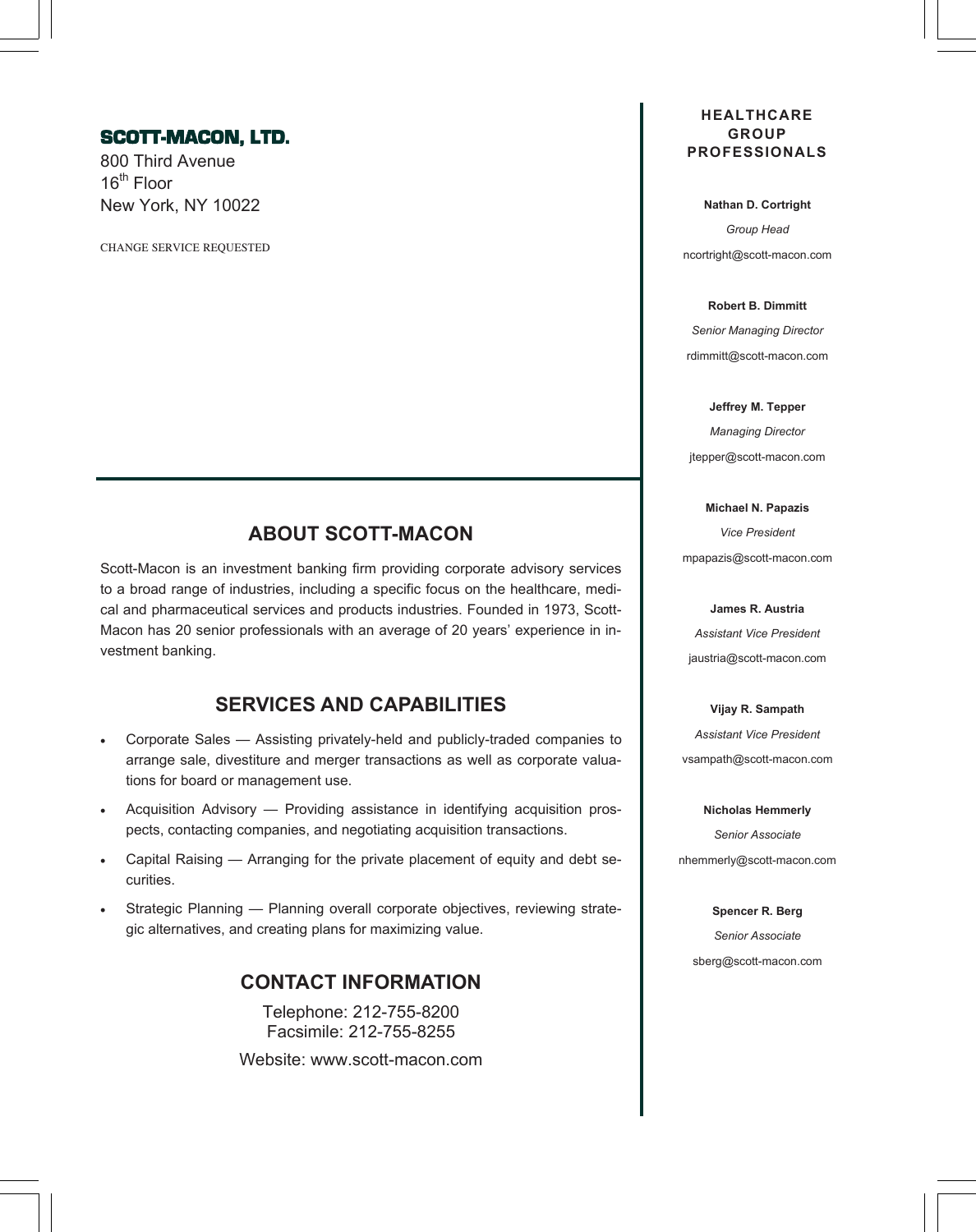**SCOTT-MACON, LTD.**

800 Third Avenue
16th Floor
New York, NY 10022

CHANGE SERVICE REQUESTED

## ABOUT SCOTT-MACON

Scott-Macon is an investment banking firm providing corporate advisory services to a broad range of industries, including a specific focus on the healthcare, medical and pharmaceutical services and products industries. Founded in 1973, Scott-Macon has 20 senior professionals with an average of 20 years' experience in investment banking.

## SERVICES AND CAPABILITIES

- Corporate Sales — Assisting privately-held and publicly-traded companies to arrange sale, divestiture and merger transactions as well as corporate valuations for board or management use.
- Acquisition Advisory — Providing assistance in identifying acquisition prospects, contacting companies, and negotiating acquisition transactions.
- Capital Raising — Arranging for the private placement of equity and debt securities.
- Strategic Planning — Planning overall corporate objectives, reviewing strategic alternatives, and creating plans for maximizing value.

## CONTACT INFORMATION

Telephone: 212-755-8200
Facsimile: 212-755-8255

Website: www.scott-macon.com

### HEALTHCARE GROUP PROFESSIONALS

**Nathan D. Cortright**
*Group Head*
ncortright@scott-macon.com

**Robert B. Dimmitt**
*Senior Managing Director*
rdimmitt@scott-macon.com

**Jeffrey M. Tepper**
*Managing Director*
jtepper@scott-macon.com

**Michael N. Papazis**
*Vice President*
mpapazis@scott-macon.com

**James R. Austria**
*Assistant Vice President*
jaustria@scott-macon.com

**Vijay R. Sampath**
*Assistant Vice President*
vsampath@scott-macon.com

**Nicholas Hemmerly**
*Senior Associate*
nhemmerly@scott-macon.com

**Spencer R. Berg**
*Senior Associate*
sberg@scott-macon.com